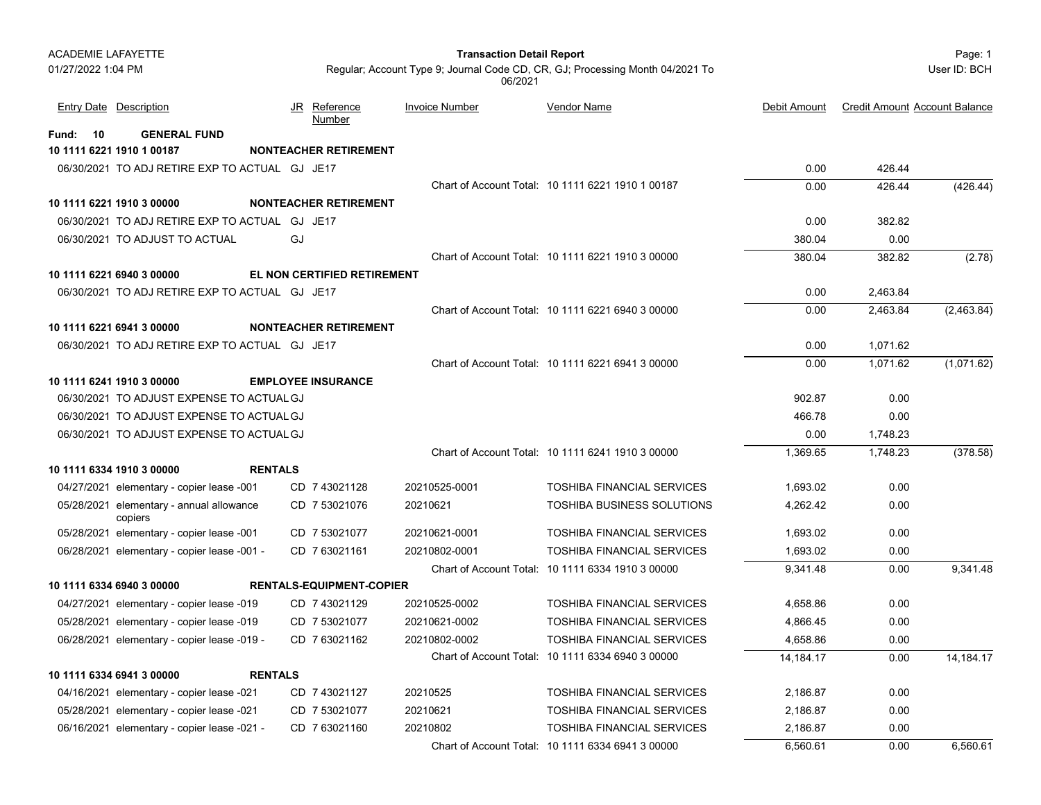ACADEMIE LAFAYETTE
01/27/2022 1:04 PM

**Transaction Detail Report**

Regular; Account Type 9; Journal Code CD, CR, GJ; Processing Month 04/2021 To 06/2021

Page: 1
User ID: BCH

| Entry Date | Description | JR | Reference Number | Invoice Number | Vendor Name | Debit Amount | Credit Amount | Account Balance |
|---|---|---|---|---|---|---|---|---|
| **Fund: 10** | **GENERAL FUND** | | | | | | | |
| **10 1111 6221 1910 1 00187** | **NONTEACHER RETIREMENT** | | | | | | | |
| 06/30/2021 | TO ADJ RETIRE EXP TO ACTUAL | GJ | JE17 | | | 0.00 | 426.44 | |
| | | | | Chart of Account Total: | 10 1111 6221 1910 1 00187 | 0.00 | 426.44 | (426.44) |
| **10 1111 6221 1910 3 00000** | **NONTEACHER RETIREMENT** | | | | | | | |
| 06/30/2021 | TO ADJ RETIRE EXP TO ACTUAL | GJ | JE17 | | | 0.00 | 382.82 | |
| 06/30/2021 | TO ADJUST TO ACTUAL | GJ | | | | 380.04 | 0.00 | |
| | | | | Chart of Account Total: | 10 1111 6221 1910 3 00000 | 380.04 | 382.82 | (2.78) |
| **10 1111 6221 6940 3 00000** | **EL NON CERTIFIED RETIREMENT** | | | | | | | |
| 06/30/2021 | TO ADJ RETIRE EXP TO ACTUAL | GJ | JE17 | | | 0.00 | 2,463.84 | |
| | | | | Chart of Account Total: | 10 1111 6221 6940 3 00000 | 0.00 | 2,463.84 | (2,463.84) |
| **10 1111 6221 6941 3 00000** | **NONTEACHER RETIREMENT** | | | | | | | |
| 06/30/2021 | TO ADJ RETIRE EXP TO ACTUAL | GJ | JE17 | | | 0.00 | 1,071.62 | |
| | | | | Chart of Account Total: | 10 1111 6221 6941 3 00000 | 0.00 | 1,071.62 | (1,071.62) |
| **10 1111 6241 1910 3 00000** | **EMPLOYEE INSURANCE** | | | | | | | |
| 06/30/2021 | TO ADJUST EXPENSE TO ACTUAL | GJ | | | | 902.87 | 0.00 | |
| 06/30/2021 | TO ADJUST EXPENSE TO ACTUAL | GJ | | | | 466.78 | 0.00 | |
| 06/30/2021 | TO ADJUST EXPENSE TO ACTUAL | GJ | | | | 0.00 | 1,748.23 | |
| | | | | Chart of Account Total: | 10 1111 6241 1910 3 00000 | 1,369.65 | 1,748.23 | (378.58) |
| **10 1111 6334 1910 3 00000** | **RENTALS** | | | | | | | |
| 04/27/2021 | elementary - copier lease -001 | CD | 7 43021128 | 20210525-0001 | TOSHIBA FINANCIAL SERVICES | 1,693.02 | 0.00 | |
| 05/28/2021 | elementary - annual allowance copiers | CD | 7 53021076 | 20210621 | TOSHIBA BUSINESS SOLUTIONS | 4,262.42 | 0.00 | |
| 05/28/2021 | elementary - copier lease -001 | CD | 7 53021077 | 20210621-0001 | TOSHIBA FINANCIAL SERVICES | 1,693.02 | 0.00 | |
| 06/28/2021 | elementary - copier lease -001 - | CD | 7 63021161 | 20210802-0001 | TOSHIBA FINANCIAL SERVICES | 1,693.02 | 0.00 | |
| | | | | Chart of Account Total: | 10 1111 6334 1910 3 00000 | 9,341.48 | 0.00 | 9,341.48 |
| **10 1111 6334 6940 3 00000** | **RENTALS-EQUIPMENT-COPIER** | | | | | | | |
| 04/27/2021 | elementary - copier lease -019 | CD | 7 43021129 | 20210525-0002 | TOSHIBA FINANCIAL SERVICES | 4,658.86 | 0.00 | |
| 05/28/2021 | elementary - copier lease -019 | CD | 7 53021077 | 20210621-0002 | TOSHIBA FINANCIAL SERVICES | 4,866.45 | 0.00 | |
| 06/28/2021 | elementary - copier lease -019 - | CD | 7 63021162 | 20210802-0002 | TOSHIBA FINANCIAL SERVICES | 4,658.86 | 0.00 | |
| | | | | Chart of Account Total: | 10 1111 6334 6940 3 00000 | 14,184.17 | 0.00 | 14,184.17 |
| **10 1111 6334 6941 3 00000** | **RENTALS** | | | | | | | |
| 04/16/2021 | elementary - copier lease -021 | CD | 7 43021127 | 20210525 | TOSHIBA FINANCIAL SERVICES | 2,186.87 | 0.00 | |
| 05/28/2021 | elementary - copier lease -021 | CD | 7 53021077 | 20210621 | TOSHIBA FINANCIAL SERVICES | 2,186.87 | 0.00 | |
| 06/16/2021 | elementary - copier lease -021 - | CD | 7 63021160 | 20210802 | TOSHIBA FINANCIAL SERVICES | 2,186.87 | 0.00 | |
| | | | | Chart of Account Total: | 10 1111 6334 6941 3 00000 | 6,560.61 | 0.00 | 6,560.61 |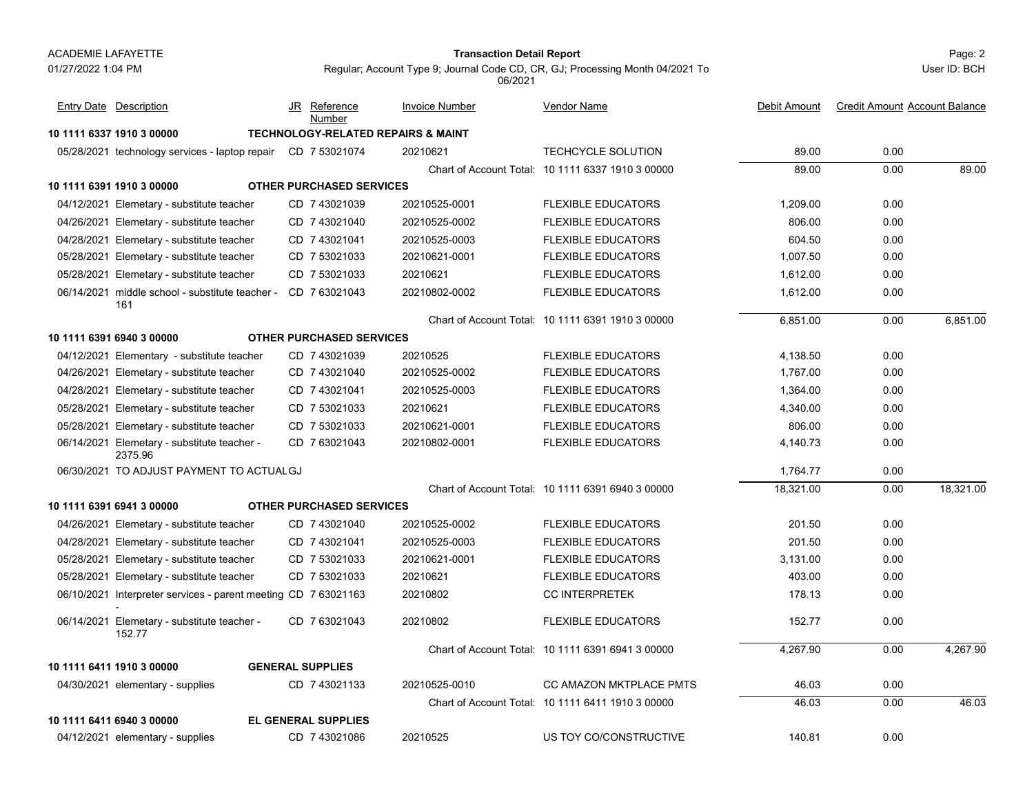ACADEMIE LAFAYETTE
01/27/2022 1:04 PM

**Transaction Detail Report**

Regular; Account Type 9; Journal Code CD, CR, GJ; Processing Month 04/2021 To 06/2021

Page: 2
User ID: BCH

| Entry Date | Description | JR | Reference Number | Invoice Number | Vendor Name | Debit Amount | Credit Amount | Account Balance |
|---|---|---|---|---|---|---|---|---|
| **10 1111 6337 1910 3 00000** | **TECHNOLOGY-RELATED REPAIRS & MAINT** | | | | | | | |
| 05/28/2021 | technology services - laptop repair | CD | 7 53021074 | 20210621 | TECHCYCLE SOLUTION | 89.00 | 0.00 | |
| | | | | Chart of Account Total: | 10 1111 6337 1910 3 00000 | 89.00 | 0.00 | 89.00 |
| **10 1111 6391 1910 3 00000** | **OTHER PURCHASED SERVICES** | | | | | | | |
| 04/12/2021 | Elemetary - substitute teacher | CD | 7 43021039 | 20210525-0001 | FLEXIBLE EDUCATORS | 1,209.00 | 0.00 | |
| 04/26/2021 | Elemetary - substitute teacher | CD | 7 43021040 | 20210525-0002 | FLEXIBLE EDUCATORS | 806.00 | 0.00 | |
| 04/28/2021 | Elemetary - substitute teacher | CD | 7 43021041 | 20210525-0003 | FLEXIBLE EDUCATORS | 604.50 | 0.00 | |
| 05/28/2021 | Elemetary - substitute teacher | CD | 7 53021033 | 20210621-0001 | FLEXIBLE EDUCATORS | 1,007.50 | 0.00 | |
| 05/28/2021 | Elemetary - substitute teacher | CD | 7 53021033 | 20210621 | FLEXIBLE EDUCATORS | 1,612.00 | 0.00 | |
| 06/14/2021 | middle school - substitute teacher - 161 | CD | 7 63021043 | 20210802-0002 | FLEXIBLE EDUCATORS | 1,612.00 | 0.00 | |
| | | | | Chart of Account Total: | 10 1111 6391 1910 3 00000 | 6,851.00 | 0.00 | 6,851.00 |
| **10 1111 6391 6940 3 00000** | **OTHER PURCHASED SERVICES** | | | | | | | |
| 04/12/2021 | Elementary - substitute teacher | CD | 7 43021039 | 20210525 | FLEXIBLE EDUCATORS | 4,138.50 | 0.00 | |
| 04/26/2021 | Elemetary - substitute teacher | CD | 7 43021040 | 20210525-0002 | FLEXIBLE EDUCATORS | 1,767.00 | 0.00 | |
| 04/28/2021 | Elemetary - substitute teacher | CD | 7 43021041 | 20210525-0003 | FLEXIBLE EDUCATORS | 1,364.00 | 0.00 | |
| 05/28/2021 | Elemetary - substitute teacher | CD | 7 53021033 | 20210621 | FLEXIBLE EDUCATORS | 4,340.00 | 0.00 | |
| 05/28/2021 | Elemetary - substitute teacher | CD | 7 53021033 | 20210621-0001 | FLEXIBLE EDUCATORS | 806.00 | 0.00 | |
| 06/14/2021 | Elemetary - substitute teacher - 2375.96 | CD | 7 63021043 | 20210802-0001 | FLEXIBLE EDUCATORS | 4,140.73 | 0.00 | |
| 06/30/2021 | TO ADJUST PAYMENT TO ACTUAL | GJ | | | | 1,764.77 | 0.00 | |
| | | | | Chart of Account Total: | 10 1111 6391 6940 3 00000 | 18,321.00 | 0.00 | 18,321.00 |
| **10 1111 6391 6941 3 00000** | **OTHER PURCHASED SERVICES** | | | | | | | |
| 04/26/2021 | Elemetary - substitute teacher | CD | 7 43021040 | 20210525-0002 | FLEXIBLE EDUCATORS | 201.50 | 0.00 | |
| 04/28/2021 | Elemetary - substitute teacher | CD | 7 43021041 | 20210525-0003 | FLEXIBLE EDUCATORS | 201.50 | 0.00 | |
| 05/28/2021 | Elemetary - substitute teacher | CD | 7 53021033 | 20210621-0001 | FLEXIBLE EDUCATORS | 3,131.00 | 0.00 | |
| 05/28/2021 | Elemetary - substitute teacher | CD | 7 53021033 | 20210621 | FLEXIBLE EDUCATORS | 403.00 | 0.00 | |
| 06/10/2021 | Interpreter services - parent meeting - | CD | 7 63021163 | 20210802 | CC INTERPRETEK | 178.13 | 0.00 | |
| 06/14/2021 | Elemetary - substitute teacher - 152.77 | CD | 7 63021043 | 20210802 | FLEXIBLE EDUCATORS | 152.77 | 0.00 | |
| | | | | Chart of Account Total: | 10 1111 6391 6941 3 00000 | 4,267.90 | 0.00 | 4,267.90 |
| **10 1111 6411 1910 3 00000** | **GENERAL SUPPLIES** | | | | | | | |
| 04/30/2021 | elementary - supplies | CD | 7 43021133 | 20210525-0010 | CC AMAZON MKTPLACE PMTS | 46.03 | 0.00 | |
| | | | | Chart of Account Total: | 10 1111 6411 1910 3 00000 | 46.03 | 0.00 | 46.03 |
| **10 1111 6411 6940 3 00000** | **EL GENERAL SUPPLIES** | | | | | | | |
| 04/12/2021 | elementary - supplies | CD | 7 43021086 | 20210525 | US TOY CO/CONSTRUCTIVE | 140.81 | 0.00 | |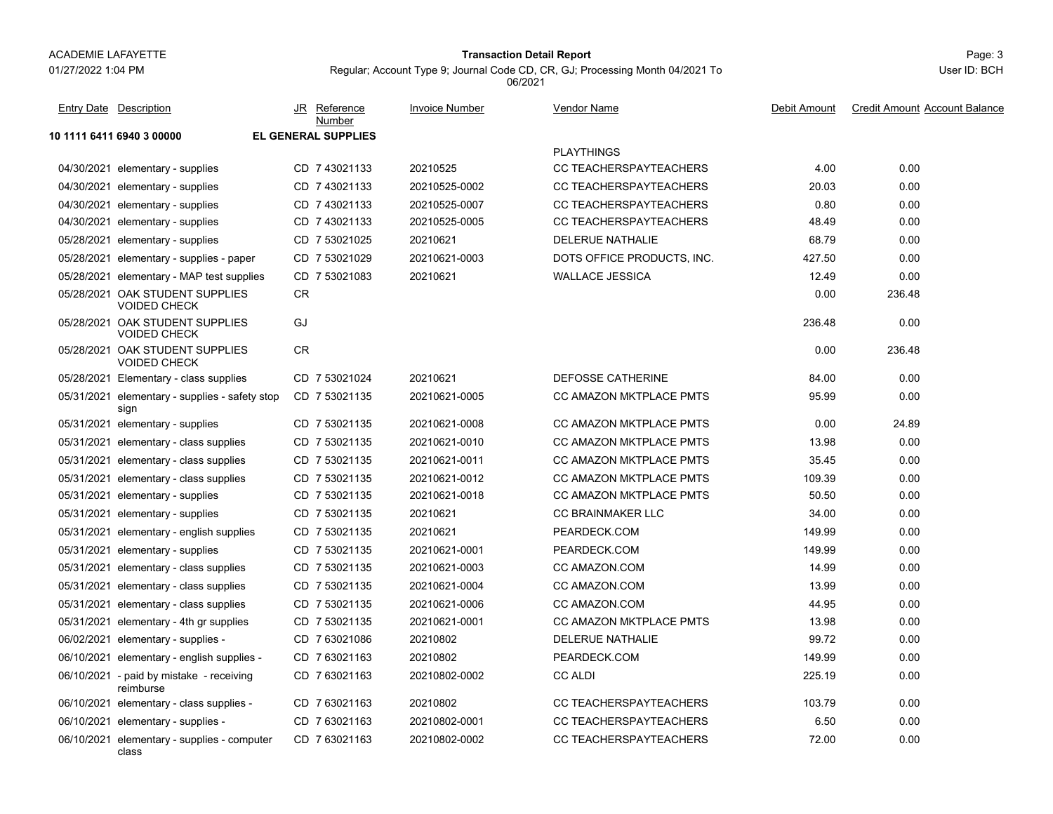ACADEMIE LAFAYETTE

01/27/2022 1:04 PM

**Transaction Detail Report**

Regular; Account Type 9; Journal Code CD, CR, GJ; Processing Month 04/2021 To 06/2021

Page: 3

User ID: BCH

| Entry Date | Description | JR | Reference Number | Invoice Number | Vendor Name | Debit Amount | Credit Amount | Account Balance |
|---|---|---|---|---|---|---|---|---|
| **10 1111 6411 6940 3 00000** | **EL GENERAL SUPPLIES** | | | | | | | |
| | | | | | PLAYTHINGS | | | |
| 04/30/2021 | elementary - supplies | CD | 7 43021133 | 20210525 | CC TEACHERSPAYTEACHERS | 4.00 | 0.00 | |
| 04/30/2021 | elementary - supplies | CD | 7 43021133 | 20210525-0002 | CC TEACHERSPAYTEACHERS | 20.03 | 0.00 | |
| 04/30/2021 | elementary - supplies | CD | 7 43021133 | 20210525-0007 | CC TEACHERSPAYTEACHERS | 0.80 | 0.00 | |
| 04/30/2021 | elementary - supplies | CD | 7 43021133 | 20210525-0005 | CC TEACHERSPAYTEACHERS | 48.49 | 0.00 | |
| 05/28/2021 | elementary - supplies | CD | 7 53021025 | 20210621 | DELERUE NATHALIE | 68.79 | 0.00 | |
| 05/28/2021 | elementary - supplies - paper | CD | 7 53021029 | 20210621-0003 | DOTS OFFICE PRODUCTS, INC. | 427.50 | 0.00 | |
| 05/28/2021 | elementary - MAP test supplies | CD | 7 53021083 | 20210621 | WALLACE JESSICA | 12.49 | 0.00 | |
| 05/28/2021 | OAK STUDENT SUPPLIES VOIDED CHECK | CR | | | | 0.00 | 236.48 | |
| 05/28/2021 | OAK STUDENT SUPPLIES VOIDED CHECK | GJ | | | | 236.48 | 0.00 | |
| 05/28/2021 | OAK STUDENT SUPPLIES VOIDED CHECK | CR | | | | 0.00 | 236.48 | |
| 05/28/2021 | Elementary - class supplies | CD | 7 53021024 | 20210621 | DEFOSSE CATHERINE | 84.00 | 0.00 | |
| 05/31/2021 | elementary - supplies - safety stop sign | CD | 7 53021135 | 20210621-0005 | CC AMAZON MKTPLACE PMTS | 95.99 | 0.00 | |
| 05/31/2021 | elementary - supplies | CD | 7 53021135 | 20210621-0008 | CC AMAZON MKTPLACE PMTS | 0.00 | 24.89 | |
| 05/31/2021 | elementary - class supplies | CD | 7 53021135 | 20210621-0010 | CC AMAZON MKTPLACE PMTS | 13.98 | 0.00 | |
| 05/31/2021 | elementary - class supplies | CD | 7 53021135 | 20210621-0011 | CC AMAZON MKTPLACE PMTS | 35.45 | 0.00 | |
| 05/31/2021 | elementary - class supplies | CD | 7 53021135 | 20210621-0012 | CC AMAZON MKTPLACE PMTS | 109.39 | 0.00 | |
| 05/31/2021 | elementary - supplies | CD | 7 53021135 | 20210621-0018 | CC AMAZON MKTPLACE PMTS | 50.50 | 0.00 | |
| 05/31/2021 | elementary - supplies | CD | 7 53021135 | 20210621 | CC BRAINMAKER LLC | 34.00 | 0.00 | |
| 05/31/2021 | elementary - english supplies | CD | 7 53021135 | 20210621 | PEARDECK.COM | 149.99 | 0.00 | |
| 05/31/2021 | elementary - supplies | CD | 7 53021135 | 20210621-0001 | PEARDECK.COM | 149.99 | 0.00 | |
| 05/31/2021 | elementary - class supplies | CD | 7 53021135 | 20210621-0003 | CC AMAZON.COM | 14.99 | 0.00 | |
| 05/31/2021 | elementary - class supplies | CD | 7 53021135 | 20210621-0004 | CC AMAZON.COM | 13.99 | 0.00 | |
| 05/31/2021 | elementary - class supplies | CD | 7 53021135 | 20210621-0006 | CC AMAZON.COM | 44.95 | 0.00 | |
| 05/31/2021 | elementary - 4th gr supplies | CD | 7 53021135 | 20210621-0001 | CC AMAZON MKTPLACE PMTS | 13.98 | 0.00 | |
| 06/02/2021 | elementary - supplies - | CD | 7 63021086 | 20210802 | DELERUE NATHALIE | 99.72 | 0.00 | |
| 06/10/2021 | elementary - english supplies - | CD | 7 63021163 | 20210802 | PEARDECK.COM | 149.99 | 0.00 | |
| 06/10/2021 | - paid by mistake - receiving reimburse | CD | 7 63021163 | 20210802-0002 | CC ALDI | 225.19 | 0.00 | |
| 06/10/2021 | elementary - class supplies - | CD | 7 63021163 | 20210802 | CC TEACHERSPAYTEACHERS | 103.79 | 0.00 | |
| 06/10/2021 | elementary - supplies - | CD | 7 63021163 | 20210802-0001 | CC TEACHERSPAYTEACHERS | 6.50 | 0.00 | |
| 06/10/2021 | elementary - supplies - computer class | CD | 7 63021163 | 20210802-0002 | CC TEACHERSPAYTEACHERS | 72.00 | 0.00 | |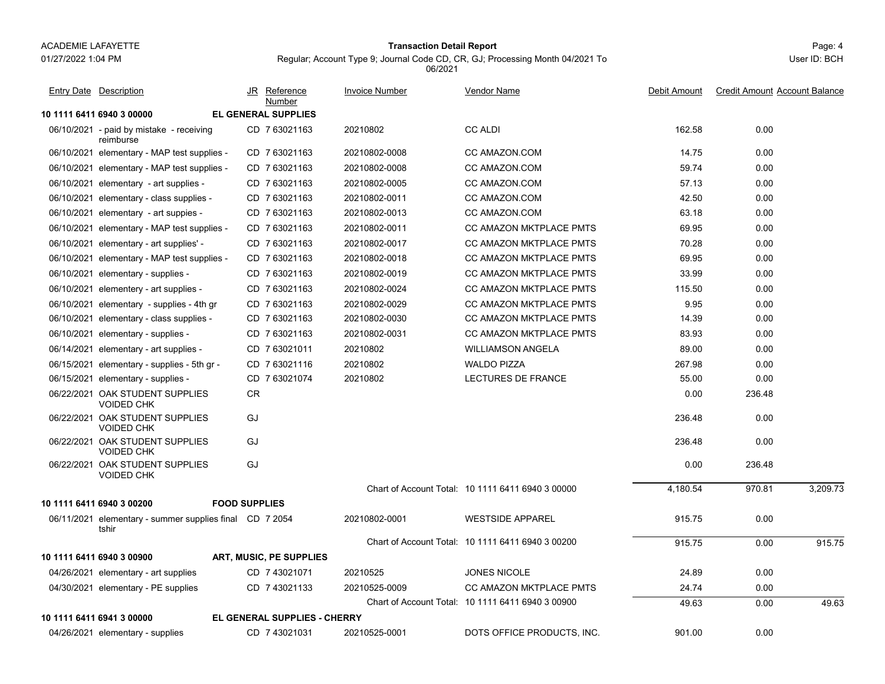ACADEMIE LAFAYETTE

01/27/2022 1:04 PM

**Transaction Detail Report**

Regular; Account Type 9; Journal Code CD, CR, GJ; Processing Month 04/2021 To 06/2021

User ID: BCH

| Entry Date | Description | JR | Reference Number | Invoice Number | Vendor Name | Debit Amount | Credit Amount | Account Balance |
|---|---|---|---|---|---|---|---|---|
| **10 1111 6411 6940 3 00000** | | **EL GENERAL SUPPLIES** | | | | | | |
| 06/10/2021 | - paid by mistake - receiving reimburse | CD | 7 63021163 | 20210802 | CC ALDI | 162.58 | 0.00 | |
| 06/10/2021 | elementary - MAP test supplies - | CD | 7 63021163 | 20210802-0008 | CC AMAZON.COM | 14.75 | 0.00 | |
| 06/10/2021 | elementary - MAP test supplies - | CD | 7 63021163 | 20210802-0008 | CC AMAZON.COM | 59.74 | 0.00 | |
| 06/10/2021 | elementary - art supplies - | CD | 7 63021163 | 20210802-0005 | CC AMAZON.COM | 57.13 | 0.00 | |
| 06/10/2021 | elementary - class supplies - | CD | 7 63021163 | 20210802-0011 | CC AMAZON.COM | 42.50 | 0.00 | |
| 06/10/2021 | elementary - art suppies - | CD | 7 63021163 | 20210802-0013 | CC AMAZON.COM | 63.18 | 0.00 | |
| 06/10/2021 | elementary - MAP test supplies - | CD | 7 63021163 | 20210802-0011 | CC AMAZON MKTPLACE PMTS | 69.95 | 0.00 | |
| 06/10/2021 | elementary - art supplies' - | CD | 7 63021163 | 20210802-0017 | CC AMAZON MKTPLACE PMTS | 70.28 | 0.00 | |
| 06/10/2021 | elementary - MAP test supplies - | CD | 7 63021163 | 20210802-0018 | CC AMAZON MKTPLACE PMTS | 69.95 | 0.00 | |
| 06/10/2021 | elementary - supplies - | CD | 7 63021163 | 20210802-0019 | CC AMAZON MKTPLACE PMTS | 33.99 | 0.00 | |
| 06/10/2021 | elementery - art supplies - | CD | 7 63021163 | 20210802-0024 | CC AMAZON MKTPLACE PMTS | 115.50 | 0.00 | |
| 06/10/2021 | elementary - supplies - 4th gr | CD | 7 63021163 | 20210802-0029 | CC AMAZON MKTPLACE PMTS | 9.95 | 0.00 | |
| 06/10/2021 | elementary - class supplies - | CD | 7 63021163 | 20210802-0030 | CC AMAZON MKTPLACE PMTS | 14.39 | 0.00 | |
| 06/10/2021 | elementary - supplies - | CD | 7 63021163 | 20210802-0031 | CC AMAZON MKTPLACE PMTS | 83.93 | 0.00 | |
| 06/14/2021 | elementary - art supplies - | CD | 7 63021011 | 20210802 | WILLIAMSON ANGELA | 89.00 | 0.00 | |
| 06/15/2021 | elementary - supplies - 5th gr - | CD | 7 63021116 | 20210802 | WALDO PIZZA | 267.98 | 0.00 | |
| 06/15/2021 | elementary - supplies - | CD | 7 63021074 | 20210802 | LECTURES DE FRANCE | 55.00 | 0.00 | |
| 06/22/2021 | OAK STUDENT SUPPLIES VOIDED CHK | CR | | | | 0.00 | 236.48 | |
| 06/22/2021 | OAK STUDENT SUPPLIES VOIDED CHK | GJ | | | | 236.48 | 0.00 | |
| 06/22/2021 | OAK STUDENT SUPPLIES VOIDED CHK | GJ | | | | 236.48 | 0.00 | |
| 06/22/2021 | OAK STUDENT SUPPLIES VOIDED CHK | GJ | | | | 0.00 | 236.48 | |
| | | | | Chart of Account Total: | 10 1111 6411 6940 3 00000 | 4,180.54 | 970.81 | 3,209.73 |
| **10 1111 6411 6940 3 00200** | | **FOOD SUPPLIES** | | | | | | |
| 06/11/2021 | elementary - summer supplies final tshir | CD | 7 2054 | 20210802-0001 | WESTSIDE APPAREL | 915.75 | 0.00 | |
| | | | | Chart of Account Total: | 10 1111 6411 6940 3 00200 | 915.75 | 0.00 | 915.75 |
| **10 1111 6411 6940 3 00900** | | **ART, MUSIC, PE SUPPLIES** | | | | | | |
| 04/26/2021 | elementary - art supplies | CD | 7 43021071 | 20210525 | JONES NICOLE | 24.89 | 0.00 | |
| 04/30/2021 | elementary - PE supplies | CD | 7 43021133 | 20210525-0009 | CC AMAZON MKTPLACE PMTS | 24.74 | 0.00 | |
| | | | | Chart of Account Total: | 10 1111 6411 6940 3 00900 | 49.63 | 0.00 | 49.63 |
| **10 1111 6411 6941 3 00000** | | **EL GENERAL SUPPLIES - CHERRY** | | | | | | |
| 04/26/2021 | elementary - supplies | CD | 7 43021031 | 20210525-0001 | DOTS OFFICE PRODUCTS, INC. | 901.00 | 0.00 | |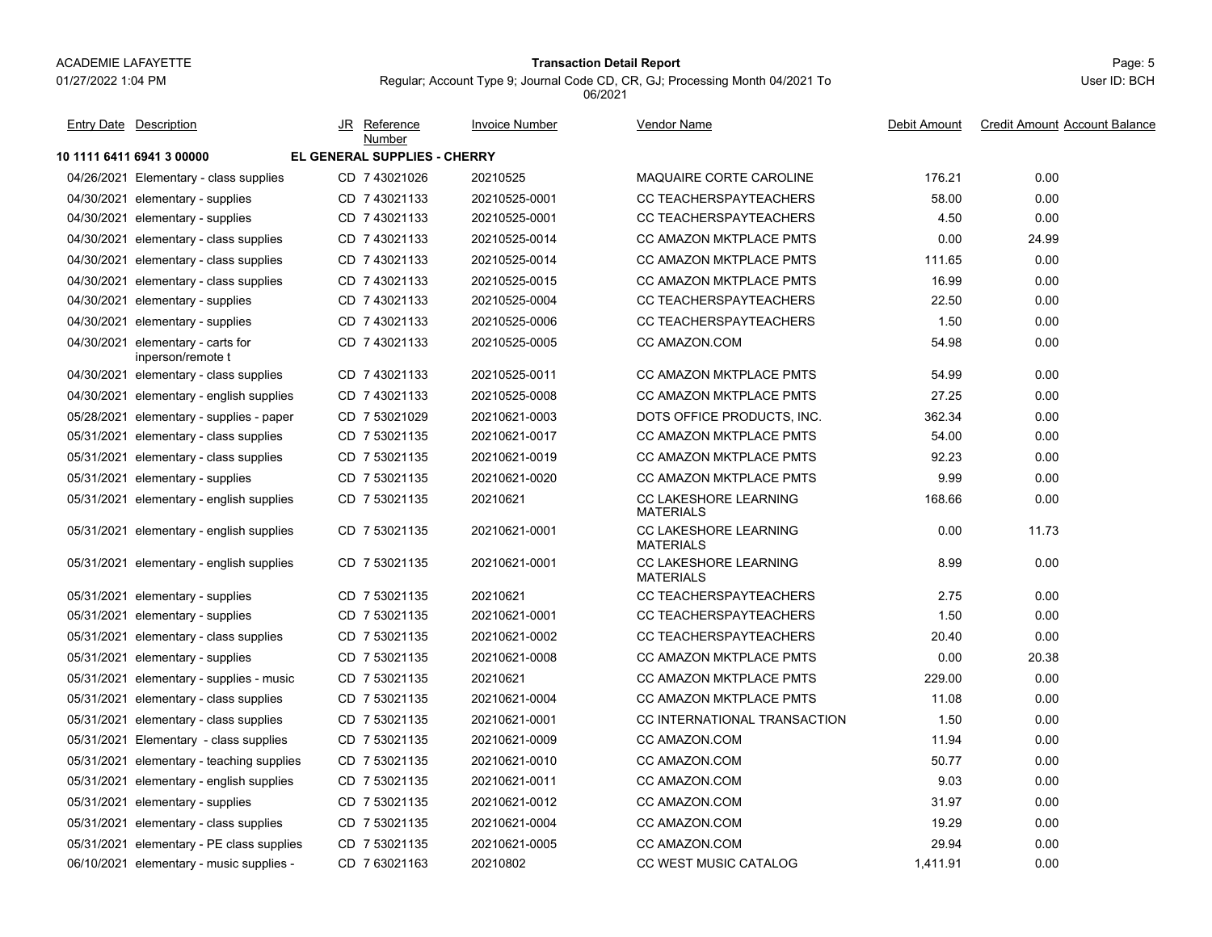ACADEMIE LAFAYETTE
01/27/2022 1:04 PM

**Transaction Detail Report**

Regular; Account Type 9; Journal Code CD, CR, GJ; Processing Month 04/2021 To 06/2021

User ID: BCH

| Entry Date | Description | JR | Reference Number | Invoice Number | Vendor Name | Debit Amount | Credit Amount | Account Balance |
|---|---|---|---|---|---|---|---|---|
| **10 1111 6411 6941 3 00000** | **EL GENERAL SUPPLIES - CHERRY** | | | | | | | |
| 04/26/2021 | Elementary - class supplies | CD | 7 43021026 | 20210525 | MAQUAIRE CORTE CAROLINE | 176.21 | 0.00 | |
| 04/30/2021 | elementary - supplies | CD | 7 43021133 | 20210525-0001 | CC TEACHERSPAYTEACHERS | 58.00 | 0.00 | |
| 04/30/2021 | elementary - supplies | CD | 7 43021133 | 20210525-0001 | CC TEACHERSPAYTEACHERS | 4.50 | 0.00 | |
| 04/30/2021 | elementary - class supplies | CD | 7 43021133 | 20210525-0014 | CC AMAZON MKTPLACE PMTS | 0.00 | 24.99 | |
| 04/30/2021 | elementary - class supplies | CD | 7 43021133 | 20210525-0014 | CC AMAZON MKTPLACE PMTS | 111.65 | 0.00 | |
| 04/30/2021 | elementary - class supplies | CD | 7 43021133 | 20210525-0015 | CC AMAZON MKTPLACE PMTS | 16.99 | 0.00 | |
| 04/30/2021 | elementary - supplies | CD | 7 43021133 | 20210525-0004 | CC TEACHERSPAYTEACHERS | 22.50 | 0.00 | |
| 04/30/2021 | elementary - supplies | CD | 7 43021133 | 20210525-0006 | CC TEACHERSPAYTEACHERS | 1.50 | 0.00 | |
| 04/30/2021 | elementary - carts for inperson/remote t | CD | 7 43021133 | 20210525-0005 | CC AMAZON.COM | 54.98 | 0.00 | |
| 04/30/2021 | elementary - class supplies | CD | 7 43021133 | 20210525-0011 | CC AMAZON MKTPLACE PMTS | 54.99 | 0.00 | |
| 04/30/2021 | elementary - english supplies | CD | 7 43021133 | 20210525-0008 | CC AMAZON MKTPLACE PMTS | 27.25 | 0.00 | |
| 05/28/2021 | elementary - supplies - paper | CD | 7 53021029 | 20210621-0003 | DOTS OFFICE PRODUCTS, INC. | 362.34 | 0.00 | |
| 05/31/2021 | elementary - class supplies | CD | 7 53021135 | 20210621-0017 | CC AMAZON MKTPLACE PMTS | 54.00 | 0.00 | |
| 05/31/2021 | elementary - class supplies | CD | 7 53021135 | 20210621-0019 | CC AMAZON MKTPLACE PMTS | 92.23 | 0.00 | |
| 05/31/2021 | elementary - supplies | CD | 7 53021135 | 20210621-0020 | CC AMAZON MKTPLACE PMTS | 9.99 | 0.00 | |
| 05/31/2021 | elementary - english supplies | CD | 7 53021135 | 20210621 | CC LAKESHORE LEARNING MATERIALS | 168.66 | 0.00 | |
| 05/31/2021 | elementary - english supplies | CD | 7 53021135 | 20210621-0001 | CC LAKESHORE LEARNING MATERIALS | 0.00 | 11.73 | |
| 05/31/2021 | elementary - english supplies | CD | 7 53021135 | 20210621-0001 | CC LAKESHORE LEARNING MATERIALS | 8.99 | 0.00 | |
| 05/31/2021 | elementary - supplies | CD | 7 53021135 | 20210621 | CC TEACHERSPAYTEACHERS | 2.75 | 0.00 | |
| 05/31/2021 | elementary - supplies | CD | 7 53021135 | 20210621-0001 | CC TEACHERSPAYTEACHERS | 1.50 | 0.00 | |
| 05/31/2021 | elementary - class supplies | CD | 7 53021135 | 20210621-0002 | CC TEACHERSPAYTEACHERS | 20.40 | 0.00 | |
| 05/31/2021 | elementary - supplies | CD | 7 53021135 | 20210621-0008 | CC AMAZON MKTPLACE PMTS | 0.00 | 20.38 | |
| 05/31/2021 | elementary - supplies - music | CD | 7 53021135 | 20210621 | CC AMAZON MKTPLACE PMTS | 229.00 | 0.00 | |
| 05/31/2021 | elementary - class supplies | CD | 7 53021135 | 20210621-0004 | CC AMAZON MKTPLACE PMTS | 11.08 | 0.00 | |
| 05/31/2021 | elementary - class supplies | CD | 7 53021135 | 20210621-0001 | CC INTERNATIONAL TRANSACTION | 1.50 | 0.00 | |
| 05/31/2021 | Elementary - class supplies | CD | 7 53021135 | 20210621-0009 | CC AMAZON.COM | 11.94 | 0.00 | |
| 05/31/2021 | elementary - teaching supplies | CD | 7 53021135 | 20210621-0010 | CC AMAZON.COM | 50.77 | 0.00 | |
| 05/31/2021 | elementary - english supplies | CD | 7 53021135 | 20210621-0011 | CC AMAZON.COM | 9.03 | 0.00 | |
| 05/31/2021 | elementary - supplies | CD | 7 53021135 | 20210621-0012 | CC AMAZON.COM | 31.97 | 0.00 | |
| 05/31/2021 | elementary - class supplies | CD | 7 53021135 | 20210621-0004 | CC AMAZON.COM | 19.29 | 0.00 | |
| 05/31/2021 | elementary - PE class supplies | CD | 7 53021135 | 20210621-0005 | CC AMAZON.COM | 29.94 | 0.00 | |
| 06/10/2021 | elementary - music supplies - | CD | 7 63021163 | 20210802 | CC WEST MUSIC CATALOG | 1,411.91 | 0.00 | |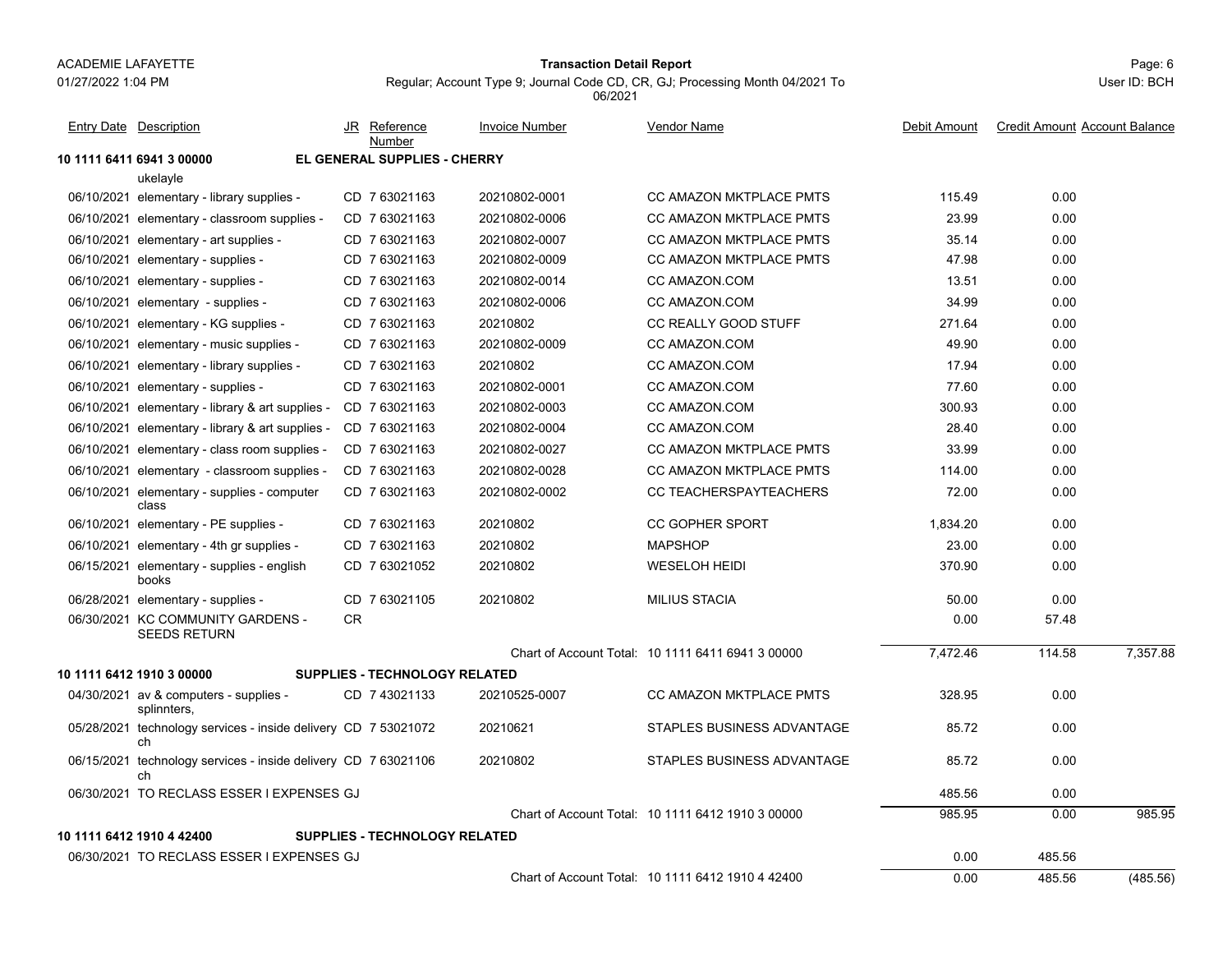**ACADEMIE LAFAYETTE**
01/27/2022 1:04 PM

**Transaction Detail Report**

Regular; Account Type 9; Journal Code CD, CR, GJ; Processing Month 04/2021 To 06/2021

User ID: BCH

| Entry Date | Description | JR | Reference Number | Invoice Number | Vendor Name | Debit Amount | Credit Amount | Account Balance |
|---|---|---|---|---|---|---|---|---|
| **10 1111 6411 6941 3 00000** | **EL GENERAL SUPPLIES - CHERRY** | | | | | | | |
| | ukelayle | | | | | | | |
| 06/10/2021 | elementary - library supplies - | CD | 7 63021163 | 20210802-0001 | CC AMAZON MKTPLACE PMTS | 115.49 | 0.00 | |
| 06/10/2021 | elementary - classroom supplies - | CD | 7 63021163 | 20210802-0006 | CC AMAZON MKTPLACE PMTS | 23.99 | 0.00 | |
| 06/10/2021 | elementary - art supplies - | CD | 7 63021163 | 20210802-0007 | CC AMAZON MKTPLACE PMTS | 35.14 | 0.00 | |
| 06/10/2021 | elementary - supplies - | CD | 7 63021163 | 20210802-0009 | CC AMAZON MKTPLACE PMTS | 47.98 | 0.00 | |
| 06/10/2021 | elementary - supplies - | CD | 7 63021163 | 20210802-0014 | CC AMAZON.COM | 13.51 | 0.00 | |
| 06/10/2021 | elementary - supplies - | CD | 7 63021163 | 20210802-0006 | CC AMAZON.COM | 34.99 | 0.00 | |
| 06/10/2021 | elementary - KG supplies - | CD | 7 63021163 | 20210802 | CC REALLY GOOD STUFF | 271.64 | 0.00 | |
| 06/10/2021 | elementary - music supplies - | CD | 7 63021163 | 20210802-0009 | CC AMAZON.COM | 49.90 | 0.00 | |
| 06/10/2021 | elementary - library supplies - | CD | 7 63021163 | 20210802 | CC AMAZON.COM | 17.94 | 0.00 | |
| 06/10/2021 | elementary - supplies - | CD | 7 63021163 | 20210802-0001 | CC AMAZON.COM | 77.60 | 0.00 | |
| 06/10/2021 | elementary - library & art supplies - | CD | 7 63021163 | 20210802-0003 | CC AMAZON.COM | 300.93 | 0.00 | |
| 06/10/2021 | elementary - library & art supplies - | CD | 7 63021163 | 20210802-0004 | CC AMAZON.COM | 28.40 | 0.00 | |
| 06/10/2021 | elementary - class room supplies - | CD | 7 63021163 | 20210802-0027 | CC AMAZON MKTPLACE PMTS | 33.99 | 0.00 | |
| 06/10/2021 | elementary - classroom supplies - | CD | 7 63021163 | 20210802-0028 | CC AMAZON MKTPLACE PMTS | 114.00 | 0.00 | |
| 06/10/2021 | elementary - supplies - computer class | CD | 7 63021163 | 20210802-0002 | CC TEACHERSPAYTEACHERS | 72.00 | 0.00 | |
| 06/10/2021 | elementary - PE supplies - | CD | 7 63021163 | 20210802 | CC GOPHER SPORT | 1,834.20 | 0.00 | |
| 06/10/2021 | elementary - 4th gr supplies - | CD | 7 63021163 | 20210802 | MAPSHOP | 23.00 | 0.00 | |
| 06/15/2021 | elementary - supplies - english books | CD | 7 63021052 | 20210802 | WESELOH HEIDI | 370.90 | 0.00 | |
| 06/28/2021 | elementary - supplies - | CD | 7 63021105 | 20210802 | MILIUS STACIA | 50.00 | 0.00 | |
| 06/30/2021 | KC COMMUNITY GARDENS - SEEDS RETURN | CR | | | | 0.00 | 57.48 | |
| | | | | | Chart of Account Total: 10 1111 6411 6941 3 00000 | 7,472.46 | 114.58 | 7,357.88 |
| **10 1111 6412 1910 3 00000** | **SUPPLIES - TECHNOLOGY RELATED** | | | | | | | |
| 04/30/2021 | av & computers - supplies - splinnters, | CD | 7 43021133 | 20210525-0007 | CC AMAZON MKTPLACE PMTS | 328.95 | 0.00 | |
| 05/28/2021 | technology services - inside delivery ch | CD | 7 53021072 | 20210621 | STAPLES BUSINESS ADVANTAGE | 85.72 | 0.00 | |
| 06/15/2021 | technology services - inside delivery ch | CD | 7 63021106 | 20210802 | STAPLES BUSINESS ADVANTAGE | 85.72 | 0.00 | |
| 06/30/2021 | TO RECLASS ESSER I EXPENSES | GJ | | | | 485.56 | 0.00 | |
| | | | | | Chart of Account Total: 10 1111 6412 1910 3 00000 | 985.95 | 0.00 | 985.95 |
| **10 1111 6412 1910 4 42400** | **SUPPLIES - TECHNOLOGY RELATED** | | | | | | | |
| 06/30/2021 | TO RECLASS ESSER I EXPENSES | GJ | | | | 0.00 | 485.56 | |
| | | | | | Chart of Account Total: 10 1111 6412 1910 4 42400 | 0.00 | 485.56 | (485.56) |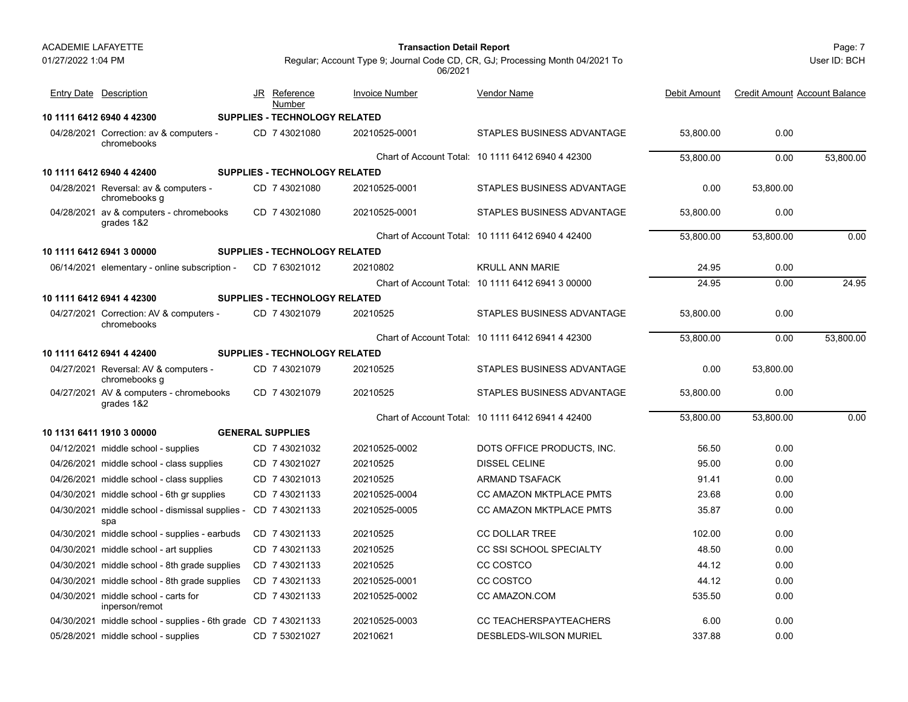| Entry Date | Description | JR | Reference Number | Invoice Number | Vendor Name | Debit Amount | Credit Amount | Account Balance |
|---|---|---|---|---|---|---|---|---|
| **10 1111 6412 6940 4 42300** | **SUPPLIES - TECHNOLOGY RELATED** | | | | | | | |
| 04/28/2021 | Correction: av & computers - chromebooks | CD | 7 43021080 | 20210525-0001 | STAPLES BUSINESS ADVANTAGE | 53,800.00 | 0.00 | |
| | | | | | Chart of Account Total: 10 1111 6412 6940 4 42300 | 53,800.00 | 0.00 | 53,800.00 |
| **10 1111 6412 6940 4 42400** | **SUPPLIES - TECHNOLOGY RELATED** | | | | | | | |
| 04/28/2021 | Reversal: av & computers - chromebooks g | CD | 7 43021080 | 20210525-0001 | STAPLES BUSINESS ADVANTAGE | 0.00 | 53,800.00 | |
| 04/28/2021 | av & computers - chromebooks grades 1&2 | CD | 7 43021080 | 20210525-0001 | STAPLES BUSINESS ADVANTAGE | 53,800.00 | 0.00 | |
| | | | | | Chart of Account Total: 10 1111 6412 6940 4 42400 | 53,800.00 | 53,800.00 | 0.00 |
| **10 1111 6412 6941 3 00000** | **SUPPLIES - TECHNOLOGY RELATED** | | | | | | | |
| 06/14/2021 | elementary - online subscription - | CD | 7 63021012 | 20210802 | KRULL ANN MARIE | 24.95 | 0.00 | |
| | | | | | Chart of Account Total: 10 1111 6412 6941 3 00000 | 24.95 | 0.00 | 24.95 |
| **10 1111 6412 6941 4 42300** | **SUPPLIES - TECHNOLOGY RELATED** | | | | | | | |
| 04/27/2021 | Correction: AV & computers - chromebooks | CD | 7 43021079 | 20210525 | STAPLES BUSINESS ADVANTAGE | 53,800.00 | 0.00 | |
| | | | | | Chart of Account Total: 10 1111 6412 6941 4 42300 | 53,800.00 | 0.00 | 53,800.00 |
| **10 1111 6412 6941 4 42400** | **SUPPLIES - TECHNOLOGY RELATED** | | | | | | | |
| 04/27/2021 | Reversal: AV & computers - chromebooks g | CD | 7 43021079 | 20210525 | STAPLES BUSINESS ADVANTAGE | 0.00 | 53,800.00 | |
| 04/27/2021 | AV & computers - chromebooks grades 1&2 | CD | 7 43021079 | 20210525 | STAPLES BUSINESS ADVANTAGE | 53,800.00 | 0.00 | |
| | | | | | Chart of Account Total: 10 1111 6412 6941 4 42400 | 53,800.00 | 53,800.00 | 0.00 |
| **10 1131 6411 1910 3 00000** | **GENERAL SUPPLIES** | | | | | | | |
| 04/12/2021 | middle school - supplies | CD | 7 43021032 | 20210525-0002 | DOTS OFFICE PRODUCTS, INC. | 56.50 | 0.00 | |
| 04/26/2021 | middle school - class supplies | CD | 7 43021027 | 20210525 | DISSEL CELINE | 95.00 | 0.00 | |
| 04/26/2021 | middle school - class supplies | CD | 7 43021013 | 20210525 | ARMAND TSAFACK | 91.41 | 0.00 | |
| 04/30/2021 | middle school - 6th gr supplies | CD | 7 43021133 | 20210525-0004 | CC AMAZON MKTPLACE PMTS | 23.68 | 0.00 | |
| 04/30/2021 | middle school - dismissal supplies - spa | CD | 7 43021133 | 20210525-0005 | CC AMAZON MKTPLACE PMTS | 35.87 | 0.00 | |
| 04/30/2021 | middle school - supplies - earbuds | CD | 7 43021133 | 20210525 | CC DOLLAR TREE | 102.00 | 0.00 | |
| 04/30/2021 | middle school - art supplies | CD | 7 43021133 | 20210525 | CC SSI SCHOOL SPECIALTY | 48.50 | 0.00 | |
| 04/30/2021 | middle school - 8th grade supplies | CD | 7 43021133 | 20210525 | CC COSTCO | 44.12 | 0.00 | |
| 04/30/2021 | middle school - 8th grade supplies | CD | 7 43021133 | 20210525-0001 | CC COSTCO | 44.12 | 0.00 | |
| 04/30/2021 | middle school - carts for inperson/remot | CD | 7 43021133 | 20210525-0002 | CC AMAZON.COM | 535.50 | 0.00 | |
| 04/30/2021 | middle school - supplies - 6th grade | CD | 7 43021133 | 20210525-0003 | CC TEACHERSPAYTEACHERS | 6.00 | 0.00 | |
| 05/28/2021 | middle school - supplies | CD | 7 53021027 | 20210621 | DESBLEDS-WILSON MURIEL | 337.88 | 0.00 | |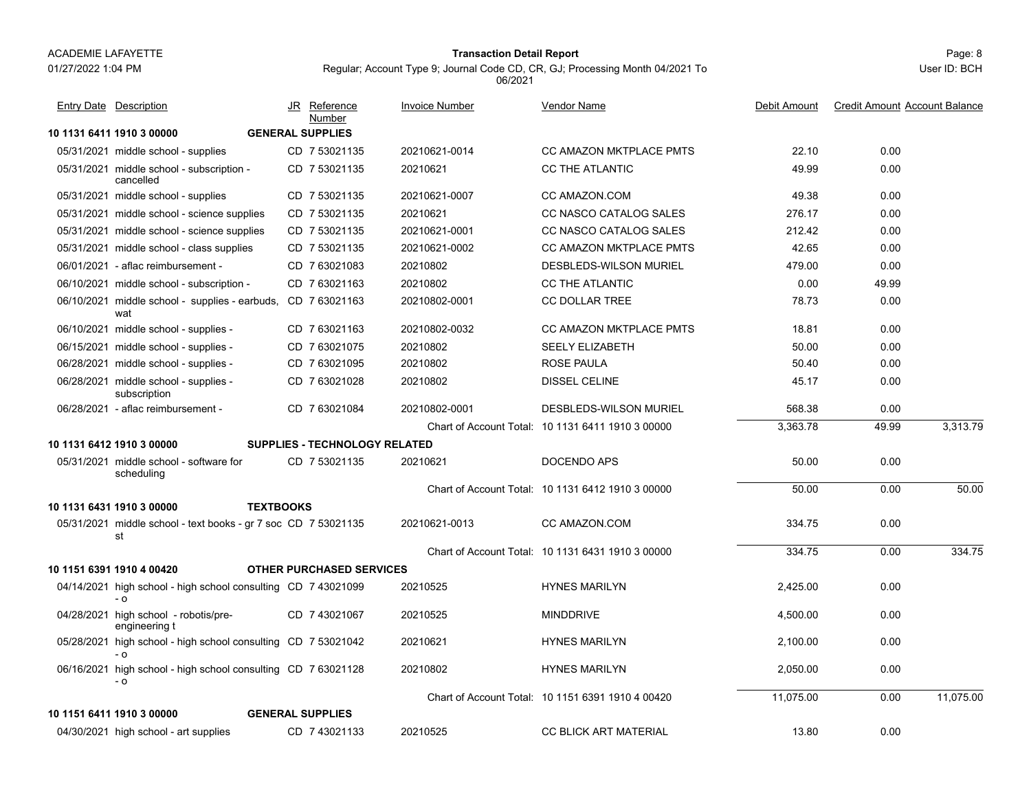ACADEMIE LAFAYETTE

01/27/2022 1:04 PM

**Transaction Detail Report**

Regular; Account Type 9; Journal Code CD, CR, GJ; Processing Month 04/2021 To 06/2021

User ID: BCH

| Entry Date | Description | JR | Reference Number | Invoice Number | Vendor Name | Debit Amount | Credit Amount | Account Balance |
|---|---|---|---|---|---|---|---|---|
| **10 1131 6411 1910 3 00000** | **GENERAL SUPPLIES** | | | | | | | |
| 05/31/2021 | middle school - supplies | CD | 7 53021135 | 20210621-0014 | CC AMAZON MKTPLACE PMTS | 22.10 | 0.00 | |
| 05/31/2021 | middle school - subscription - cancelled | CD | 7 53021135 | 20210621 | CC THE ATLANTIC | 49.99 | 0.00 | |
| 05/31/2021 | middle school - supplies | CD | 7 53021135 | 20210621-0007 | CC AMAZON.COM | 49.38 | 0.00 | |
| 05/31/2021 | middle school - science supplies | CD | 7 53021135 | 20210621 | CC NASCO CATALOG SALES | 276.17 | 0.00 | |
| 05/31/2021 | middle school - science supplies | CD | 7 53021135 | 20210621-0001 | CC NASCO CATALOG SALES | 212.42 | 0.00 | |
| 05/31/2021 | middle school - class supplies | CD | 7 53021135 | 20210621-0002 | CC AMAZON MKTPLACE PMTS | 42.65 | 0.00 | |
| 06/01/2021 | - aflac reimbursement - | CD | 7 63021083 | 20210802 | DESBLEDS-WILSON MURIEL | 479.00 | 0.00 | |
| 06/10/2021 | middle school - subscription - | CD | 7 63021163 | 20210802 | CC THE ATLANTIC | 0.00 | 49.99 | |
| 06/10/2021 | middle school - supplies - earbuds, wat | CD | 7 63021163 | 20210802-0001 | CC DOLLAR TREE | 78.73 | 0.00 | |
| 06/10/2021 | middle school - supplies - | CD | 7 63021163 | 20210802-0032 | CC AMAZON MKTPLACE PMTS | 18.81 | 0.00 | |
| 06/15/2021 | middle school - supplies - | CD | 7 63021075 | 20210802 | SEELY ELIZABETH | 50.00 | 0.00 | |
| 06/28/2021 | middle school - supplies - | CD | 7 63021095 | 20210802 | ROSE PAULA | 50.40 | 0.00 | |
| 06/28/2021 | middle school - supplies - subscription | CD | 7 63021028 | 20210802 | DISSEL CELINE | 45.17 | 0.00 | |
| 06/28/2021 | - aflac reimbursement - | CD | 7 63021084 | 20210802-0001 | DESBLEDS-WILSON MURIEL | 568.38 | 0.00 | |
| | | | | Chart of Account Total: | 10 1131 6411 1910 3 00000 | 3,363.78 | 49.99 | 3,313.79 |
| **10 1131 6412 1910 3 00000** | **SUPPLIES - TECHNOLOGY RELATED** | | | | | | | |
| 05/31/2021 | middle school - software for scheduling | CD | 7 53021135 | 20210621 | DOCENDO APS | 50.00 | 0.00 | |
| | | | | Chart of Account Total: | 10 1131 6412 1910 3 00000 | 50.00 | 0.00 | 50.00 |
| **10 1131 6431 1910 3 00000** | **TEXTBOOKS** | | | | | | | |
| 05/31/2021 | middle school - text books - gr 7 soc st | CD | 7 53021135 | 20210621-0013 | CC AMAZON.COM | 334.75 | 0.00 | |
| | | | | Chart of Account Total: | 10 1131 6431 1910 3 00000 | 334.75 | 0.00 | 334.75 |
| **10 1151 6391 1910 4 00420** | **OTHER PURCHASED SERVICES** | | | | | | | |
| 04/14/2021 | high school - high school consulting - o | CD | 7 43021099 | 20210525 | HYNES MARILYN | 2,425.00 | 0.00 | |
| 04/28/2021 | high school - robotis/pre-engineering t | CD | 7 43021067 | 20210525 | MINDDRIVE | 4,500.00 | 0.00 | |
| 05/28/2021 | high school - high school consulting - o | CD | 7 53021042 | 20210621 | HYNES MARILYN | 2,100.00 | 0.00 | |
| 06/16/2021 | high school - high school consulting - o | CD | 7 63021128 | 20210802 | HYNES MARILYN | 2,050.00 | 0.00 | |
| | | | | Chart of Account Total: | 10 1151 6391 1910 4 00420 | 11,075.00 | 0.00 | 11,075.00 |
| **10 1151 6411 1910 3 00000** | **GENERAL SUPPLIES** | | | | | | | |
| 04/30/2021 | high school - art supplies | CD | 7 43021133 | 20210525 | CC BLICK ART MATERIAL | 13.80 | 0.00 | |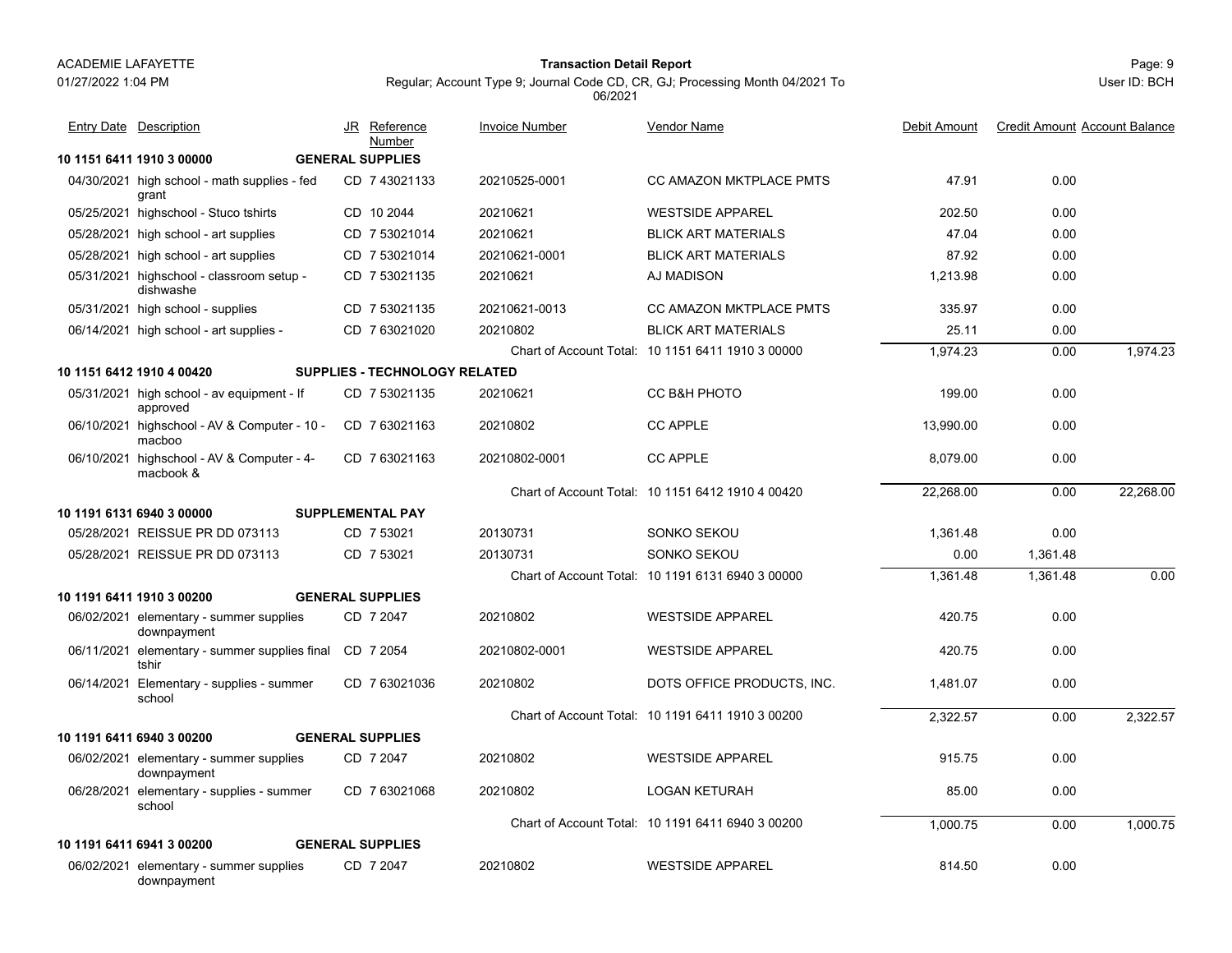ACADEMIE LAFAYETTE

01/27/2022 1:04 PM

**Transaction Detail Report**

Regular; Account Type 9; Journal Code CD, CR, GJ; Processing Month 04/2021 To 06/2021

User ID: BCH

| Entry Date | Description | JR | Reference Number | Invoice Number | Vendor Name | Debit Amount | Credit Amount | Account Balance |
|---|---|---|---|---|---|---|---|---|
| **10 1151 6411 1910 3 00000** | **GENERAL SUPPLIES** | | | | | | | |
| 04/30/2021 | high school - math supplies - fed grant | CD | 7 43021133 | 20210525-0001 | CC AMAZON MKTPLACE PMTS | 47.91 | 0.00 | |
| 05/25/2021 | highschool - Stuco tshirts | CD | 10 2044 | 20210621 | WESTSIDE APPAREL | 202.50 | 0.00 | |
| 05/28/2021 | high school - art supplies | CD | 7 53021014 | 20210621 | BLICK ART MATERIALS | 47.04 | 0.00 | |
| 05/28/2021 | high school - art supplies | CD | 7 53021014 | 20210621-0001 | BLICK ART MATERIALS | 87.92 | 0.00 | |
| 05/31/2021 | highschool - classroom setup - dishwashe | CD | 7 53021135 | 20210621 | AJ MADISON | 1,213.98 | 0.00 | |
| 05/31/2021 | high school - supplies | CD | 7 53021135 | 20210621-0013 | CC AMAZON MKTPLACE PMTS | 335.97 | 0.00 | |
| 06/14/2021 | high school - art supplies - | CD | 7 63021020 | 20210802 | BLICK ART MATERIALS | 25.11 | 0.00 | |
| | | | | Chart of Account Total: | 10 1151 6411 1910 3 00000 | 1,974.23 | 0.00 | 1,974.23 |
| **10 1151 6412 1910 4 00420** | **SUPPLIES - TECHNOLOGY RELATED** | | | | | | | |
| 05/31/2021 | high school - av equipment - If approved | CD | 7 53021135 | 20210621 | CC B&H PHOTO | 199.00 | 0.00 | |
| 06/10/2021 | highschool - AV & Computer - 10 - macboo | CD | 7 63021163 | 20210802 | CC APPLE | 13,990.00 | 0.00 | |
| 06/10/2021 | highschool - AV & Computer - 4- macbook & | CD | 7 63021163 | 20210802-0001 | CC APPLE | 8,079.00 | 0.00 | |
| | | | | Chart of Account Total: | 10 1151 6412 1910 4 00420 | 22,268.00 | 0.00 | 22,268.00 |
| **10 1191 6131 6940 3 00000** | **SUPPLEMENTAL PAY** | | | | | | | |
| 05/28/2021 | REISSUE PR DD 073113 | CD | 7 53021 | 20130731 | SONKO SEKOU | 1,361.48 | 0.00 | |
| 05/28/2021 | REISSUE PR DD 073113 | CD | 7 53021 | 20130731 | SONKO SEKOU | 0.00 | 1,361.48 | |
| | | | | Chart of Account Total: | 10 1191 6131 6940 3 00000 | 1,361.48 | 1,361.48 | 0.00 |
| **10 1191 6411 1910 3 00200** | **GENERAL SUPPLIES** | | | | | | | |
| 06/02/2021 | elementary - summer supplies downpayment | CD | 7 2047 | 20210802 | WESTSIDE APPAREL | 420.75 | 0.00 | |
| 06/11/2021 | elementary - summer supplies final tshir | CD | 7 2054 | 20210802-0001 | WESTSIDE APPAREL | 420.75 | 0.00 | |
| 06/14/2021 | Elementary - supplies - summer school | CD | 7 63021036 | 20210802 | DOTS OFFICE PRODUCTS, INC. | 1,481.07 | 0.00 | |
| | | | | Chart of Account Total: | 10 1191 6411 1910 3 00200 | 2,322.57 | 0.00 | 2,322.57 |
| **10 1191 6411 6940 3 00200** | **GENERAL SUPPLIES** | | | | | | | |
| 06/02/2021 | elementary - summer supplies downpayment | CD | 7 2047 | 20210802 | WESTSIDE APPAREL | 915.75 | 0.00 | |
| 06/28/2021 | elementary - supplies - summer school | CD | 7 63021068 | 20210802 | LOGAN KETURAH | 85.00 | 0.00 | |
| | | | | Chart of Account Total: | 10 1191 6411 6940 3 00200 | 1,000.75 | 0.00 | 1,000.75 |
| **10 1191 6411 6941 3 00200** | **GENERAL SUPPLIES** | | | | | | | |
| 06/02/2021 | elementary - summer supplies downpayment | CD | 7 2047 | 20210802 | WESTSIDE APPAREL | 814.50 | 0.00 | |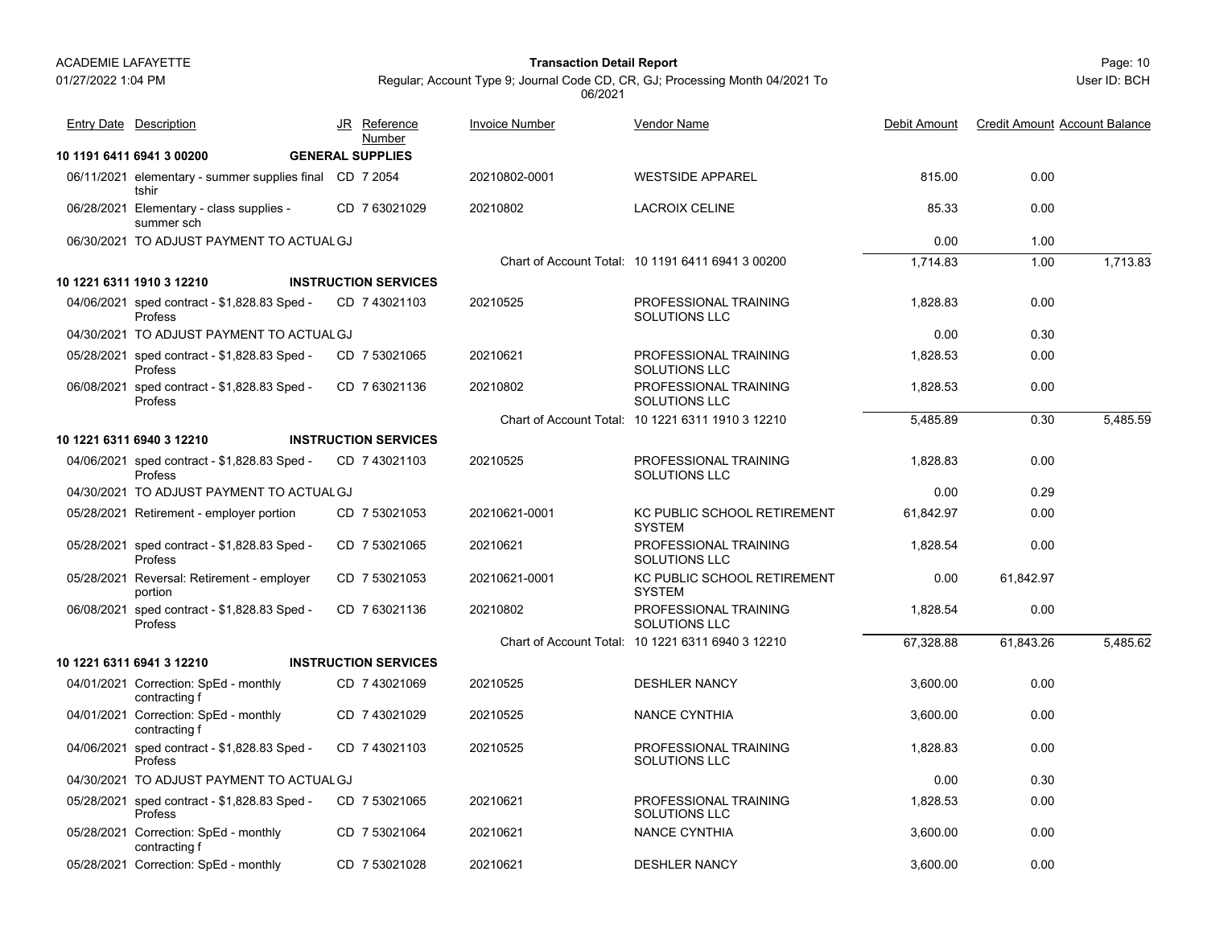ACADEMIE LAFAYETTE

01/27/2022 1:04 PM

**Transaction Detail Report**

Regular; Account Type 9; Journal Code CD, CR, GJ; Processing Month 04/2021 To 06/2021

User ID: BCH

| Entry Date | Description | JR | Reference Number | Invoice Number | Vendor Name | Debit Amount | Credit Amount | Account Balance |
|---|---|---|---|---|---|---|---|---|
| **10 1191 6411 6941 3 00200** | **GENERAL SUPPLIES** | | | | | | | |
| 06/11/2021 | elementary - summer supplies final tshir | CD | 7 2054 | 20210802-0001 | WESTSIDE APPAREL | 815.00 | 0.00 | |
| 06/28/2021 | Elementary - class supplies - summer sch | CD | 7 63021029 | 20210802 | LACROIX CELINE | 85.33 | 0.00 | |
| 06/30/2021 | TO ADJUST PAYMENT TO ACTUAL | GJ | | | | 0.00 | 1.00 | |
| | | | | Chart of Account Total: | 10 1191 6411 6941 3 00200 | 1,714.83 | 1.00 | 1,713.83 |
| **10 1221 6311 1910 3 12210** | **INSTRUCTION SERVICES** | | | | | | | |
| 04/06/2021 | sped contract - $1,828.83 Sped - Profess | CD | 7 43021103 | 20210525 | PROFESSIONAL TRAINING SOLUTIONS LLC | 1,828.83 | 0.00 | |
| 04/30/2021 | TO ADJUST PAYMENT TO ACTUAL | GJ | | | | 0.00 | 0.30 | |
| 05/28/2021 | sped contract - $1,828.83 Sped - Profess | CD | 7 53021065 | 20210621 | PROFESSIONAL TRAINING SOLUTIONS LLC | 1,828.53 | 0.00 | |
| 06/08/2021 | sped contract - $1,828.83 Sped - Profess | CD | 7 63021136 | 20210802 | PROFESSIONAL TRAINING SOLUTIONS LLC | 1,828.53 | 0.00 | |
| | | | | Chart of Account Total: | 10 1221 6311 1910 3 12210 | 5,485.89 | 0.30 | 5,485.59 |
| **10 1221 6311 6940 3 12210** | **INSTRUCTION SERVICES** | | | | | | | |
| 04/06/2021 | sped contract - $1,828.83 Sped - Profess | CD | 7 43021103 | 20210525 | PROFESSIONAL TRAINING SOLUTIONS LLC | 1,828.83 | 0.00 | |
| 04/30/2021 | TO ADJUST PAYMENT TO ACTUAL | GJ | | | | 0.00 | 0.29 | |
| 05/28/2021 | Retirement - employer portion | CD | 7 53021053 | 20210621-0001 | KC PUBLIC SCHOOL RETIREMENT SYSTEM | 61,842.97 | 0.00 | |
| 05/28/2021 | sped contract - $1,828.83 Sped - Profess | CD | 7 53021065 | 20210621 | PROFESSIONAL TRAINING SOLUTIONS LLC | 1,828.54 | 0.00 | |
| 05/28/2021 | Reversal: Retirement - employer portion | CD | 7 53021053 | 20210621-0001 | KC PUBLIC SCHOOL RETIREMENT SYSTEM | 0.00 | 61,842.97 | |
| 06/08/2021 | sped contract - $1,828.83 Sped - Profess | CD | 7 63021136 | 20210802 | PROFESSIONAL TRAINING SOLUTIONS LLC | 1,828.54 | 0.00 | |
| | | | | Chart of Account Total: | 10 1221 6311 6940 3 12210 | 67,328.88 | 61,843.26 | 5,485.62 |
| **10 1221 6311 6941 3 12210** | **INSTRUCTION SERVICES** | | | | | | | |
| 04/01/2021 | Correction: SpEd - monthly contracting f | CD | 7 43021069 | 20210525 | DESHLER NANCY | 3,600.00 | 0.00 | |
| 04/01/2021 | Correction: SpEd - monthly contracting f | CD | 7 43021029 | 20210525 | NANCE CYNTHIA | 3,600.00 | 0.00 | |
| 04/06/2021 | sped contract - $1,828.83 Sped - Profess | CD | 7 43021103 | 20210525 | PROFESSIONAL TRAINING SOLUTIONS LLC | 1,828.83 | 0.00 | |
| 04/30/2021 | TO ADJUST PAYMENT TO ACTUAL | GJ | | | | 0.00 | 0.30 | |
| 05/28/2021 | sped contract - $1,828.83 Sped - Profess | CD | 7 53021065 | 20210621 | PROFESSIONAL TRAINING SOLUTIONS LLC | 1,828.53 | 0.00 | |
| 05/28/2021 | Correction: SpEd - monthly contracting f | CD | 7 53021064 | 20210621 | NANCE CYNTHIA | 3,600.00 | 0.00 | |
| 05/28/2021 | Correction: SpEd - monthly | CD | 7 53021028 | 20210621 | DESHLER NANCY | 3,600.00 | 0.00 | |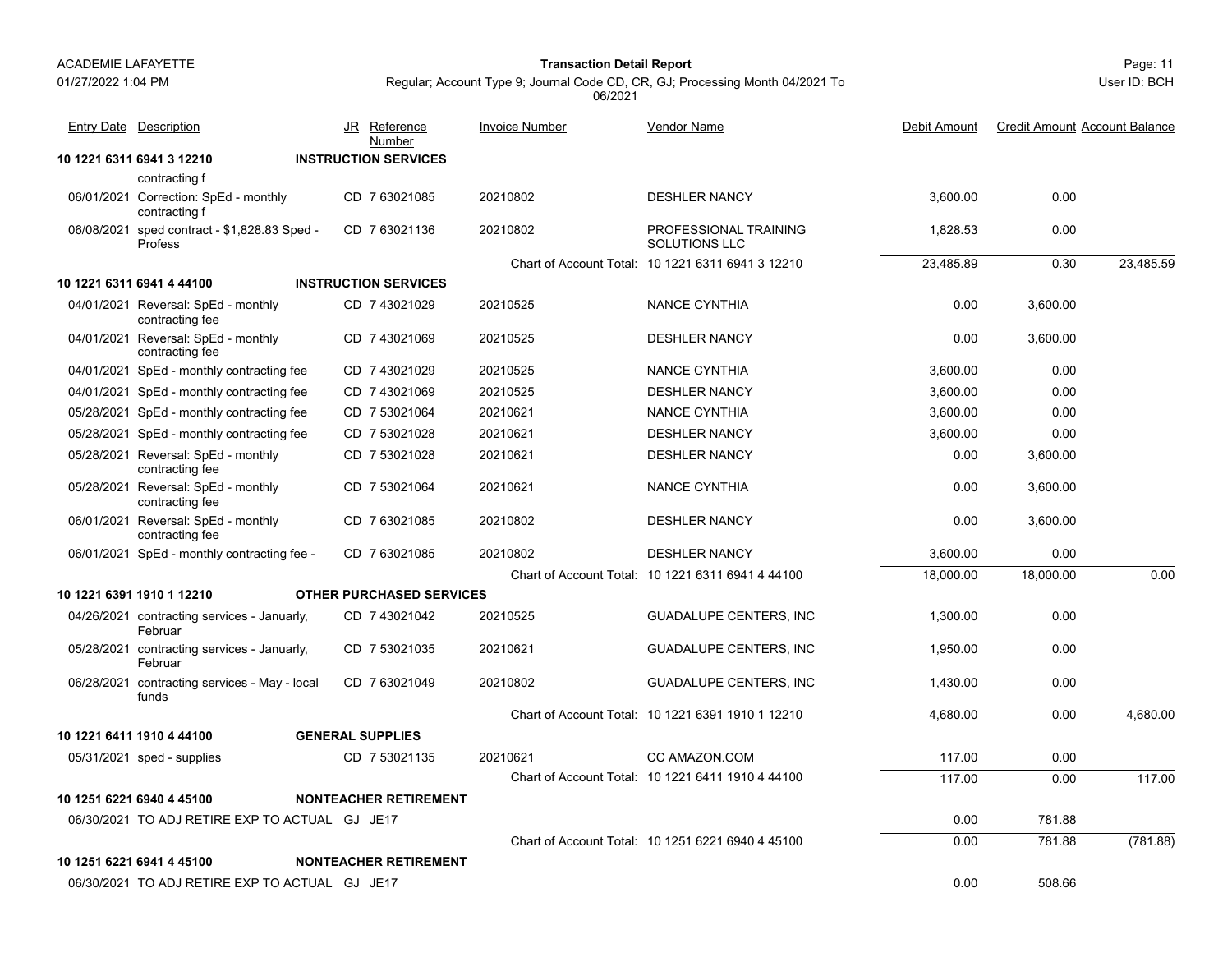| Entry Date | Description | JR | Reference Number | Invoice Number | Vendor Name | Debit Amount | Credit Amount | Account Balance |
|---|---|---|---|---|---|---|---|---|
| **10 1221 6311 6941 3 12210** | | | **INSTRUCTION SERVICES** | | | | | |
| | contracting f | | | | | | | |
| 06/01/2021 | Correction: SpEd - monthly contracting f | CD | 7 63021085 | 20210802 | DESHLER NANCY | 3,600.00 | 0.00 | |
| 06/08/2021 | sped contract - $1,828.83 Sped - Profess | CD | 7 63021136 | 20210802 | PROFESSIONAL TRAINING SOLUTIONS LLC | 1,828.53 | 0.00 | |
| | | | | Chart of Account Total: | 10 1221 6311 6941 3 12210 | 23,485.89 | 0.30 | 23,485.59 |
| **10 1221 6311 6941 4 44100** | | | **INSTRUCTION SERVICES** | | | | | |
| 04/01/2021 | Reversal: SpEd - monthly contracting fee | CD | 7 43021029 | 20210525 | NANCE CYNTHIA | 0.00 | 3,600.00 | |
| 04/01/2021 | Reversal: SpEd - monthly contracting fee | CD | 7 43021069 | 20210525 | DESHLER NANCY | 0.00 | 3,600.00 | |
| 04/01/2021 | SpEd - monthly contracting fee | CD | 7 43021029 | 20210525 | NANCE CYNTHIA | 3,600.00 | 0.00 | |
| 04/01/2021 | SpEd - monthly contracting fee | CD | 7 43021069 | 20210525 | DESHLER NANCY | 3,600.00 | 0.00 | |
| 05/28/2021 | SpEd - monthly contracting fee | CD | 7 53021064 | 20210621 | NANCE CYNTHIA | 3,600.00 | 0.00 | |
| 05/28/2021 | SpEd - monthly contracting fee | CD | 7 53021028 | 20210621 | DESHLER NANCY | 3,600.00 | 0.00 | |
| 05/28/2021 | Reversal: SpEd - monthly contracting fee | CD | 7 53021028 | 20210621 | DESHLER NANCY | 0.00 | 3,600.00 | |
| 05/28/2021 | Reversal: SpEd - monthly contracting fee | CD | 7 53021064 | 20210621 | NANCE CYNTHIA | 0.00 | 3,600.00 | |
| 06/01/2021 | Reversal: SpEd - monthly contracting fee | CD | 7 63021085 | 20210802 | DESHLER NANCY | 0.00 | 3,600.00 | |
| 06/01/2021 | SpEd - monthly contracting fee - | CD | 7 63021085 | 20210802 | DESHLER NANCY | 3,600.00 | 0.00 | |
| | | | | Chart of Account Total: | 10 1221 6311 6941 4 44100 | 18,000.00 | 18,000.00 | 0.00 |
| **10 1221 6391 1910 1 12210** | | | **OTHER PURCHASED SERVICES** | | | | | |
| 04/26/2021 | contracting services - January, Februar | CD | 7 43021042 | 20210525 | GUADALUPE CENTERS, INC | 1,300.00 | 0.00 | |
| 05/28/2021 | contracting services - January, Februar | CD | 7 53021035 | 20210621 | GUADALUPE CENTERS, INC | 1,950.00 | 0.00 | |
| 06/28/2021 | contracting services - May - local funds | CD | 7 63021049 | 20210802 | GUADALUPE CENTERS, INC | 1,430.00 | 0.00 | |
| | | | | Chart of Account Total: | 10 1221 6391 1910 1 12210 | 4,680.00 | 0.00 | 4,680.00 |
| **10 1221 6411 1910 4 44100** | | | **GENERAL SUPPLIES** | | | | | |
| 05/31/2021 | sped - supplies | CD | 7 53021135 | 20210621 | CC AMAZON.COM | 117.00 | 0.00 | |
| | | | | Chart of Account Total: | 10 1221 6411 1910 4 44100 | 117.00 | 0.00 | 117.00 |
| **10 1251 6221 6940 4 45100** | | | **NONTEACHER RETIREMENT** | | | | | |
| 06/30/2021 | TO ADJ RETIRE EXP TO ACTUAL | GJ | JE17 | | | 0.00 | 781.88 | |
| | | | | Chart of Account Total: | 10 1251 6221 6940 4 45100 | 0.00 | 781.88 | (781.88) |
| **10 1251 6221 6941 4 45100** | | | **NONTEACHER RETIREMENT** | | | | | |
| 06/30/2021 | TO ADJ RETIRE EXP TO ACTUAL | GJ | JE17 | | | 0.00 | 508.66 | |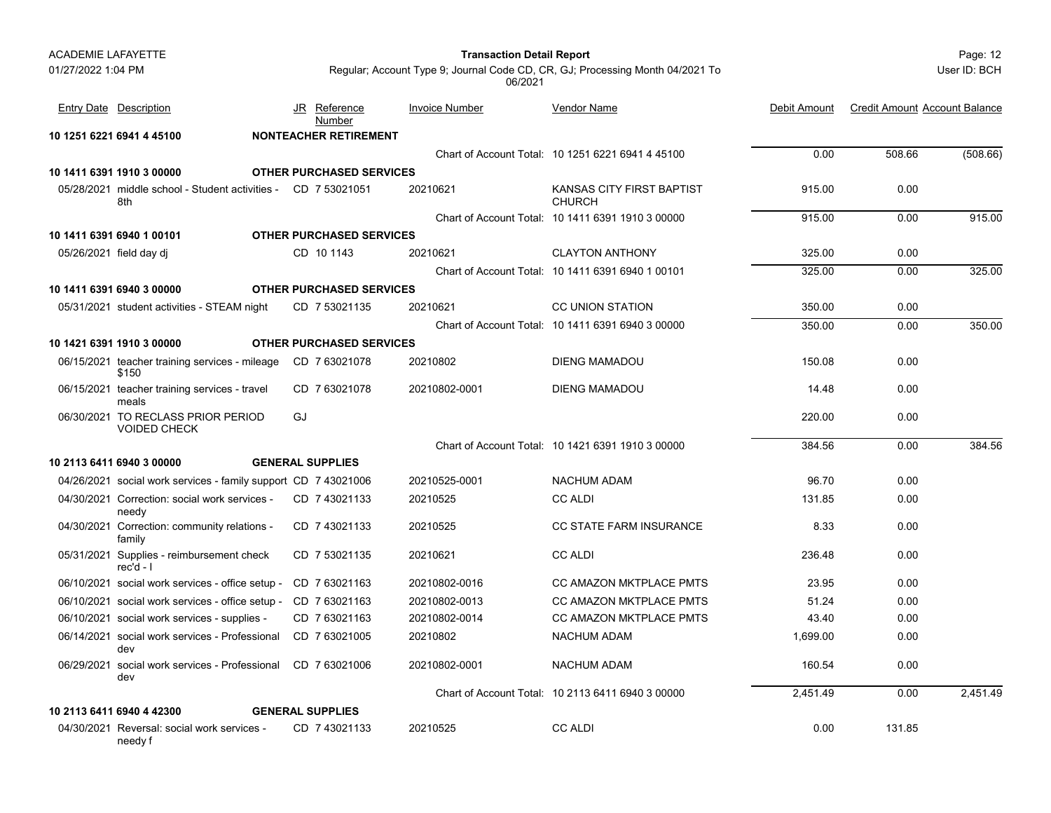**Transaction Detail Report**

Regular; Account Type 9; Journal Code CD, CR, GJ; Processing Month 04/2021 To 06/2021

| Entry Date | Description | JR | Reference Number | Invoice Number | Vendor Name | Debit Amount | Credit Amount | Account Balance |
|---|---|---|---|---|---|---|---|---|
| **10 1251 6221 6941 4 45100** | **NONTEACHER RETIREMENT** | | | | | | | |
| | | | | | Chart of Account Total: 10 1251 6221 6941 4 45100 | 0.00 | 508.66 | (508.66) |
| **10 1411 6391 1910 3 00000** | **OTHER PURCHASED SERVICES** | | | | | | | |
| 05/28/2021 | middle school - Student activities - 8th | CD | 7 53021051 | 20210621 | KANSAS CITY FIRST BAPTIST CHURCH | 915.00 | 0.00 | |
| | | | | | Chart of Account Total: 10 1411 6391 1910 3 00000 | 915.00 | 0.00 | 915.00 |
| **10 1411 6391 6940 1 00101** | **OTHER PURCHASED SERVICES** | | | | | | | |
| 05/26/2021 | field day dj | CD | 10 1143 | 20210621 | CLAYTON ANTHONY | 325.00 | 0.00 | |
| | | | | | Chart of Account Total: 10 1411 6391 6940 1 00101 | 325.00 | 0.00 | 325.00 |
| **10 1411 6391 6940 3 00000** | **OTHER PURCHASED SERVICES** | | | | | | | |
| 05/31/2021 | student activities - STEAM night | CD | 7 53021135 | 20210621 | CC UNION STATION | 350.00 | 0.00 | |
| | | | | | Chart of Account Total: 10 1411 6391 6940 3 00000 | 350.00 | 0.00 | 350.00 |
| **10 1421 6391 1910 3 00000** | **OTHER PURCHASED SERVICES** | | | | | | | |
| 06/15/2021 | teacher training services - mileage $150 | CD | 7 63021078 | 20210802 | DIENG MAMADOU | 150.08 | 0.00 | |
| 06/15/2021 | teacher training services - travel meals | CD | 7 63021078 | 20210802-0001 | DIENG MAMADOU | 14.48 | 0.00 | |
| 06/30/2021 | TO RECLASS PRIOR PERIOD VOIDED CHECK | GJ | | | | 220.00 | 0.00 | |
| | | | | | Chart of Account Total: 10 1421 6391 1910 3 00000 | 384.56 | 0.00 | 384.56 |
| **10 2113 6411 6940 3 00000** | **GENERAL SUPPLIES** | | | | | | | |
| 04/26/2021 | social work services - family support | CD | 7 43021006 | 20210525-0001 | NACHUM ADAM | 96.70 | 0.00 | |
| 04/30/2021 | Correction: social work services - needy | CD | 7 43021133 | 20210525 | CC ALDI | 131.85 | 0.00 | |
| 04/30/2021 | Correction: community relations - family | CD | 7 43021133 | 20210525 | CC STATE FARM INSURANCE | 8.33 | 0.00 | |
| 05/31/2021 | Supplies - reimbursement check rec'd - I | CD | 7 53021135 | 20210621 | CC ALDI | 236.48 | 0.00 | |
| 06/10/2021 | social work services - office setup - | CD | 7 63021163 | 20210802-0016 | CC AMAZON MKTPLACE PMTS | 23.95 | 0.00 | |
| 06/10/2021 | social work services - office setup - | CD | 7 63021163 | 20210802-0013 | CC AMAZON MKTPLACE PMTS | 51.24 | 0.00 | |
| 06/10/2021 | social work services - supplies - | CD | 7 63021163 | 20210802-0014 | CC AMAZON MKTPLACE PMTS | 43.40 | 0.00 | |
| 06/14/2021 | social work services - Professional dev | CD | 7 63021005 | 20210802 | NACHUM ADAM | 1,699.00 | 0.00 | |
| 06/29/2021 | social work services - Professional dev | CD | 7 63021006 | 20210802-0001 | NACHUM ADAM | 160.54 | 0.00 | |
| | | | | | Chart of Account Total: 10 2113 6411 6940 3 00000 | 2,451.49 | 0.00 | 2,451.49 |
| **10 2113 6411 6940 4 42300** | **GENERAL SUPPLIES** | | | | | | | |
| 04/30/2021 | Reversal: social work services - needy f | CD | 7 43021133 | 20210525 | CC ALDI | 0.00 | 131.85 | |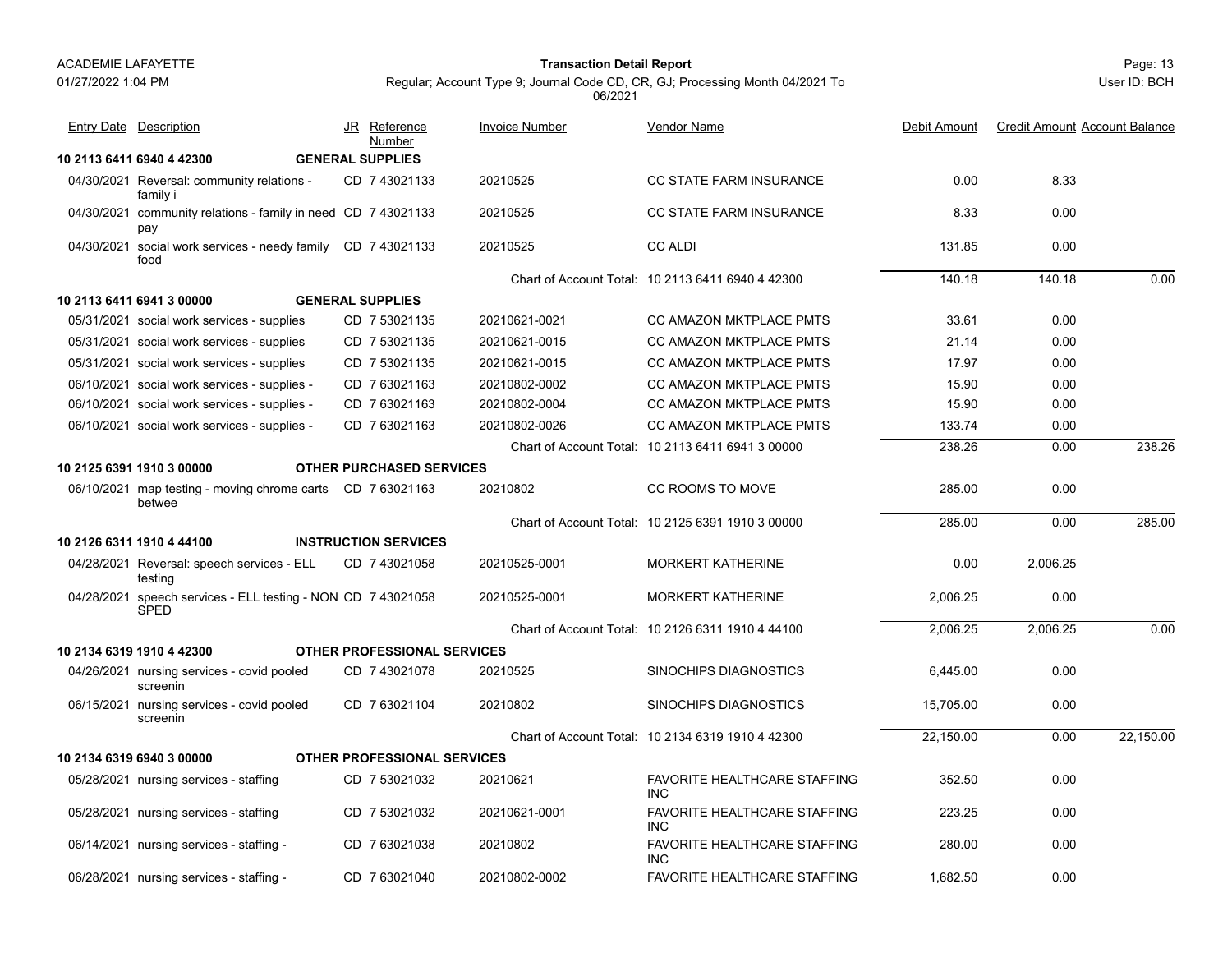| Entry Date | Description | JR | Reference Number | Invoice Number | Vendor Name | Debit Amount | Credit Amount | Account Balance |
|---|---|---|---|---|---|---|---|---|
| **10 2113 6411 6940 4 42300** | **GENERAL SUPPLIES** | | | | | | | |
| 04/30/2021 | Reversal: community relations - family i | CD | 7 43021133 | 20210525 | CC STATE FARM INSURANCE | 0.00 | 8.33 | |
| 04/30/2021 | community relations - family in need pay | CD | 7 43021133 | 20210525 | CC STATE FARM INSURANCE | 8.33 | 0.00 | |
| 04/30/2021 | social work services - needy family food | CD | 7 43021133 | 20210525 | CC ALDI | 131.85 | 0.00 | |
| | | | | | Chart of Account Total: 10 2113 6411 6940 4 42300 | 140.18 | 140.18 | 0.00 |
| **10 2113 6411 6941 3 00000** | **GENERAL SUPPLIES** | | | | | | | |
| 05/31/2021 | social work services - supplies | CD | 7 53021135 | 20210621-0021 | CC AMAZON MKTPLACE PMTS | 33.61 | 0.00 | |
| 05/31/2021 | social work services - supplies | CD | 7 53021135 | 20210621-0015 | CC AMAZON MKTPLACE PMTS | 21.14 | 0.00 | |
| 05/31/2021 | social work services - supplies | CD | 7 53021135 | 20210621-0015 | CC AMAZON MKTPLACE PMTS | 17.97 | 0.00 | |
| 06/10/2021 | social work services - supplies - | CD | 7 63021163 | 20210802-0002 | CC AMAZON MKTPLACE PMTS | 15.90 | 0.00 | |
| 06/10/2021 | social work services - supplies - | CD | 7 63021163 | 20210802-0004 | CC AMAZON MKTPLACE PMTS | 15.90 | 0.00 | |
| 06/10/2021 | social work services - supplies - | CD | 7 63021163 | 20210802-0026 | CC AMAZON MKTPLACE PMTS | 133.74 | 0.00 | |
| | | | | | Chart of Account Total: 10 2113 6411 6941 3 00000 | 238.26 | 0.00 | 238.26 |
| **10 2125 6391 1910 3 00000** | **OTHER PURCHASED SERVICES** | | | | | | | |
| 06/10/2021 | map testing - moving chrome carts betwee | CD | 7 63021163 | 20210802 | CC ROOMS TO MOVE | 285.00 | 0.00 | |
| | | | | | Chart of Account Total: 10 2125 6391 1910 3 00000 | 285.00 | 0.00 | 285.00 |
| **10 2126 6311 1910 4 44100** | **INSTRUCTION SERVICES** | | | | | | | |
| 04/28/2021 | Reversal: speech services - ELL testing | CD | 7 43021058 | 20210525-0001 | MORKERT KATHERINE | 0.00 | 2,006.25 | |
| 04/28/2021 | speech services - ELL testing - NON SPED | CD | 7 43021058 | 20210525-0001 | MORKERT KATHERINE | 2,006.25 | 0.00 | |
| | | | | | Chart of Account Total: 10 2126 6311 1910 4 44100 | 2,006.25 | 2,006.25 | 0.00 |
| **10 2134 6319 1910 4 42300** | **OTHER PROFESSIONAL SERVICES** | | | | | | | |
| 04/26/2021 | nursing services - covid pooled screenin | CD | 7 43021078 | 20210525 | SINOCHIPS DIAGNOSTICS | 6,445.00 | 0.00 | |
| 06/15/2021 | nursing services - covid pooled screenin | CD | 7 63021104 | 20210802 | SINOCHIPS DIAGNOSTICS | 15,705.00 | 0.00 | |
| | | | | | Chart of Account Total: 10 2134 6319 1910 4 42300 | 22,150.00 | 0.00 | 22,150.00 |
| **10 2134 6319 6940 3 00000** | **OTHER PROFESSIONAL SERVICES** | | | | | | | |
| 05/28/2021 | nursing services - staffing | CD | 7 53021032 | 20210621 | FAVORITE HEALTHCARE STAFFING INC | 352.50 | 0.00 | |
| 05/28/2021 | nursing services - staffing | CD | 7 53021032 | 20210621-0001 | FAVORITE HEALTHCARE STAFFING INC | 223.25 | 0.00 | |
| 06/14/2021 | nursing services - staffing - | CD | 7 63021038 | 20210802 | FAVORITE HEALTHCARE STAFFING INC | 280.00 | 0.00 | |
| 06/28/2021 | nursing services - staffing - | CD | 7 63021040 | 20210802-0002 | FAVORITE HEALTHCARE STAFFING | 1,682.50 | 0.00 | |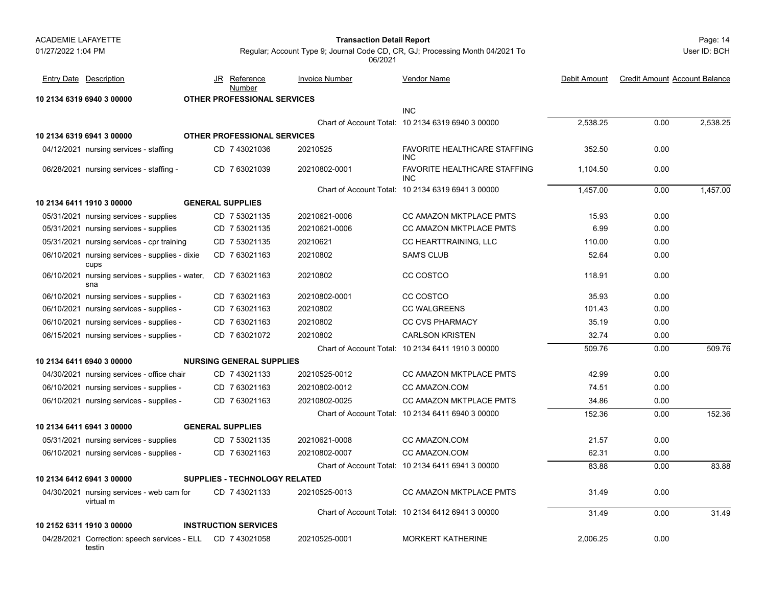**ACADEMIE LAFAYETTE**

**Transaction Detail Report**

01/27/2022 1:04 PM

Regular; Account Type 9; Journal Code CD, CR, GJ; Processing Month 04/2021 To 06/2021

User ID: BCH

| Entry Date | Description | JR | Reference Number | Invoice Number | Vendor Name | Debit Amount | Credit Amount | Account Balance |
|---|---|---|---|---|---|---|---|---|
| **10 2134 6319 6940 3 00000** | **OTHER PROFESSIONAL SERVICES** | | | | | | | |
| | | | | | INC | | | |
| | | | | Chart of Account Total: | 10 2134 6319 6940 3 00000 | 2,538.25 | 0.00 | 2,538.25 |
| **10 2134 6319 6941 3 00000** | **OTHER PROFESSIONAL SERVICES** | | | | | | | |
| 04/12/2021 | nursing services - staffing | CD | 7 43021036 | 20210525 | FAVORITE HEALTHCARE STAFFING INC | 352.50 | 0.00 | |
| 06/28/2021 | nursing services - staffing - | CD | 7 63021039 | 20210802-0001 | FAVORITE HEALTHCARE STAFFING INC | 1,104.50 | 0.00 | |
| | | | | Chart of Account Total: | 10 2134 6319 6941 3 00000 | 1,457.00 | 0.00 | 1,457.00 |
| **10 2134 6411 1910 3 00000** | **GENERAL SUPPLIES** | | | | | | | |
| 05/31/2021 | nursing services - supplies | CD | 7 53021135 | 20210621-0006 | CC AMAZON MKTPLACE PMTS | 15.93 | 0.00 | |
| 05/31/2021 | nursing services - supplies | CD | 7 53021135 | 20210621-0006 | CC AMAZON MKTPLACE PMTS | 6.99 | 0.00 | |
| 05/31/2021 | nursing services - cpr training | CD | 7 53021135 | 20210621 | CC HEARTTRAINING, LLC | 110.00 | 0.00 | |
| 06/10/2021 | nursing services - supplies - dixie cups | CD | 7 63021163 | 20210802 | SAM'S CLUB | 52.64 | 0.00 | |
| 06/10/2021 | nursing services - supplies - water, sna | CD | 7 63021163 | 20210802 | CC COSTCO | 118.91 | 0.00 | |
| 06/10/2021 | nursing services - supplies - | CD | 7 63021163 | 20210802-0001 | CC COSTCO | 35.93 | 0.00 | |
| 06/10/2021 | nursing services - supplies - | CD | 7 63021163 | 20210802 | CC WALGREENS | 101.43 | 0.00 | |
| 06/10/2021 | nursing services - supplies - | CD | 7 63021163 | 20210802 | CC CVS PHARMACY | 35.19 | 0.00 | |
| 06/15/2021 | nursing services - supplies - | CD | 7 63021072 | 20210802 | CARLSON KRISTEN | 32.74 | 0.00 | |
| | | | | Chart of Account Total: | 10 2134 6411 1910 3 00000 | 509.76 | 0.00 | 509.76 |
| **10 2134 6411 6940 3 00000** | **NURSING GENERAL SUPPLIES** | | | | | | | |
| 04/30/2021 | nursing services - office chair | CD | 7 43021133 | 20210525-0012 | CC AMAZON MKTPLACE PMTS | 42.99 | 0.00 | |
| 06/10/2021 | nursing services - supplies - | CD | 7 63021163 | 20210802-0012 | CC AMAZON.COM | 74.51 | 0.00 | |
| 06/10/2021 | nursing services - supplies - | CD | 7 63021163 | 20210802-0025 | CC AMAZON MKTPLACE PMTS | 34.86 | 0.00 | |
| | | | | Chart of Account Total: | 10 2134 6411 6940 3 00000 | 152.36 | 0.00 | 152.36 |
| **10 2134 6411 6941 3 00000** | **GENERAL SUPPLIES** | | | | | | | |
| 05/31/2021 | nursing services - supplies | CD | 7 53021135 | 20210621-0008 | CC AMAZON.COM | 21.57 | 0.00 | |
| 06/10/2021 | nursing services - supplies - | CD | 7 63021163 | 20210802-0007 | CC AMAZON.COM | 62.31 | 0.00 | |
| | | | | Chart of Account Total: | 10 2134 6411 6941 3 00000 | 83.88 | 0.00 | 83.88 |
| **10 2134 6412 6941 3 00000** | **SUPPLIES - TECHNOLOGY RELATED** | | | | | | | |
| 04/30/2021 | nursing services - web cam for virtual m | CD | 7 43021133 | 20210525-0013 | CC AMAZON MKTPLACE PMTS | 31.49 | 0.00 | |
| | | | | Chart of Account Total: | 10 2134 6412 6941 3 00000 | 31.49 | 0.00 | 31.49 |
| **10 2152 6311 1910 3 00000** | **INSTRUCTION SERVICES** | | | | | | | |
| 04/28/2021 | Correction: speech services - ELL testin | CD | 7 43021058 | 20210525-0001 | MORKERT KATHERINE | 2,006.25 | 0.00 | |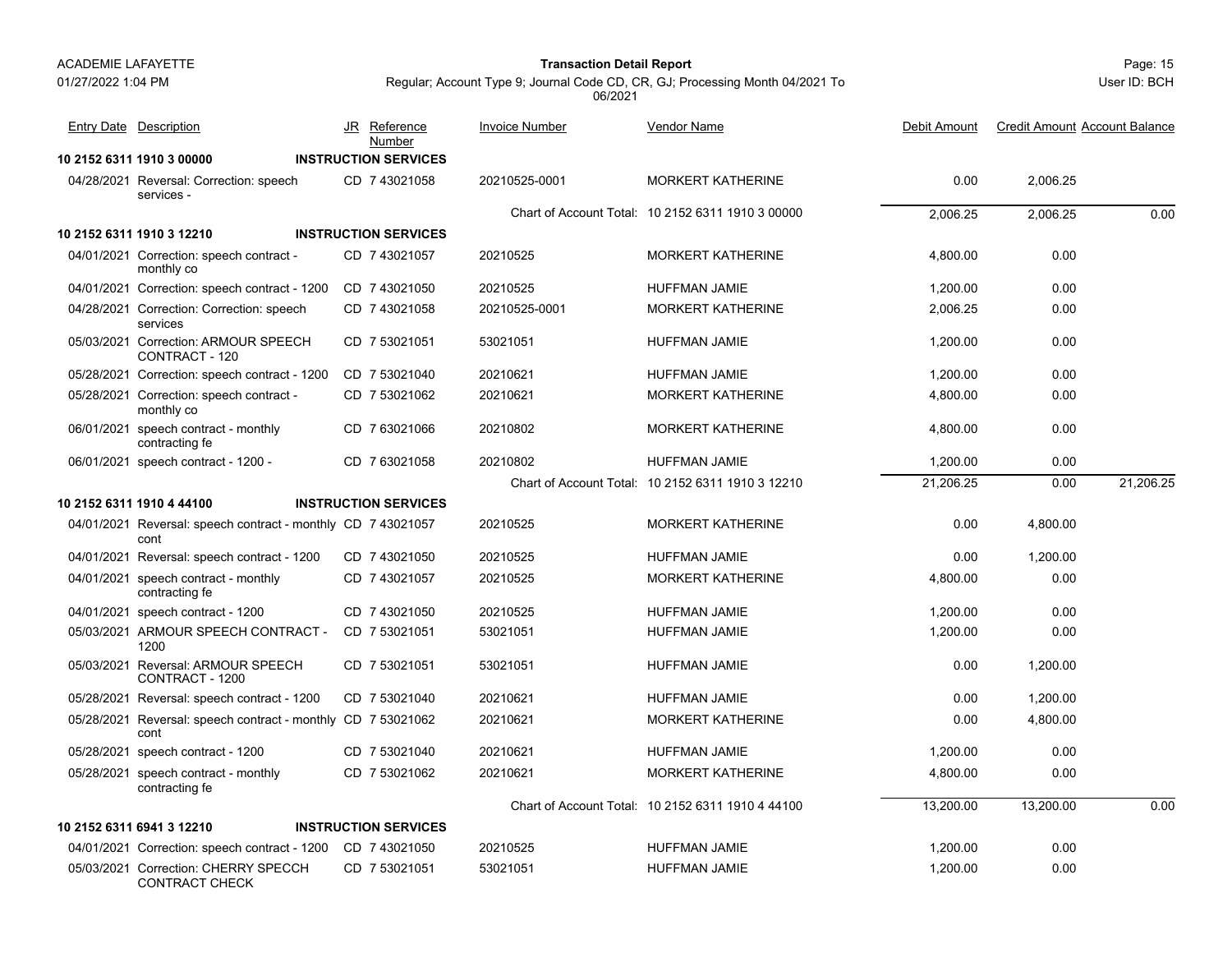ACADEMIE LAFAYETTE

01/27/2022 1:04 PM

**Transaction Detail Report**

Regular; Account Type 9; Journal Code CD, CR, GJ; Processing Month 04/2021 To 06/2021

User ID: BCH

| Entry Date | Description | JR | Reference Number | Invoice Number | Vendor Name | Debit Amount | Credit Amount | Account Balance |
|---|---|---|---|---|---|---|---|---|
| **10 2152 6311 1910 3 00000** | | **INSTRUCTION SERVICES** | | | | | | |
| 04/28/2021 | Reversal: Correction: speech services - | CD | 7 43021058 | 20210525-0001 | MORKERT KATHERINE | 0.00 | 2,006.25 | |
| | | | | Chart of Account Total: | 10 2152 6311 1910 3 00000 | 2,006.25 | 2,006.25 | 0.00 |
| **10 2152 6311 1910 3 12210** | | **INSTRUCTION SERVICES** | | | | | | |
| 04/01/2021 | Correction: speech contract - monthly co | CD | 7 43021057 | 20210525 | MORKERT KATHERINE | 4,800.00 | 0.00 | |
| 04/01/2021 | Correction: speech contract - 1200 | CD | 7 43021050 | 20210525 | HUFFMAN JAMIE | 1,200.00 | 0.00 | |
| 04/28/2021 | Correction: Correction: speech services | CD | 7 43021058 | 20210525-0001 | MORKERT KATHERINE | 2,006.25 | 0.00 | |
| 05/03/2021 | Correction: ARMOUR SPEECH CONTRACT - 120 | CD | 7 53021051 | 53021051 | HUFFMAN JAMIE | 1,200.00 | 0.00 | |
| 05/28/2021 | Correction: speech contract - 1200 | CD | 7 53021040 | 20210621 | HUFFMAN JAMIE | 1,200.00 | 0.00 | |
| 05/28/2021 | Correction: speech contract - monthly co | CD | 7 53021062 | 20210621 | MORKERT KATHERINE | 4,800.00 | 0.00 | |
| 06/01/2021 | speech contract - monthly contracting fe | CD | 7 63021066 | 20210802 | MORKERT KATHERINE | 4,800.00 | 0.00 | |
| 06/01/2021 | speech contract - 1200 - | CD | 7 63021058 | 20210802 | HUFFMAN JAMIE | 1,200.00 | 0.00 | |
| | | | | Chart of Account Total: | 10 2152 6311 1910 3 12210 | 21,206.25 | 0.00 | 21,206.25 |
| **10 2152 6311 1910 4 44100** | | **INSTRUCTION SERVICES** | | | | | | |
| 04/01/2021 | Reversal: speech contract - monthly cont | CD | 7 43021057 | 20210525 | MORKERT KATHERINE | 0.00 | 4,800.00 | |
| 04/01/2021 | Reversal: speech contract - 1200 | CD | 7 43021050 | 20210525 | HUFFMAN JAMIE | 0.00 | 1,200.00 | |
| 04/01/2021 | speech contract - monthly contracting fe | CD | 7 43021057 | 20210525 | MORKERT KATHERINE | 4,800.00 | 0.00 | |
| 04/01/2021 | speech contract - 1200 | CD | 7 43021050 | 20210525 | HUFFMAN JAMIE | 1,200.00 | 0.00 | |
| 05/03/2021 | ARMOUR SPEECH CONTRACT - 1200 | CD | 7 53021051 | 53021051 | HUFFMAN JAMIE | 1,200.00 | 0.00 | |
| 05/03/2021 | Reversal: ARMOUR SPEECH CONTRACT - 1200 | CD | 7 53021051 | 53021051 | HUFFMAN JAMIE | 0.00 | 1,200.00 | |
| 05/28/2021 | Reversal: speech contract - 1200 | CD | 7 53021040 | 20210621 | HUFFMAN JAMIE | 0.00 | 1,200.00 | |
| 05/28/2021 | Reversal: speech contract - monthly cont | CD | 7 53021062 | 20210621 | MORKERT KATHERINE | 0.00 | 4,800.00 | |
| 05/28/2021 | speech contract - 1200 | CD | 7 53021040 | 20210621 | HUFFMAN JAMIE | 1,200.00 | 0.00 | |
| 05/28/2021 | speech contract - monthly contracting fe | CD | 7 53021062 | 20210621 | MORKERT KATHERINE | 4,800.00 | 0.00 | |
| | | | | Chart of Account Total: | 10 2152 6311 1910 4 44100 | 13,200.00 | 13,200.00 | 0.00 |
| **10 2152 6311 6941 3 12210** | | **INSTRUCTION SERVICES** | | | | | | |
| 04/01/2021 | Correction: speech contract - 1200 | CD | 7 43021050 | 20210525 | HUFFMAN JAMIE | 1,200.00 | 0.00 | |
| 05/03/2021 | Correction: CHERRY SPECCH CONTRACT CHECK | CD | 7 53021051 | 53021051 | HUFFMAN JAMIE | 1,200.00 | 0.00 | |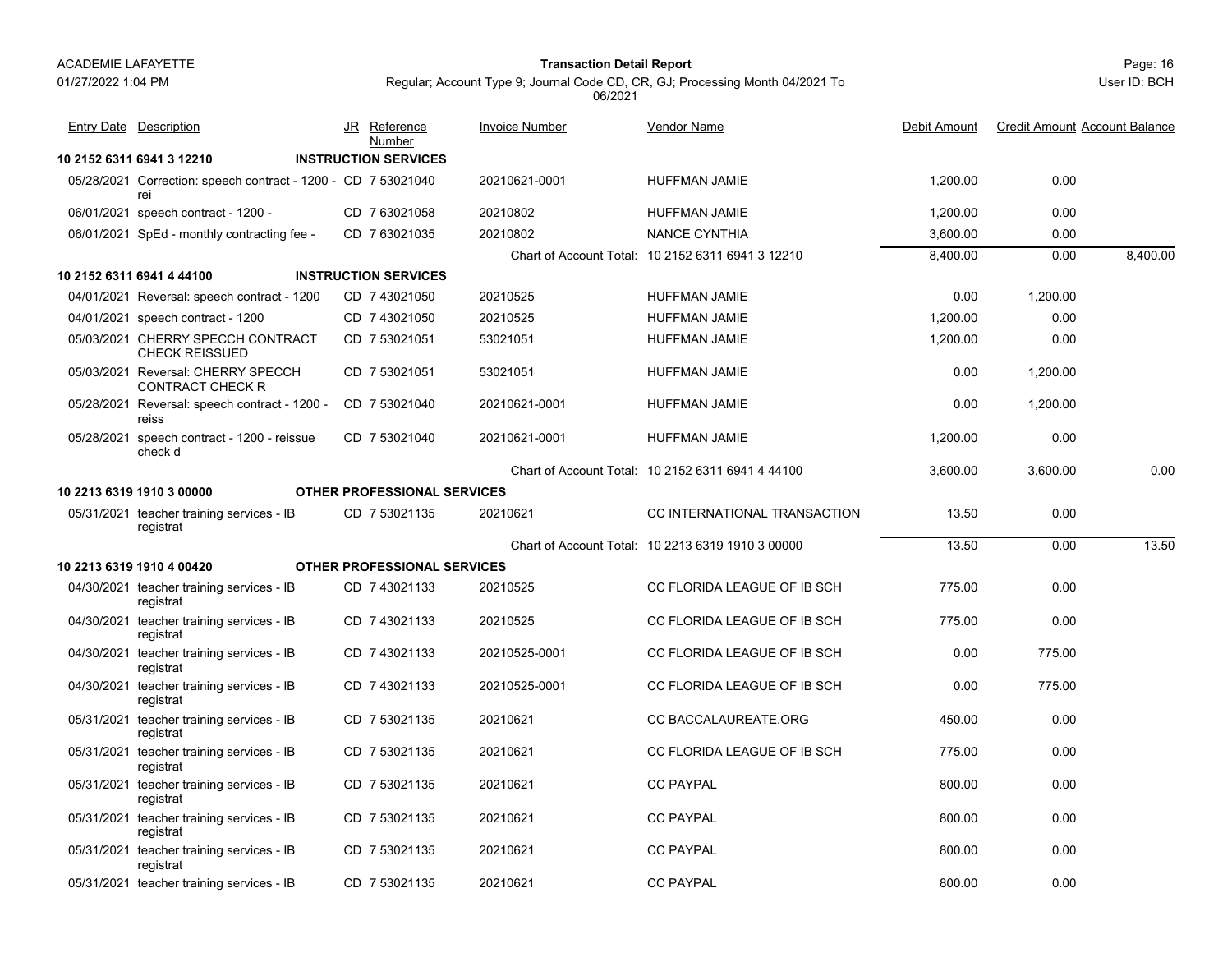ACADEMIE LAFAYETTE
01/27/2022 1:04 PM

**Transaction Detail Report**

Regular; Account Type 9; Journal Code CD, CR, GJ; Processing Month 04/2021 To 06/2021

User ID: BCH

| Entry Date | Description | JR | Reference Number | Invoice Number | Vendor Name | Debit Amount | Credit Amount | Account Balance |
|---|---|---|---|---|---|---|---|---|
| **10 2152 6311 6941 3 12210** | **INSTRUCTION SERVICES** | | | | | | | |
| 05/28/2021 | Correction: speech contract - 1200 - rei | CD | 7 53021040 | 20210621-0001 | HUFFMAN JAMIE | 1,200.00 | 0.00 | |
| 06/01/2021 | speech contract - 1200 - | CD | 7 63021058 | 20210802 | HUFFMAN JAMIE | 1,200.00 | 0.00 | |
| 06/01/2021 | SpEd - monthly contracting fee - | CD | 7 63021035 | 20210802 | NANCE CYNTHIA | 3,600.00 | 0.00 | |
| | | | | Chart of Account Total: | 10 2152 6311 6941 3 12210 | 8,400.00 | 0.00 | 8,400.00 |
| **10 2152 6311 6941 4 44100** | **INSTRUCTION SERVICES** | | | | | | | |
| 04/01/2021 | Reversal: speech contract - 1200 | CD | 7 43021050 | 20210525 | HUFFMAN JAMIE | 0.00 | 1,200.00 | |
| 04/01/2021 | speech contract - 1200 | CD | 7 43021050 | 20210525 | HUFFMAN JAMIE | 1,200.00 | 0.00 | |
| 05/03/2021 | CHERRY SPECCH CONTRACT CHECK REISSUED | CD | 7 53021051 | 53021051 | HUFFMAN JAMIE | 1,200.00 | 0.00 | |
| 05/03/2021 | Reversal: CHERRY SPECCH CONTRACT CHECK R | CD | 7 53021051 | 53021051 | HUFFMAN JAMIE | 0.00 | 1,200.00 | |
| 05/28/2021 | Reversal: speech contract - 1200 - reiss | CD | 7 53021040 | 20210621-0001 | HUFFMAN JAMIE | 0.00 | 1,200.00 | |
| 05/28/2021 | speech contract - 1200 - reissue check d | CD | 7 53021040 | 20210621-0001 | HUFFMAN JAMIE | 1,200.00 | 0.00 | |
| | | | | Chart of Account Total: | 10 2152 6311 6941 4 44100 | 3,600.00 | 3,600.00 | 0.00 |
| **10 2213 6319 1910 3 00000** | **OTHER PROFESSIONAL SERVICES** | | | | | | | |
| 05/31/2021 | teacher training services - IB registrat | CD | 7 53021135 | 20210621 | CC INTERNATIONAL TRANSACTION | 13.50 | 0.00 | |
| | | | | Chart of Account Total: | 10 2213 6319 1910 3 00000 | 13.50 | 0.00 | 13.50 |
| **10 2213 6319 1910 4 00420** | **OTHER PROFESSIONAL SERVICES** | | | | | | | |
| 04/30/2021 | teacher training services - IB registrat | CD | 7 43021133 | 20210525 | CC FLORIDA LEAGUE OF IB SCH | 775.00 | 0.00 | |
| 04/30/2021 | teacher training services - IB registrat | CD | 7 43021133 | 20210525 | CC FLORIDA LEAGUE OF IB SCH | 775.00 | 0.00 | |
| 04/30/2021 | teacher training services - IB registrat | CD | 7 43021133 | 20210525-0001 | CC FLORIDA LEAGUE OF IB SCH | 0.00 | 775.00 | |
| 04/30/2021 | teacher training services - IB registrat | CD | 7 43021133 | 20210525-0001 | CC FLORIDA LEAGUE OF IB SCH | 0.00 | 775.00 | |
| 05/31/2021 | teacher training services - IB registrat | CD | 7 53021135 | 20210621 | CC BACCALAUREATE.ORG | 450.00 | 0.00 | |
| 05/31/2021 | teacher training services - IB registrat | CD | 7 53021135 | 20210621 | CC FLORIDA LEAGUE OF IB SCH | 775.00 | 0.00 | |
| 05/31/2021 | teacher training services - IB registrat | CD | 7 53021135 | 20210621 | CC PAYPAL | 800.00 | 0.00 | |
| 05/31/2021 | teacher training services - IB registrat | CD | 7 53021135 | 20210621 | CC PAYPAL | 800.00 | 0.00 | |
| 05/31/2021 | teacher training services - IB registrat | CD | 7 53021135 | 20210621 | CC PAYPAL | 800.00 | 0.00 | |
| 05/31/2021 | teacher training services - IB | CD | 7 53021135 | 20210621 | CC PAYPAL | 800.00 | 0.00 | |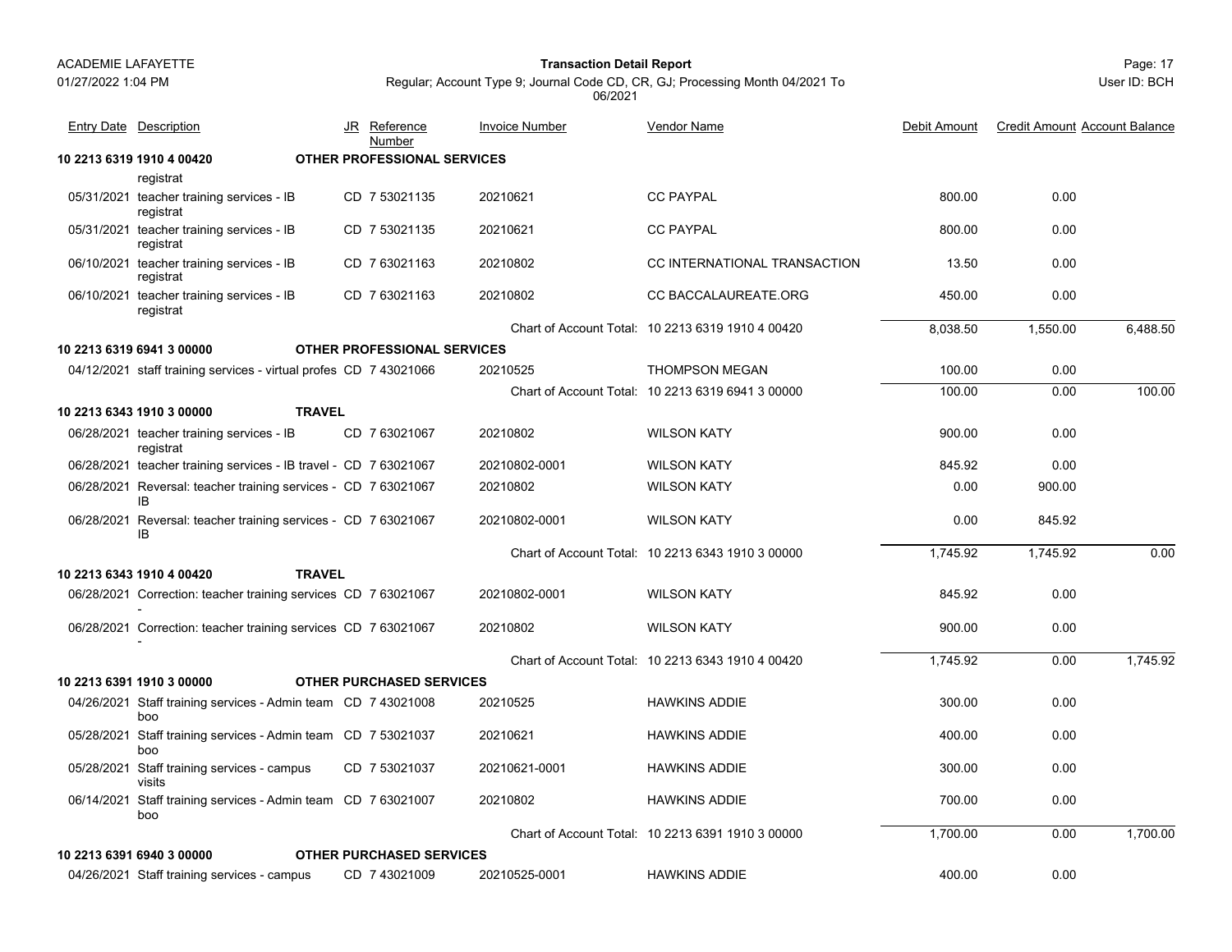| Entry Date | Description | JR | Reference Number | Invoice Number | Vendor Name | Debit Amount | Credit Amount | Account Balance |
|---|---|---|---|---|---|---|---|---|
| **10 2213 6319 1910 4 00420** | **OTHER PROFESSIONAL SERVICES** | | | | | | | |
| | registrat | | | | | | | |
| 05/31/2021 | teacher training services - IB registrat | CD | 7 53021135 | 20210621 | CC PAYPAL | 800.00 | 0.00 | |
| 05/31/2021 | teacher training services - IB registrat | CD | 7 53021135 | 20210621 | CC PAYPAL | 800.00 | 0.00 | |
| 06/10/2021 | teacher training services - IB registrat | CD | 7 63021163 | 20210802 | CC INTERNATIONAL TRANSACTION | 13.50 | 0.00 | |
| 06/10/2021 | teacher training services - IB registrat | CD | 7 63021163 | 20210802 | CC BACCALAUREATE.ORG | 450.00 | 0.00 | |
| | | | | Chart of Account Total: | 10 2213 6319 1910 4 00420 | 8,038.50 | 1,550.00 | 6,488.50 |
| **10 2213 6319 6941 3 00000** | **OTHER PROFESSIONAL SERVICES** | | | | | | | |
| 04/12/2021 | staff training services - virtual profes | CD | 7 43021066 | 20210525 | THOMPSON MEGAN | 100.00 | 0.00 | |
| | | | | Chart of Account Total: | 10 2213 6319 6941 3 00000 | 100.00 | 0.00 | 100.00 |
| **10 2213 6343 1910 3 00000** | **TRAVEL** | | | | | | | |
| 06/28/2021 | teacher training services - IB registrat | CD | 7 63021067 | 20210802 | WILSON KATY | 900.00 | 0.00 | |
| 06/28/2021 | teacher training services - IB travel - | CD | 7 63021067 | 20210802-0001 | WILSON KATY | 845.92 | 0.00 | |
| 06/28/2021 | Reversal: teacher training services - IB | CD | 7 63021067 | 20210802 | WILSON KATY | 0.00 | 900.00 | |
| 06/28/2021 | Reversal: teacher training services - IB | CD | 7 63021067 | 20210802-0001 | WILSON KATY | 0.00 | 845.92 | |
| | | | | Chart of Account Total: | 10 2213 6343 1910 3 00000 | 1,745.92 | 1,745.92 | 0.00 |
| **10 2213 6343 1910 4 00420** | **TRAVEL** | | | | | | | |
| 06/28/2021 | Correction: teacher training services - | CD | 7 63021067 | 20210802-0001 | WILSON KATY | 845.92 | 0.00 | |
| 06/28/2021 | Correction: teacher training services - | CD | 7 63021067 | 20210802 | WILSON KATY | 900.00 | 0.00 | |
| | | | | Chart of Account Total: | 10 2213 6343 1910 4 00420 | 1,745.92 | 0.00 | 1,745.92 |
| **10 2213 6391 1910 3 00000** | **OTHER PURCHASED SERVICES** | | | | | | | |
| 04/26/2021 | Staff training services - Admin team boo | CD | 7 43021008 | 20210525 | HAWKINS ADDIE | 300.00 | 0.00 | |
| 05/28/2021 | Staff training services - Admin team boo | CD | 7 53021037 | 20210621 | HAWKINS ADDIE | 400.00 | 0.00 | |
| 05/28/2021 | Staff training services - campus visits | CD | 7 53021037 | 20210621-0001 | HAWKINS ADDIE | 300.00 | 0.00 | |
| 06/14/2021 | Staff training services - Admin team boo | CD | 7 63021007 | 20210802 | HAWKINS ADDIE | 700.00 | 0.00 | |
| | | | | Chart of Account Total: | 10 2213 6391 1910 3 00000 | 1,700.00 | 0.00 | 1,700.00 |
| **10 2213 6391 6940 3 00000** | **OTHER PURCHASED SERVICES** | | | | | | | |
| 04/26/2021 | Staff training services - campus | CD | 7 43021009 | 20210525-0001 | HAWKINS ADDIE | 400.00 | 0.00 | |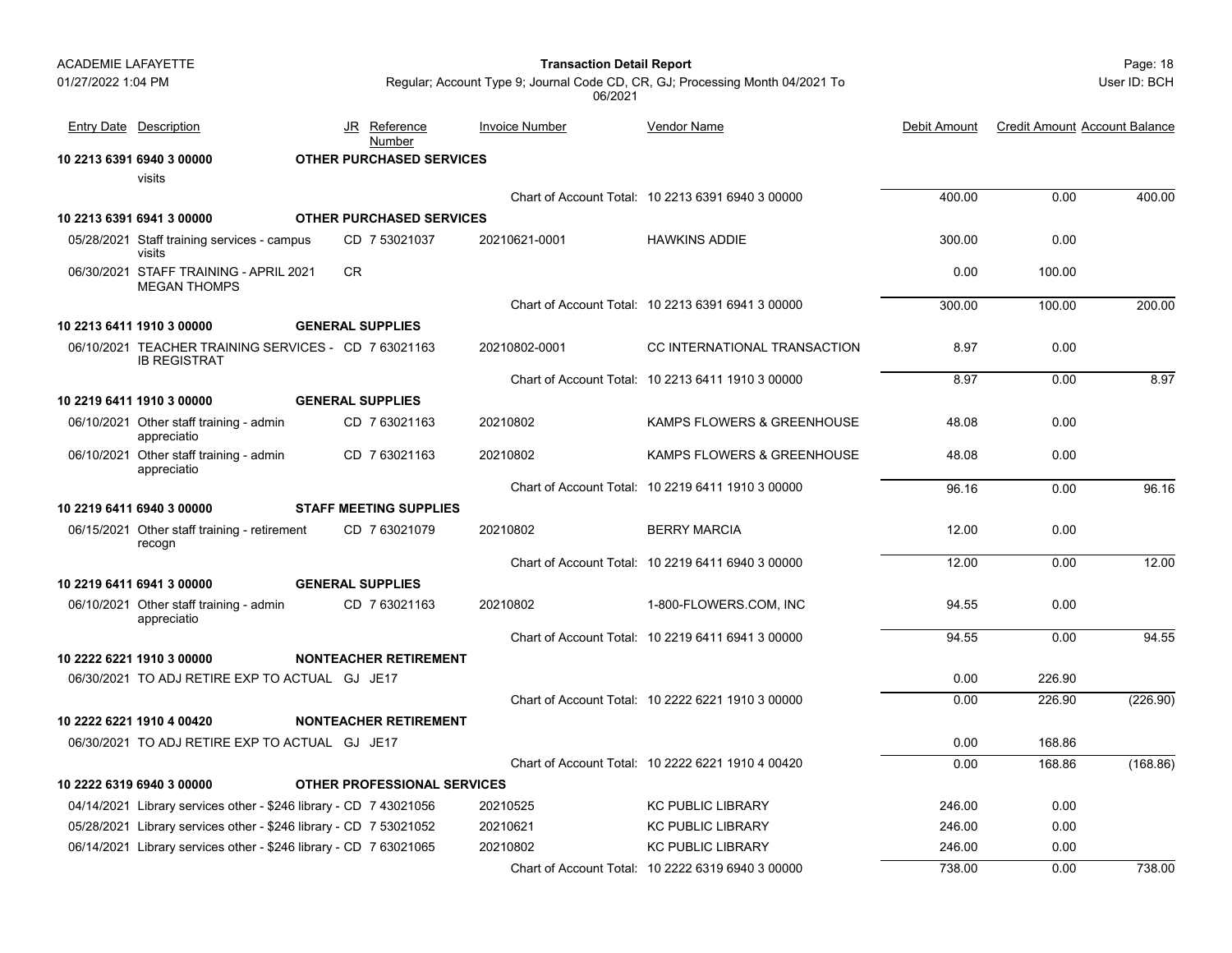| Entry Date | Description | JR | Reference Number | Invoice Number | Vendor Name | Debit Amount | Credit Amount | Account Balance |
|---|---|---|---|---|---|---|---|---|
| **10 2213 6391 6940 3 00000** | **OTHER PURCHASED SERVICES** | | | | | | | |
| | visits | | | | | | | |
| | | | | | Chart of Account Total: 10 2213 6391 6940 3 00000 | 400.00 | 0.00 | 400.00 |
| **10 2213 6391 6941 3 00000** | **OTHER PURCHASED SERVICES** | | | | | | | |
| 05/28/2021 | Staff training services - campus visits | CD | 7 53021037 | 20210621-0001 | HAWKINS ADDIE | 300.00 | 0.00 | |
| 06/30/2021 | STAFF TRAINING - APRIL 2021 MEGAN THOMPS | CR | | | | 0.00 | 100.00 | |
| | | | | | Chart of Account Total: 10 2213 6391 6941 3 00000 | 300.00 | 100.00 | 200.00 |
| **10 2213 6411 1910 3 00000** | **GENERAL SUPPLIES** | | | | | | | |
| 06/10/2021 | TEACHER TRAINING SERVICES - IB REGISTRAT | CD | 7 63021163 | 20210802-0001 | CC INTERNATIONAL TRANSACTION | 8.97 | 0.00 | |
| | | | | | Chart of Account Total: 10 2213 6411 1910 3 00000 | 8.97 | 0.00 | 8.97 |
| **10 2219 6411 1910 3 00000** | **GENERAL SUPPLIES** | | | | | | | |
| 06/10/2021 | Other staff training - admin appreciatio | CD | 7 63021163 | 20210802 | KAMPS FLOWERS & GREENHOUSE | 48.08 | 0.00 | |
| 06/10/2021 | Other staff training - admin appreciatio | CD | 7 63021163 | 20210802 | KAMPS FLOWERS & GREENHOUSE | 48.08 | 0.00 | |
| | | | | | Chart of Account Total: 10 2219 6411 1910 3 00000 | 96.16 | 0.00 | 96.16 |
| **10 2219 6411 6940 3 00000** | **STAFF MEETING SUPPLIES** | | | | | | | |
| 06/15/2021 | Other staff training - retirement recogn | CD | 7 63021079 | 20210802 | BERRY MARCIA | 12.00 | 0.00 | |
| | | | | | Chart of Account Total: 10 2219 6411 6940 3 00000 | 12.00 | 0.00 | 12.00 |
| **10 2219 6411 6941 3 00000** | **GENERAL SUPPLIES** | | | | | | | |
| 06/10/2021 | Other staff training - admin appreciatio | CD | 7 63021163 | 20210802 | 1-800-FLOWERS.COM, INC | 94.55 | 0.00 | |
| | | | | | Chart of Account Total: 10 2219 6411 6941 3 00000 | 94.55 | 0.00 | 94.55 |
| **10 2222 6221 1910 3 00000** | **NONTEACHER RETIREMENT** | | | | | | | |
| 06/30/2021 | TO ADJ RETIRE EXP TO ACTUAL | GJ | JE17 | | | 0.00 | 226.90 | |
| | | | | | Chart of Account Total: 10 2222 6221 1910 3 00000 | 0.00 | 226.90 | (226.90) |
| **10 2222 6221 1910 4 00420** | **NONTEACHER RETIREMENT** | | | | | | | |
| 06/30/2021 | TO ADJ RETIRE EXP TO ACTUAL | GJ | JE17 | | | 0.00 | 168.86 | |
| | | | | | Chart of Account Total: 10 2222 6221 1910 4 00420 | 0.00 | 168.86 | (168.86) |
| **10 2222 6319 6940 3 00000** | **OTHER PROFESSIONAL SERVICES** | | | | | | | |
| 04/14/2021 | Library services other - $246 library - | CD | 7 43021056 | 20210525 | KC PUBLIC LIBRARY | 246.00 | 0.00 | |
| 05/28/2021 | Library services other - $246 library - | CD | 7 53021052 | 20210621 | KC PUBLIC LIBRARY | 246.00 | 0.00 | |
| 06/14/2021 | Library services other - $246 library - | CD | 7 63021065 | 20210802 | KC PUBLIC LIBRARY | 246.00 | 0.00 | |
| | | | | | Chart of Account Total: 10 2222 6319 6940 3 00000 | 738.00 | 0.00 | 738.00 |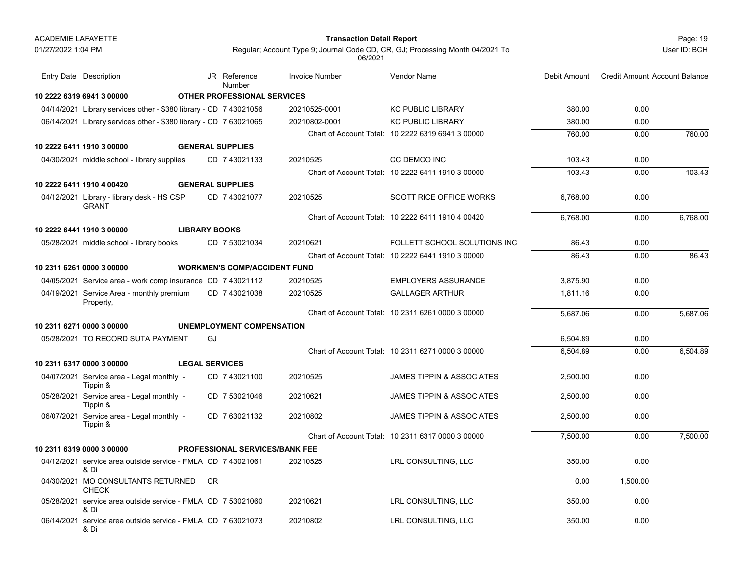| Entry Date | Description | JR | Reference Number | Invoice Number | Vendor Name | Debit Amount | Credit Amount | Account Balance |
|---|---|---|---|---|---|---|---|---|
| **10 2222 6319 6941 3 00000** | **OTHER PROFESSIONAL SERVICES** | | | | | | | |
| 04/14/2021 | Library services other - $380 library - | CD | 7 43021056 | 20210525-0001 | KC PUBLIC LIBRARY | 380.00 | 0.00 | |
| 06/14/2021 | Library services other - $380 library - | CD | 7 63021065 | 20210802-0001 | KC PUBLIC LIBRARY | 380.00 | 0.00 | |
| | | | | Chart of Account Total: | 10 2222 6319 6941 3 00000 | 760.00 | 0.00 | 760.00 |
| **10 2222 6411 1910 3 00000** | **GENERAL SUPPLIES** | | | | | | | |
| 04/30/2021 | middle school - library supplies | CD | 7 43021133 | 20210525 | CC DEMCO INC | 103.43 | 0.00 | |
| | | | | Chart of Account Total: | 10 2222 6411 1910 3 00000 | 103.43 | 0.00 | 103.43 |
| **10 2222 6411 1910 4 00420** | **GENERAL SUPPLIES** | | | | | | | |
| 04/12/2021 | Library - library desk - HS CSP GRANT | CD | 7 43021077 | 20210525 | SCOTT RICE OFFICE WORKS | 6,768.00 | 0.00 | |
| | | | | Chart of Account Total: | 10 2222 6411 1910 4 00420 | 6,768.00 | 0.00 | 6,768.00 |
| **10 2222 6441 1910 3 00000** | **LIBRARY BOOKS** | | | | | | | |
| 05/28/2021 | middle school - library books | CD | 7 53021034 | 20210621 | FOLLETT SCHOOL SOLUTIONS INC | 86.43 | 0.00 | |
| | | | | Chart of Account Total: | 10 2222 6441 1910 3 00000 | 86.43 | 0.00 | 86.43 |
| **10 2311 6261 0000 3 00000** | **WORKMEN'S COMP/ACCIDENT FUND** | | | | | | | |
| 04/05/2021 | Service area - work comp insurance | CD | 7 43021112 | 20210525 | EMPLOYERS ASSURANCE | 3,875.90 | 0.00 | |
| 04/19/2021 | Service Area - monthly premium Property, | CD | 7 43021038 | 20210525 | GALLAGER ARTHUR | 1,811.16 | 0.00 | |
| | | | | Chart of Account Total: | 10 2311 6261 0000 3 00000 | 5,687.06 | 0.00 | 5,687.06 |
| **10 2311 6271 0000 3 00000** | **UNEMPLOYMENT COMPENSATION** | | | | | | | |
| 05/28/2021 | TO RECORD SUTA PAYMENT | GJ | | | | 6,504.89 | 0.00 | |
| | | | | Chart of Account Total: | 10 2311 6271 0000 3 00000 | 6,504.89 | 0.00 | 6,504.89 |
| **10 2311 6317 0000 3 00000** | **LEGAL SERVICES** | | | | | | | |
| 04/07/2021 | Service area - Legal monthly - Tippin & | CD | 7 43021100 | 20210525 | JAMES TIPPIN & ASSOCIATES | 2,500.00 | 0.00 | |
| 05/28/2021 | Service area - Legal monthly - Tippin & | CD | 7 53021046 | 20210621 | JAMES TIPPIN & ASSOCIATES | 2,500.00 | 0.00 | |
| 06/07/2021 | Service area - Legal monthly - Tippin & | CD | 7 63021132 | 20210802 | JAMES TIPPIN & ASSOCIATES | 2,500.00 | 0.00 | |
| | | | | Chart of Account Total: | 10 2311 6317 0000 3 00000 | 7,500.00 | 0.00 | 7,500.00 |
| **10 2311 6319 0000 3 00000** | **PROFESSIONAL SERVICES/BANK FEE** | | | | | | | |
| 04/12/2021 | service area outside service - FMLA & Di | CD | 7 43021061 | 20210525 | LRL CONSULTING, LLC | 350.00 | 0.00 | |
| 04/30/2021 | MO CONSULTANTS RETURNED CHECK | CR | | | | 0.00 | 1,500.00 | |
| 05/28/2021 | service area outside service - FMLA & Di | CD | 7 53021060 | 20210621 | LRL CONSULTING, LLC | 350.00 | 0.00 | |
| 06/14/2021 | service area outside service - FMLA & Di | CD | 7 63021073 | 20210802 | LRL CONSULTING, LLC | 350.00 | 0.00 | |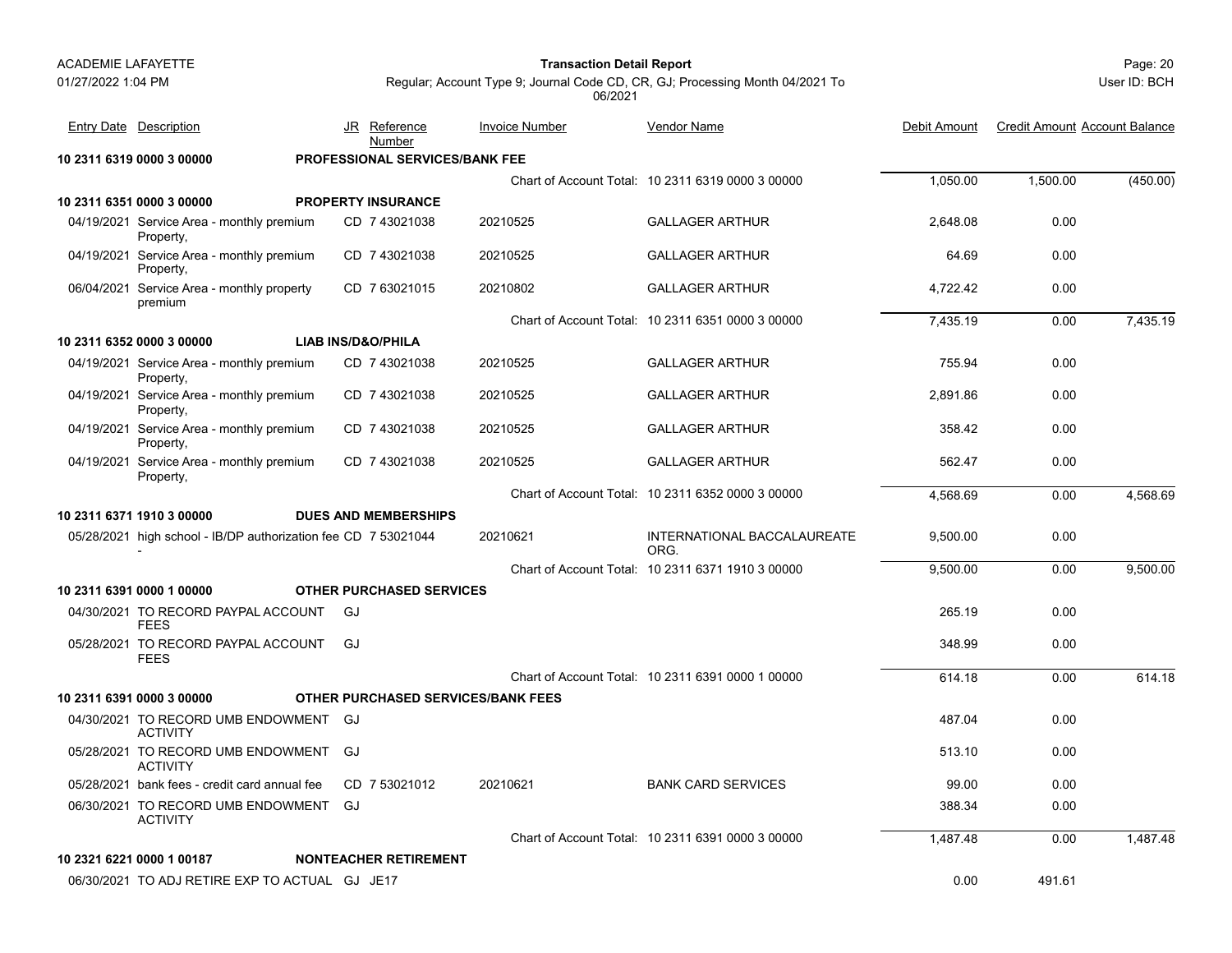| Entry Date | Description | JR | Reference Number | Invoice Number | Vendor Name | Debit Amount | Credit Amount | Account Balance |
|---|---|---|---|---|---|---|---|---|
| **10 2311 6319 0000 3 00000** | **PROFESSIONAL SERVICES/BANK FEE** | | | | | | | |
| | | | | | Chart of Account Total: 10 2311 6319 0000 3 00000 | 1,050.00 | 1,500.00 | (450.00) |
| **10 2311 6351 0000 3 00000** | **PROPERTY INSURANCE** | | | | | | | |
| 04/19/2021 | Service Area - monthly premium Property, | CD | 7 43021038 | 20210525 | GALLAGER ARTHUR | 2,648.08 | 0.00 | |
| 04/19/2021 | Service Area - monthly premium Property, | CD | 7 43021038 | 20210525 | GALLAGER ARTHUR | 64.69 | 0.00 | |
| 06/04/2021 | Service Area - monthly property premium | CD | 7 63021015 | 20210802 | GALLAGER ARTHUR | 4,722.42 | 0.00 | |
| | | | | | Chart of Account Total: 10 2311 6351 0000 3 00000 | 7,435.19 | 0.00 | 7,435.19 |
| **10 2311 6352 0000 3 00000** | **LIAB INS/D&O/PHILA** | | | | | | | |
| 04/19/2021 | Service Area - monthly premium Property, | CD | 7 43021038 | 20210525 | GALLAGER ARTHUR | 755.94 | 0.00 | |
| 04/19/2021 | Service Area - monthly premium Property, | CD | 7 43021038 | 20210525 | GALLAGER ARTHUR | 2,891.86 | 0.00 | |
| 04/19/2021 | Service Area - monthly premium Property, | CD | 7 43021038 | 20210525 | GALLAGER ARTHUR | 358.42 | 0.00 | |
| 04/19/2021 | Service Area - monthly premium Property, | CD | 7 43021038 | 20210525 | GALLAGER ARTHUR | 562.47 | 0.00 | |
| | | | | | Chart of Account Total: 10 2311 6352 0000 3 00000 | 4,568.69 | 0.00 | 4,568.69 |
| **10 2311 6371 1910 3 00000** | **DUES AND MEMBERSHIPS** | | | | | | | |
| 05/28/2021 | high school - IB/DP authorization fee - | CD | 7 53021044 | 20210621 | INTERNATIONAL BACCALAUREATE ORG. | 9,500.00 | 0.00 | |
| | | | | | Chart of Account Total: 10 2311 6371 1910 3 00000 | 9,500.00 | 0.00 | 9,500.00 |
| **10 2311 6391 0000 1 00000** | **OTHER PURCHASED SERVICES** | | | | | | | |
| 04/30/2021 | TO RECORD PAYPAL ACCOUNT FEES | GJ | | | | 265.19 | 0.00 | |
| 05/28/2021 | TO RECORD PAYPAL ACCOUNT FEES | GJ | | | | 348.99 | 0.00 | |
| | | | | | Chart of Account Total: 10 2311 6391 0000 1 00000 | 614.18 | 0.00 | 614.18 |
| **10 2311 6391 0000 3 00000** | **OTHER PURCHASED SERVICES/BANK FEES** | | | | | | | |
| 04/30/2021 | TO RECORD UMB ENDOWMENT ACTIVITY | GJ | | | | 487.04 | 0.00 | |
| 05/28/2021 | TO RECORD UMB ENDOWMENT ACTIVITY | GJ | | | | 513.10 | 0.00 | |
| 05/28/2021 | bank fees - credit card annual fee | CD | 7 53021012 | 20210621 | BANK CARD SERVICES | 99.00 | 0.00 | |
| 06/30/2021 | TO RECORD UMB ENDOWMENT ACTIVITY | GJ | | | | 388.34 | 0.00 | |
| | | | | | Chart of Account Total: 10 2311 6391 0000 3 00000 | 1,487.48 | 0.00 | 1,487.48 |
| **10 2321 6221 0000 1 00187** | **NONTEACHER RETIREMENT** | | | | | | | |
| 06/30/2021 | TO ADJ RETIRE EXP TO ACTUAL | GJ | JE17 | | | 0.00 | 491.61 | |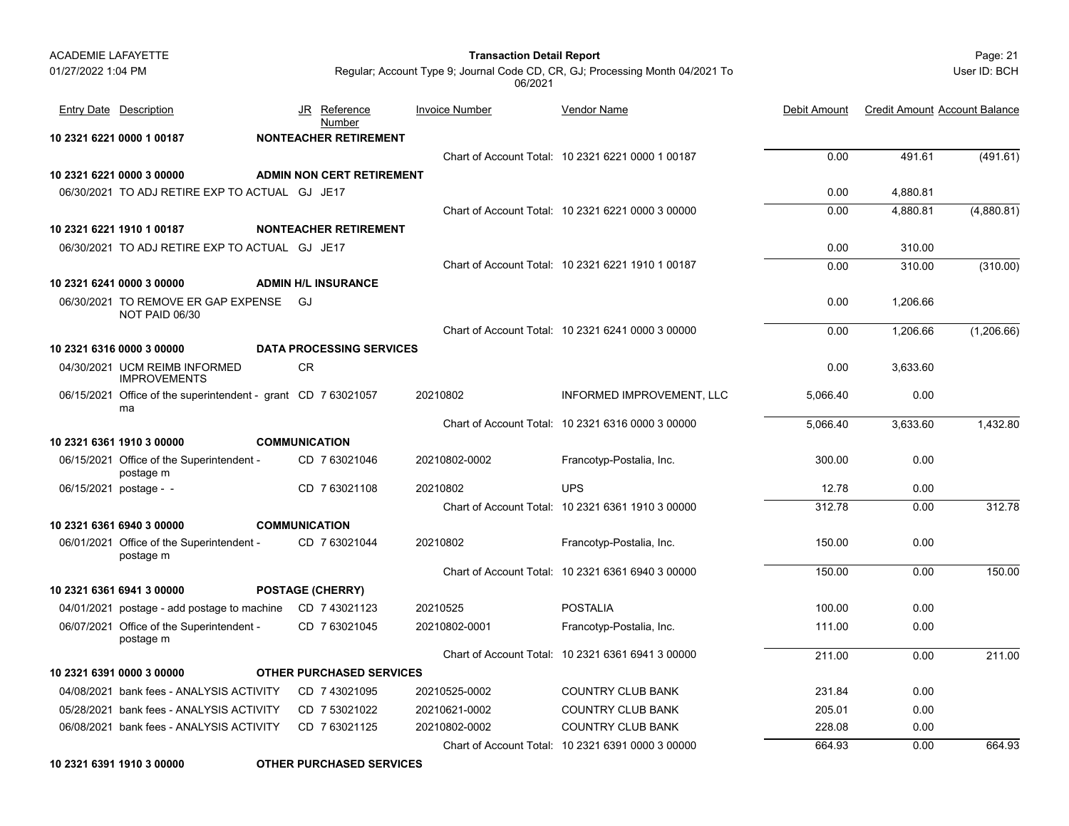| Entry Date | Description | JR | Reference Number | Invoice Number | Vendor Name | Debit Amount | Credit Amount | Account Balance |
|---|---|---|---|---|---|---|---|---|
| **10 2321 6221 0000 1 00187** | | **NONTEACHER RETIREMENT** | | | | | | |
| | | | | Chart of Account Total: | 10 2321 6221 0000 1 00187 | 0.00 | 491.61 | (491.61) |
| **10 2321 6221 0000 3 00000** | | **ADMIN NON CERT RETIREMENT** | | | | | | |
| 06/30/2021 | TO ADJ RETIRE EXP TO ACTUAL | GJ | JE17 | | | 0.00 | 4,880.81 | |
| | | | | Chart of Account Total: | 10 2321 6221 0000 3 00000 | 0.00 | 4,880.81 | (4,880.81) |
| **10 2321 6221 1910 1 00187** | | **NONTEACHER RETIREMENT** | | | | | | |
| 06/30/2021 | TO ADJ RETIRE EXP TO ACTUAL | GJ | JE17 | | | 0.00 | 310.00 | |
| | | | | Chart of Account Total: | 10 2321 6221 1910 1 00187 | 0.00 | 310.00 | (310.00) |
| **10 2321 6241 0000 3 00000** | | **ADMIN H/L INSURANCE** | | | | | | |
| 06/30/2021 | TO REMOVE ER GAP EXPENSE NOT PAID 06/30 | GJ | | | | 0.00 | 1,206.66 | |
| | | | | Chart of Account Total: | 10 2321 6241 0000 3 00000 | 0.00 | 1,206.66 | (1,206.66) |
| **10 2321 6316 0000 3 00000** | | **DATA PROCESSING SERVICES** | | | | | | |
| 04/30/2021 | UCM REIMB INFORMED IMPROVEMENTS | CR | | | | 0.00 | 3,633.60 | |
| 06/15/2021 | Office of the superintendent - grant ma | CD | 7 63021057 | 20210802 | INFORMED IMPROVEMENT, LLC | 5,066.40 | 0.00 | |
| | | | | Chart of Account Total: | 10 2321 6316 0000 3 00000 | 5,066.40 | 3,633.60 | 1,432.80 |
| **10 2321 6361 1910 3 00000** | | **COMMUNICATION** | | | | | | |
| 06/15/2021 | Office of the Superintendent - postage m | CD | 7 63021046 | 20210802-0002 | Francotyp-Postalia, Inc. | 300.00 | 0.00 | |
| 06/15/2021 | postage - - | CD | 7 63021108 | 20210802 | UPS | 12.78 | 0.00 | |
| | | | | Chart of Account Total: | 10 2321 6361 1910 3 00000 | 312.78 | 0.00 | 312.78 |
| **10 2321 6361 6940 3 00000** | | **COMMUNICATION** | | | | | | |
| 06/01/2021 | Office of the Superintendent - postage m | CD | 7 63021044 | 20210802 | Francotyp-Postalia, Inc. | 150.00 | 0.00 | |
| | | | | Chart of Account Total: | 10 2321 6361 6940 3 00000 | 150.00 | 0.00 | 150.00 |
| **10 2321 6361 6941 3 00000** | | **POSTAGE (CHERRY)** | | | | | | |
| 04/01/2021 | postage - add postage to machine | CD | 7 43021123 | 20210525 | POSTALIA | 100.00 | 0.00 | |
| 06/07/2021 | Office of the Superintendent - postage m | CD | 7 63021045 | 20210802-0001 | Francotyp-Postalia, Inc. | 111.00 | 0.00 | |
| | | | | Chart of Account Total: | 10 2321 6361 6941 3 00000 | 211.00 | 0.00 | 211.00 |
| **10 2321 6391 0000 3 00000** | | **OTHER PURCHASED SERVICES** | | | | | | |
| 04/08/2021 | bank fees - ANALYSIS ACTIVITY | CD | 7 43021095 | 20210525-0002 | COUNTRY CLUB BANK | 231.84 | 0.00 | |
| 05/28/2021 | bank fees - ANALYSIS ACTIVITY | CD | 7 53021022 | 20210621-0002 | COUNTRY CLUB BANK | 205.01 | 0.00 | |
| 06/08/2021 | bank fees - ANALYSIS ACTIVITY | CD | 7 63021125 | 20210802-0002 | COUNTRY CLUB BANK | 228.08 | 0.00 | |
| | | | | Chart of Account Total: | 10 2321 6391 0000 3 00000 | 664.93 | 0.00 | 664.93 |
| **10 2321 6391 1910 3 00000** | | **OTHER PURCHASED SERVICES** | | | | | | |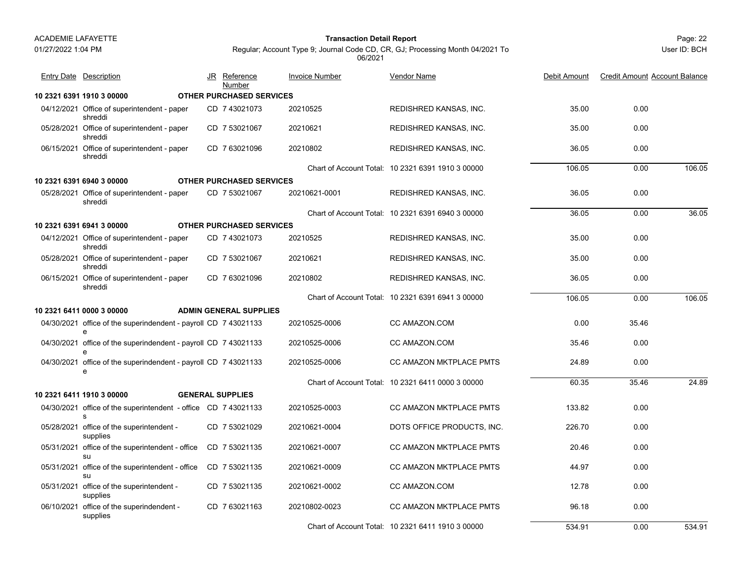ACADEMIE LAFAYETTE

01/27/2022 1:04 PM

**Transaction Detail Report**

Regular; Account Type 9; Journal Code CD, CR, GJ; Processing Month 04/2021 To 06/2021

User ID: BCH

| Entry Date | Description | JR | Reference Number | Invoice Number | Vendor Name | Debit Amount | Credit Amount | Account Balance |
|---|---|---|---|---|---|---|---|---|
| **10 2321 6391 1910 3 00000** | **OTHER PURCHASED SERVICES** | | | | | | | |
| 04/12/2021 | Office of superintendent - paper shreddi | CD | 7 43021073 | 20210525 | REDISHRED KANSAS, INC. | 35.00 | 0.00 | |
| 05/28/2021 | Office of superintendent - paper shreddi | CD | 7 53021067 | 20210621 | REDISHRED KANSAS, INC. | 35.00 | 0.00 | |
| 06/15/2021 | Office of superintendent - paper shreddi | CD | 7 63021096 | 20210802 | REDISHRED KANSAS, INC. | 36.05 | 0.00 | |
| | | | | Chart of Account Total: | 10 2321 6391 1910 3 00000 | 106.05 | 0.00 | 106.05 |
| **10 2321 6391 6940 3 00000** | **OTHER PURCHASED SERVICES** | | | | | | | |
| 05/28/2021 | Office of superintendent - paper shreddi | CD | 7 53021067 | 20210621-0001 | REDISHRED KANSAS, INC. | 36.05 | 0.00 | |
| | | | | Chart of Account Total: | 10 2321 6391 6940 3 00000 | 36.05 | 0.00 | 36.05 |
| **10 2321 6391 6941 3 00000** | **OTHER PURCHASED SERVICES** | | | | | | | |
| 04/12/2021 | Office of superintendent - paper shreddi | CD | 7 43021073 | 20210525 | REDISHRED KANSAS, INC. | 35.00 | 0.00 | |
| 05/28/2021 | Office of superintendent - paper shreddi | CD | 7 53021067 | 20210621 | REDISHRED KANSAS, INC. | 35.00 | 0.00 | |
| 06/15/2021 | Office of superintendent - paper shreddi | CD | 7 63021096 | 20210802 | REDISHRED KANSAS, INC. | 36.05 | 0.00 | |
| | | | | Chart of Account Total: | 10 2321 6391 6941 3 00000 | 106.05 | 0.00 | 106.05 |
| **10 2321 6411 0000 3 00000** | **ADMIN GENERAL SUPPLIES** | | | | | | | |
| 04/30/2021 | office of the superindendent - payroll e | CD | 7 43021133 | 20210525-0006 | CC AMAZON.COM | 0.00 | 35.46 | |
| 04/30/2021 | office of the superindendent - payroll e | CD | 7 43021133 | 20210525-0006 | CC AMAZON.COM | 35.46 | 0.00 | |
| 04/30/2021 | office of the superindendent - payroll e | CD | 7 43021133 | 20210525-0006 | CC AMAZON MKTPLACE PMTS | 24.89 | 0.00 | |
| | | | | Chart of Account Total: | 10 2321 6411 0000 3 00000 | 60.35 | 35.46 | 24.89 |
| **10 2321 6411 1910 3 00000** | **GENERAL SUPPLIES** | | | | | | | |
| 04/30/2021 | office of the superintendent - office s | CD | 7 43021133 | 20210525-0003 | CC AMAZON MKTPLACE PMTS | 133.82 | 0.00 | |
| 05/28/2021 | office of the superintendent - supplies | CD | 7 53021029 | 20210621-0004 | DOTS OFFICE PRODUCTS, INC. | 226.70 | 0.00 | |
| 05/31/2021 | office of the superintendent - office su | CD | 7 53021135 | 20210621-0007 | CC AMAZON MKTPLACE PMTS | 20.46 | 0.00 | |
| 05/31/2021 | office of the superintendent - office su | CD | 7 53021135 | 20210621-0009 | CC AMAZON MKTPLACE PMTS | 44.97 | 0.00 | |
| 05/31/2021 | office of the superintendent - supplies | CD | 7 53021135 | 20210621-0002 | CC AMAZON.COM | 12.78 | 0.00 | |
| 06/10/2021 | office of the superintendent - supplies | CD | 7 63021163 | 20210802-0023 | CC AMAZON MKTPLACE PMTS | 96.18 | 0.00 | |
| | | | | Chart of Account Total: | 10 2321 6411 1910 3 00000 | 534.91 | 0.00 | 534.91 |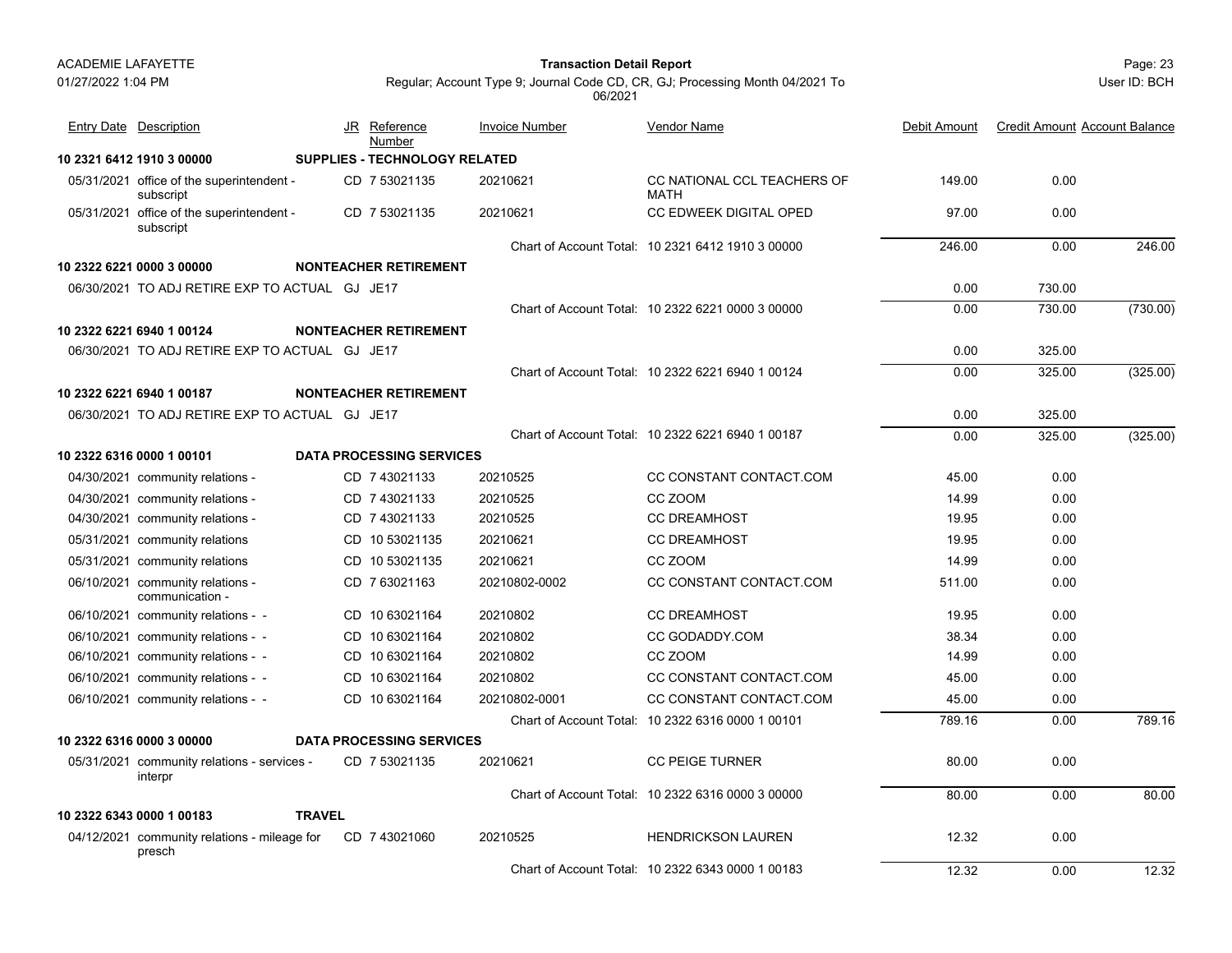| Entry Date | Description | JR | Reference Number | Invoice Number | Vendor Name | Debit Amount | Credit Amount | Account Balance |
|---|---|---|---|---|---|---|---|---|
| **10 2321 6412 1910 3 00000** | **SUPPLIES - TECHNOLOGY RELATED** | | | | | | | |
| 05/31/2021 | office of the superintendent - subscript | CD | 7 53021135 | 20210621 | CC NATIONAL CCL TEACHERS OF MATH | 149.00 | 0.00 | |
| 05/31/2021 | office of the superintendent - subscript | CD | 7 53021135 | 20210621 | CC EDWEEK DIGITAL OPED | 97.00 | 0.00 | |
| | | | | Chart of Account Total: | 10 2321 6412 1910 3 00000 | 246.00 | 0.00 | 246.00 |
| **10 2322 6221 0000 3 00000** | **NONTEACHER RETIREMENT** | | | | | | | |
| 06/30/2021 | TO ADJ RETIRE EXP TO ACTUAL | GJ | JE17 | | | 0.00 | 730.00 | |
| | | | | Chart of Account Total: | 10 2322 6221 0000 3 00000 | 0.00 | 730.00 | (730.00) |
| **10 2322 6221 6940 1 00124** | **NONTEACHER RETIREMENT** | | | | | | | |
| 06/30/2021 | TO ADJ RETIRE EXP TO ACTUAL | GJ | JE17 | | | 0.00 | 325.00 | |
| | | | | Chart of Account Total: | 10 2322 6221 6940 1 00124 | 0.00 | 325.00 | (325.00) |
| **10 2322 6221 6940 1 00187** | **NONTEACHER RETIREMENT** | | | | | | | |
| 06/30/2021 | TO ADJ RETIRE EXP TO ACTUAL | GJ | JE17 | | | 0.00 | 325.00 | |
| | | | | Chart of Account Total: | 10 2322 6221 6940 1 00187 | 0.00 | 325.00 | (325.00) |
| **10 2322 6316 0000 1 00101** | **DATA PROCESSING SERVICES** | | | | | | | |
| 04/30/2021 | community relations - | CD | 7 43021133 | 20210525 | CC CONSTANT CONTACT.COM | 45.00 | 0.00 | |
| 04/30/2021 | community relations - | CD | 7 43021133 | 20210525 | CC ZOOM | 14.99 | 0.00 | |
| 04/30/2021 | community relations - | CD | 7 43021133 | 20210525 | CC DREAMHOST | 19.95 | 0.00 | |
| 05/31/2021 | community relations | CD | 10 53021135 | 20210621 | CC DREAMHOST | 19.95 | 0.00 | |
| 05/31/2021 | community relations | CD | 10 53021135 | 20210621 | CC ZOOM | 14.99 | 0.00 | |
| 06/10/2021 | community relations - communication - | CD | 7 63021163 | 20210802-0002 | CC CONSTANT CONTACT.COM | 511.00 | 0.00 | |
| 06/10/2021 | community relations - - | CD | 10 63021164 | 20210802 | CC DREAMHOST | 19.95 | 0.00 | |
| 06/10/2021 | community relations - - | CD | 10 63021164 | 20210802 | CC GODADDY.COM | 38.34 | 0.00 | |
| 06/10/2021 | community relations - - | CD | 10 63021164 | 20210802 | CC ZOOM | 14.99 | 0.00 | |
| 06/10/2021 | community relations - - | CD | 10 63021164 | 20210802 | CC CONSTANT CONTACT.COM | 45.00 | 0.00 | |
| 06/10/2021 | community relations - - | CD | 10 63021164 | 20210802-0001 | CC CONSTANT CONTACT.COM | 45.00 | 0.00 | |
| | | | | Chart of Account Total: | 10 2322 6316 0000 1 00101 | 789.16 | 0.00 | 789.16 |
| **10 2322 6316 0000 3 00000** | **DATA PROCESSING SERVICES** | | | | | | | |
| 05/31/2021 | community relations - services - interpr | CD | 7 53021135 | 20210621 | CC PEIGE TURNER | 80.00 | 0.00 | |
| | | | | Chart of Account Total: | 10 2322 6316 0000 3 00000 | 80.00 | 0.00 | 80.00 |
| **10 2322 6343 0000 1 00183** | **TRAVEL** | | | | | | | |
| 04/12/2021 | community relations - mileage for presch | CD | 7 43021060 | 20210525 | HENDRICKSON LAUREN | 12.32 | 0.00 | |
| | | | | Chart of Account Total: | 10 2322 6343 0000 1 00183 | 12.32 | 0.00 | 12.32 |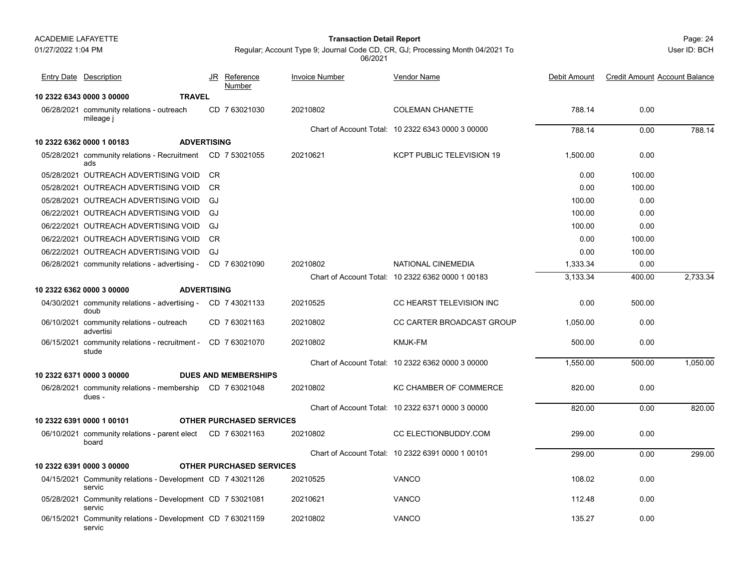ACADEMIE LAFAYETTE

01/27/2022 1:04 PM

**Transaction Detail Report**

Regular; Account Type 9; Journal Code CD, CR, GJ; Processing Month 04/2021 To 06/2021

User ID: BCH

| Entry Date | Description | JR | Reference Number | Invoice Number | Vendor Name | Debit Amount | Credit Amount | Account Balance |
|---|---|---|---|---|---|---|---|---|
| **10 2322 6343 0000 3 00000** | **TRAVEL** | | | | | | | |
| 06/28/2021 | community relations - outreach mileage j | CD | 7 63021030 | 20210802 | COLEMAN CHANETTE | 788.14 | 0.00 | |
| | | | | | Chart of Account Total: 10 2322 6343 0000 3 00000 | 788.14 | 0.00 | 788.14 |
| **10 2322 6362 0000 1 00183** | **ADVERTISING** | | | | | | | |
| 05/28/2021 | community relations - Recruitment ads | CD | 7 53021055 | 20210621 | KCPT PUBLIC TELEVISION 19 | 1,500.00 | 0.00 | |
| 05/28/2021 | OUTREACH ADVERTISING VOID | CR | | | | 0.00 | 100.00 | |
| 05/28/2021 | OUTREACH ADVERTISING VOID | CR | | | | 0.00 | 100.00 | |
| 05/28/2021 | OUTREACH ADVERTISING VOID | GJ | | | | 100.00 | 0.00 | |
| 06/22/2021 | OUTREACH ADVERTISING VOID | GJ | | | | 100.00 | 0.00 | |
| 06/22/2021 | OUTREACH ADVERTISING VOID | GJ | | | | 100.00 | 0.00 | |
| 06/22/2021 | OUTREACH ADVERTISING VOID | CR | | | | 0.00 | 100.00 | |
| 06/22/2021 | OUTREACH ADVERTISING VOID | GJ | | | | 0.00 | 100.00 | |
| 06/28/2021 | community relations - advertising - | CD | 7 63021090 | 20210802 | NATIONAL CINEMEDIA | 1,333.34 | 0.00 | |
| | | | | | Chart of Account Total: 10 2322 6362 0000 1 00183 | 3,133.34 | 400.00 | 2,733.34 |
| **10 2322 6362 0000 3 00000** | **ADVERTISING** | | | | | | | |
| 04/30/2021 | community relations - advertising - doub | CD | 7 43021133 | 20210525 | CC HEARST TELEVISION INC | 0.00 | 500.00 | |
| 06/10/2021 | community relations - outreach advertisi | CD | 7 63021163 | 20210802 | CC CARTER BROADCAST GROUP | 1,050.00 | 0.00 | |
| 06/15/2021 | community relations - recruitment - stude | CD | 7 63021070 | 20210802 | KMJK-FM | 500.00 | 0.00 | |
| | | | | | Chart of Account Total: 10 2322 6362 0000 3 00000 | 1,550.00 | 500.00 | 1,050.00 |
| **10 2322 6371 0000 3 00000** | **DUES AND MEMBERSHIPS** | | | | | | | |
| 06/28/2021 | community relations - membership dues - | CD | 7 63021048 | 20210802 | KC CHAMBER OF COMMERCE | 820.00 | 0.00 | |
| | | | | | Chart of Account Total: 10 2322 6371 0000 3 00000 | 820.00 | 0.00 | 820.00 |
| **10 2322 6391 0000 1 00101** | **OTHER PURCHASED SERVICES** | | | | | | | |
| 06/10/2021 | community relations - parent elect board | CD | 7 63021163 | 20210802 | CC ELECTIONBUDDY.COM | 299.00 | 0.00 | |
| | | | | | Chart of Account Total: 10 2322 6391 0000 1 00101 | 299.00 | 0.00 | 299.00 |
| **10 2322 6391 0000 3 00000** | **OTHER PURCHASED SERVICES** | | | | | | | |
| 04/15/2021 | Community relations - Development servic | CD | 7 43021126 | 20210525 | VANCO | 108.02 | 0.00 | |
| 05/28/2021 | Community relations - Development servic | CD | 7 53021081 | 20210621 | VANCO | 112.48 | 0.00 | |
| 06/15/2021 | Community relations - Development servic | CD | 7 63021159 | 20210802 | VANCO | 135.27 | 0.00 | |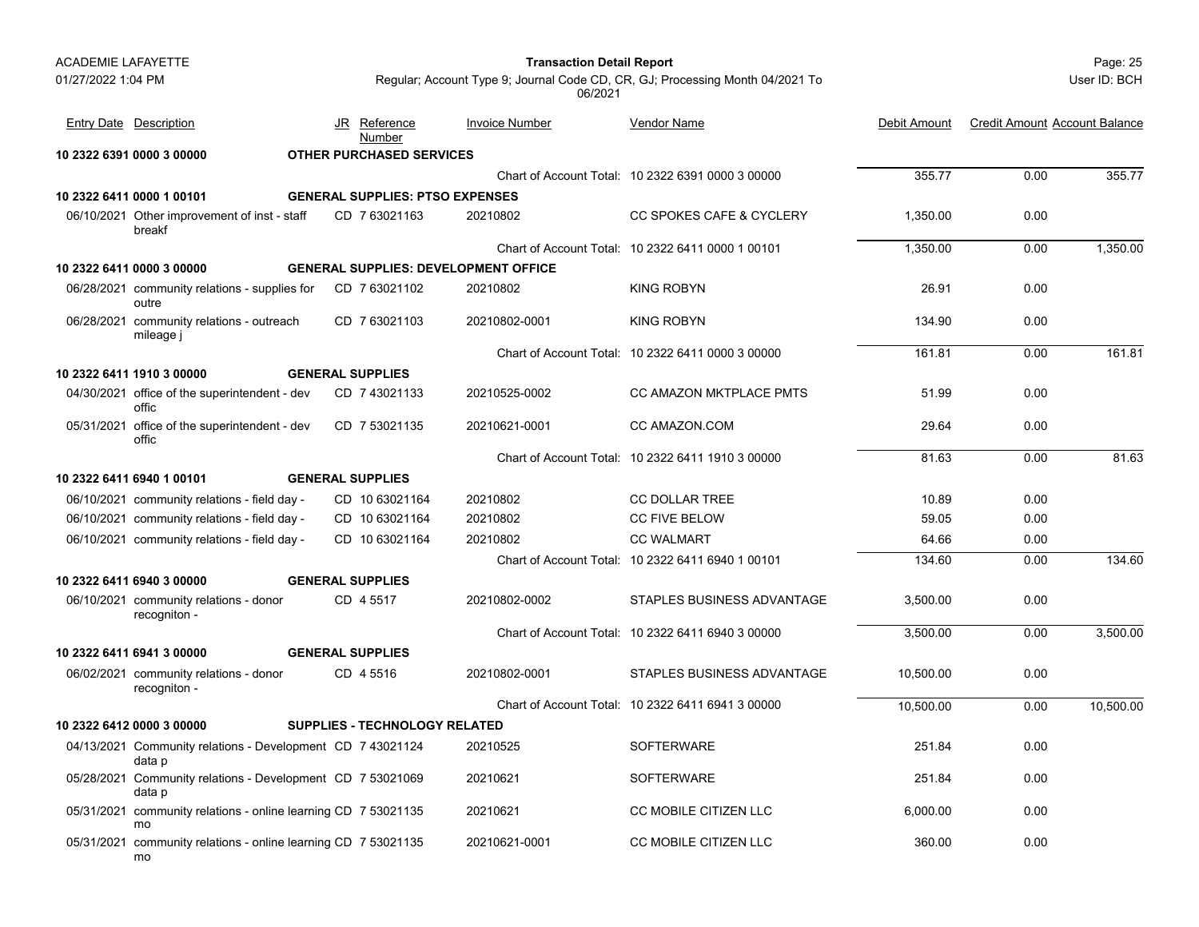| Entry Date | Description | JR | Reference Number | Invoice Number | Vendor Name | Debit Amount | Credit Amount | Account Balance |
|---|---|---|---|---|---|---|---|---|
| **10 2322 6391 0000 3 00000** | **OTHER PURCHASED SERVICES** | | | | | | | |
| | | | | Chart of Account Total: | 10 2322 6391 0000 3 00000 | 355.77 | 0.00 | 355.77 |
| **10 2322 6411 0000 1 00101** | **GENERAL SUPPLIES: PTSO EXPENSES** | | | | | | | |
| 06/10/2021 | Other improvement of inst - staff breakf | CD | 7 63021163 | 20210802 | CC SPOKES CAFE & CYCLERY | 1,350.00 | 0.00 | |
| | | | | Chart of Account Total: | 10 2322 6411 0000 1 00101 | 1,350.00 | 0.00 | 1,350.00 |
| **10 2322 6411 0000 3 00000** | **GENERAL SUPPLIES: DEVELOPMENT OFFICE** | | | | | | | |
| 06/28/2021 | community relations - supplies for outre | CD | 7 63021102 | 20210802 | KING ROBYN | 26.91 | 0.00 | |
| 06/28/2021 | community relations - outreach mileage j | CD | 7 63021103 | 20210802-0001 | KING ROBYN | 134.90 | 0.00 | |
| | | | | Chart of Account Total: | 10 2322 6411 0000 3 00000 | 161.81 | 0.00 | 161.81 |
| **10 2322 6411 1910 3 00000** | **GENERAL SUPPLIES** | | | | | | | |
| 04/30/2021 | office of the superintendent - dev offic | CD | 7 43021133 | 20210525-0002 | CC AMAZON MKTPLACE PMTS | 51.99 | 0.00 | |
| 05/31/2021 | office of the superintendent - dev offic | CD | 7 53021135 | 20210621-0001 | CC AMAZON.COM | 29.64 | 0.00 | |
| | | | | Chart of Account Total: | 10 2322 6411 1910 3 00000 | 81.63 | 0.00 | 81.63 |
| **10 2322 6411 6940 1 00101** | **GENERAL SUPPLIES** | | | | | | | |
| 06/10/2021 | community relations - field day - | CD | 10 63021164 | 20210802 | CC DOLLAR TREE | 10.89 | 0.00 | |
| 06/10/2021 | community relations - field day - | CD | 10 63021164 | 20210802 | CC FIVE BELOW | 59.05 | 0.00 | |
| 06/10/2021 | community relations - field day - | CD | 10 63021164 | 20210802 | CC WALMART | 64.66 | 0.00 | |
| | | | | Chart of Account Total: | 10 2322 6411 6940 1 00101 | 134.60 | 0.00 | 134.60 |
| **10 2322 6411 6940 3 00000** | **GENERAL SUPPLIES** | | | | | | | |
| 06/10/2021 | community relations - donor recogniton - | CD | 4 5517 | 20210802-0002 | STAPLES BUSINESS ADVANTAGE | 3,500.00 | 0.00 | |
| | | | | Chart of Account Total: | 10 2322 6411 6940 3 00000 | 3,500.00 | 0.00 | 3,500.00 |
| **10 2322 6411 6941 3 00000** | **GENERAL SUPPLIES** | | | | | | | |
| 06/02/2021 | community relations - donor recogniton - | CD | 4 5516 | 20210802-0001 | STAPLES BUSINESS ADVANTAGE | 10,500.00 | 0.00 | |
| | | | | Chart of Account Total: | 10 2322 6411 6941 3 00000 | 10,500.00 | 0.00 | 10,500.00 |
| **10 2322 6412 0000 3 00000** | **SUPPLIES - TECHNOLOGY RELATED** | | | | | | | |
| 04/13/2021 | Community relations - Development data p | CD | 7 43021124 | 20210525 | SOFTERWARE | 251.84 | 0.00 | |
| 05/28/2021 | Community relations - Development data p | CD | 7 53021069 | 20210621 | SOFTERWARE | 251.84 | 0.00 | |
| 05/31/2021 | community relations - online learning mo | CD | 7 53021135 | 20210621 | CC MOBILE CITIZEN LLC | 6,000.00 | 0.00 | |
| 05/31/2021 | community relations - online learning mo | CD | 7 53021135 | 20210621-0001 | CC MOBILE CITIZEN LLC | 360.00 | 0.00 | |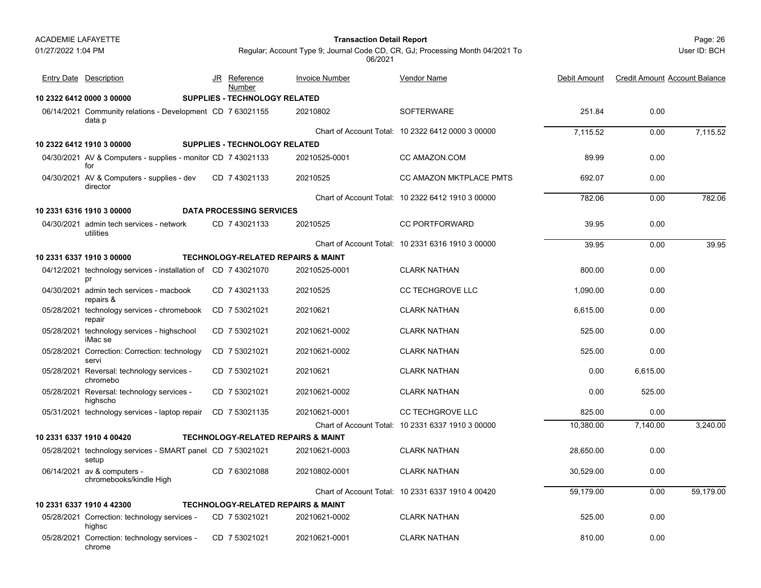ACADEMIE LAFAYETTE

01/27/2022 1:04 PM

**Transaction Detail Report**

Regular; Account Type 9; Journal Code CD, CR, GJ; Processing Month 04/2021 To 06/2021

User ID: BCH

| Entry Date | Description | JR | Reference Number | Invoice Number | Vendor Name | Debit Amount | Credit Amount | Account Balance |
|---|---|---|---|---|---|---|---|---|
| **10 2322 6412 0000 3 00000** | **SUPPLIES - TECHNOLOGY RELATED** | | | | | | | |
| 06/14/2021 | Community relations - Development data p | CD | 7 63021155 | 20210802 | SOFTERWARE | 251.84 | 0.00 | |
| | | | | | Chart of Account Total: 10 2322 6412 0000 3 00000 | 7,115.52 | 0.00 | 7,115.52 |
| **10 2322 6412 1910 3 00000** | **SUPPLIES - TECHNOLOGY RELATED** | | | | | | | |
| 04/30/2021 | AV & Computers - supplies - monitor for | CD | 7 43021133 | 20210525-0001 | CC AMAZON.COM | 89.99 | 0.00 | |
| 04/30/2021 | AV & Computers - supplies - dev director | CD | 7 43021133 | 20210525 | CC AMAZON MKTPLACE PMTS | 692.07 | 0.00 | |
| | | | | | Chart of Account Total: 10 2322 6412 1910 3 00000 | 782.06 | 0.00 | 782.06 |
| **10 2331 6316 1910 3 00000** | **DATA PROCESSING SERVICES** | | | | | | | |
| 04/30/2021 | admin tech services - network utilities | CD | 7 43021133 | 20210525 | CC PORTFORWARD | 39.95 | 0.00 | |
| | | | | | Chart of Account Total: 10 2331 6316 1910 3 00000 | 39.95 | 0.00 | 39.95 |
| **10 2331 6337 1910 3 00000** | **TECHNOLOGY-RELATED REPAIRS & MAINT** | | | | | | | |
| 04/12/2021 | technology services - installation of pr | CD | 7 43021070 | 20210525-0001 | CLARK NATHAN | 800.00 | 0.00 | |
| 04/30/2021 | admin tech services - macbook repairs & | CD | 7 43021133 | 20210525 | CC TECHGROVE LLC | 1,090.00 | 0.00 | |
| 05/28/2021 | technology services - chromebook repair | CD | 7 53021021 | 20210621 | CLARK NATHAN | 6,615.00 | 0.00 | |
| 05/28/2021 | technology services - highschool iMac se | CD | 7 53021021 | 20210621-0002 | CLARK NATHAN | 525.00 | 0.00 | |
| 05/28/2021 | Correction: Correction: technology servi | CD | 7 53021021 | 20210621-0002 | CLARK NATHAN | 525.00 | 0.00 | |
| 05/28/2021 | Reversal: technology services - chromebo | CD | 7 53021021 | 20210621 | CLARK NATHAN | 0.00 | 6,615.00 | |
| 05/28/2021 | Reversal: technology services - highscho | CD | 7 53021021 | 20210621-0002 | CLARK NATHAN | 0.00 | 525.00 | |
| 05/31/2021 | technology services - laptop repair | CD | 7 53021135 | 20210621-0001 | CC TECHGROVE LLC | 825.00 | 0.00 | |
| | | | | | Chart of Account Total: 10 2331 6337 1910 3 00000 | 10,380.00 | 7,140.00 | 3,240.00 |
| **10 2331 6337 1910 4 00420** | **TECHNOLOGY-RELATED REPAIRS & MAINT** | | | | | | | |
| 05/28/2021 | technology services - SMART panel setup | CD | 7 53021021 | 20210621-0003 | CLARK NATHAN | 28,650.00 | 0.00 | |
| 06/14/2021 | av & computers - chromebooks/kindle High | CD | 7 63021088 | 20210802-0001 | CLARK NATHAN | 30,529.00 | 0.00 | |
| | | | | | Chart of Account Total: 10 2331 6337 1910 4 00420 | 59,179.00 | 0.00 | 59,179.00 |
| **10 2331 6337 1910 4 42300** | **TECHNOLOGY-RELATED REPAIRS & MAINT** | | | | | | | |
| 05/28/2021 | Correction: technology services - highsc | CD | 7 53021021 | 20210621-0002 | CLARK NATHAN | 525.00 | 0.00 | |
| 05/28/2021 | Correction: technology services - chrome | CD | 7 53021021 | 20210621-0001 | CLARK NATHAN | 810.00 | 0.00 | |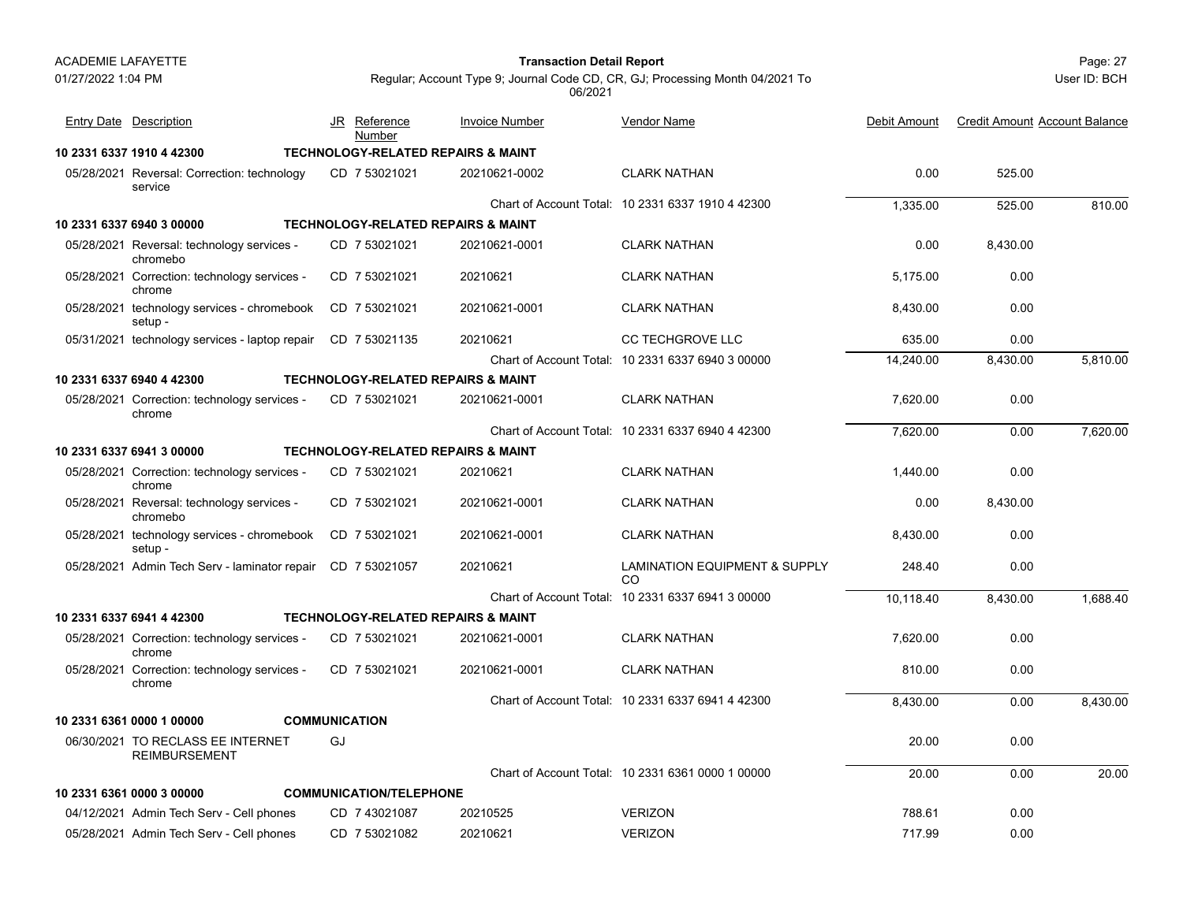| Entry Date | Description | JR | Reference Number | Invoice Number | Vendor Name | Debit Amount | Credit Amount | Account Balance |
|---|---|---|---|---|---|---|---|---|
| **10 2331 6337 1910 4 42300** | **TECHNOLOGY-RELATED REPAIRS & MAINT** | | | | | | | |
| 05/28/2021 | Reversal: Correction: technology service | CD | 7 53021021 | 20210621-0002 | CLARK NATHAN | 0.00 | 525.00 | |
| | | | | | Chart of Account Total: 10 2331 6337 1910 4 42300 | 1,335.00 | 525.00 | 810.00 |
| **10 2331 6337 6940 3 00000** | **TECHNOLOGY-RELATED REPAIRS & MAINT** | | | | | | | |
| 05/28/2021 | Reversal: technology services - chromebo | CD | 7 53021021 | 20210621-0001 | CLARK NATHAN | 0.00 | 8,430.00 | |
| 05/28/2021 | Correction: technology services - chrome | CD | 7 53021021 | 20210621 | CLARK NATHAN | 5,175.00 | 0.00 | |
| 05/28/2021 | technology services - chromebook setup - | CD | 7 53021021 | 20210621-0001 | CLARK NATHAN | 8,430.00 | 0.00 | |
| 05/31/2021 | technology services - laptop repair | CD | 7 53021135 | 20210621 | CC TECHGROVE LLC | 635.00 | 0.00 | |
| | | | | | Chart of Account Total: 10 2331 6337 6940 3 00000 | 14,240.00 | 8,430.00 | 5,810.00 |
| **10 2331 6337 6940 4 42300** | **TECHNOLOGY-RELATED REPAIRS & MAINT** | | | | | | | |
| 05/28/2021 | Correction: technology services - chrome | CD | 7 53021021 | 20210621-0001 | CLARK NATHAN | 7,620.00 | 0.00 | |
| | | | | | Chart of Account Total: 10 2331 6337 6940 4 42300 | 7,620.00 | 0.00 | 7,620.00 |
| **10 2331 6337 6941 3 00000** | **TECHNOLOGY-RELATED REPAIRS & MAINT** | | | | | | | |
| 05/28/2021 | Correction: technology services - chrome | CD | 7 53021021 | 20210621 | CLARK NATHAN | 1,440.00 | 0.00 | |
| 05/28/2021 | Reversal: technology services - chromebo | CD | 7 53021021 | 20210621-0001 | CLARK NATHAN | 0.00 | 8,430.00 | |
| 05/28/2021 | technology services - chromebook setup - | CD | 7 53021021 | 20210621-0001 | CLARK NATHAN | 8,430.00 | 0.00 | |
| 05/28/2021 | Admin Tech Serv - laminator repair | CD | 7 53021057 | 20210621 | LAMINATION EQUIPMENT & SUPPLY CO | 248.40 | 0.00 | |
| | | | | | Chart of Account Total: 10 2331 6337 6941 3 00000 | 10,118.40 | 8,430.00 | 1,688.40 |
| **10 2331 6337 6941 4 42300** | **TECHNOLOGY-RELATED REPAIRS & MAINT** | | | | | | | |
| 05/28/2021 | Correction: technology services - chrome | CD | 7 53021021 | 20210621-0001 | CLARK NATHAN | 7,620.00 | 0.00 | |
| 05/28/2021 | Correction: technology services - chrome | CD | 7 53021021 | 20210621-0001 | CLARK NATHAN | 810.00 | 0.00 | |
| | | | | | Chart of Account Total: 10 2331 6337 6941 4 42300 | 8,430.00 | 0.00 | 8,430.00 |
| **10 2331 6361 0000 1 00000** | **COMMUNICATION** | | | | | | | |
| 06/30/2021 | TO RECLASS EE INTERNET REIMBURSEMENT | GJ | | | | 20.00 | 0.00 | |
| | | | | | Chart of Account Total: 10 2331 6361 0000 1 00000 | 20.00 | 0.00 | 20.00 |
| **10 2331 6361 0000 3 00000** | **COMMUNICATION/TELEPHONE** | | | | | | | |
| 04/12/2021 | Admin Tech Serv - Cell phones | CD | 7 43021087 | 20210525 | VERIZON | 788.61 | 0.00 | |
| 05/28/2021 | Admin Tech Serv - Cell phones | CD | 7 53021082 | 20210621 | VERIZON | 717.99 | 0.00 | |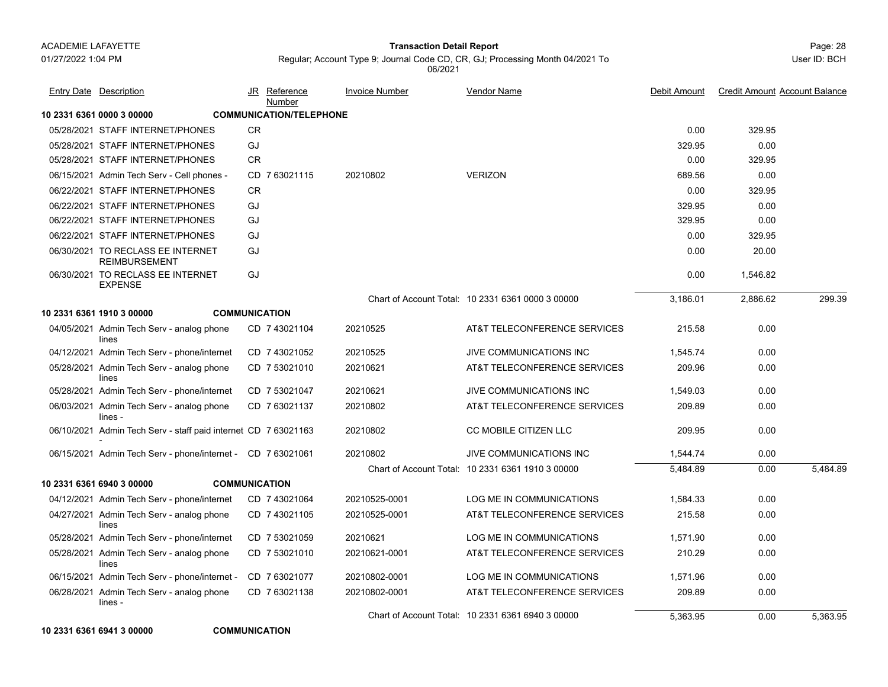| Entry Date | Description | JR | Reference Number | Invoice Number | Vendor Name | Debit Amount | Credit Amount | Account Balance |
|---|---|---|---|---|---|---|---|---|
| **10 2331 6361 0000 3 00000** | **COMMUNICATION/TELEPHONE** | | | | | | | |
| 05/28/2021 | STAFF INTERNET/PHONES | CR | | | | 0.00 | 329.95 | |
| 05/28/2021 | STAFF INTERNET/PHONES | GJ | | | | 329.95 | 0.00 | |
| 05/28/2021 | STAFF INTERNET/PHONES | CR | | | | 0.00 | 329.95 | |
| 06/15/2021 | Admin Tech Serv - Cell phones - | CD | 7 63021115 | 20210802 | VERIZON | 689.56 | 0.00 | |
| 06/22/2021 | STAFF INTERNET/PHONES | CR | | | | 0.00 | 329.95 | |
| 06/22/2021 | STAFF INTERNET/PHONES | GJ | | | | 329.95 | 0.00 | |
| 06/22/2021 | STAFF INTERNET/PHONES | GJ | | | | 329.95 | 0.00 | |
| 06/22/2021 | STAFF INTERNET/PHONES | GJ | | | | 0.00 | 329.95 | |
| 06/30/2021 | TO RECLASS EE INTERNET REIMBURSEMENT | GJ | | | | 0.00 | 20.00 | |
| 06/30/2021 | TO RECLASS EE INTERNET EXPENSE | GJ | | | | 0.00 | 1,546.82 | |
| | | | | Chart of Account Total: | 10 2331 6361 0000 3 00000 | 3,186.01 | 2,886.62 | 299.39 |
| **10 2331 6361 1910 3 00000** | **COMMUNICATION** | | | | | | | |
| 04/05/2021 | Admin Tech Serv - analog phone lines | CD | 7 43021104 | 20210525 | AT&T TELECONFERENCE SERVICES | 215.58 | 0.00 | |
| 04/12/2021 | Admin Tech Serv - phone/internet | CD | 7 43021052 | 20210525 | JIVE COMMUNICATIONS INC | 1,545.74 | 0.00 | |
| 05/28/2021 | Admin Tech Serv - analog phone lines | CD | 7 53021010 | 20210621 | AT&T TELECONFERENCE SERVICES | 209.96 | 0.00 | |
| 05/28/2021 | Admin Tech Serv - phone/internet | CD | 7 53021047 | 20210621 | JIVE COMMUNICATIONS INC | 1,549.03 | 0.00 | |
| 06/03/2021 | Admin Tech Serv - analog phone lines - | CD | 7 63021137 | 20210802 | AT&T TELECONFERENCE SERVICES | 209.89 | 0.00 | |
| 06/10/2021 | Admin Tech Serv - staff paid internet - | CD | 7 63021163 | 20210802 | CC MOBILE CITIZEN LLC | 209.95 | 0.00 | |
| 06/15/2021 | Admin Tech Serv - phone/internet - | CD | 7 63021061 | 20210802 | JIVE COMMUNICATIONS INC | 1,544.74 | 0.00 | |
| | | | | Chart of Account Total: | 10 2331 6361 1910 3 00000 | 5,484.89 | 0.00 | 5,484.89 |
| **10 2331 6361 6940 3 00000** | **COMMUNICATION** | | | | | | | |
| 04/12/2021 | Admin Tech Serv - phone/internet | CD | 7 43021064 | 20210525-0001 | LOG ME IN COMMUNICATIONS | 1,584.33 | 0.00 | |
| 04/27/2021 | Admin Tech Serv - analog phone lines | CD | 7 43021105 | 20210525-0001 | AT&T TELECONFERENCE SERVICES | 215.58 | 0.00 | |
| 05/28/2021 | Admin Tech Serv - phone/internet | CD | 7 53021059 | 20210621 | LOG ME IN COMMUNICATIONS | 1,571.90 | 0.00 | |
| 05/28/2021 | Admin Tech Serv - analog phone lines | CD | 7 53021010 | 20210621-0001 | AT&T TELECONFERENCE SERVICES | 210.29 | 0.00 | |
| 06/15/2021 | Admin Tech Serv - phone/internet - | CD | 7 63021077 | 20210802-0001 | LOG ME IN COMMUNICATIONS | 1,571.96 | 0.00 | |
| 06/28/2021 | Admin Tech Serv - analog phone lines - | CD | 7 63021138 | 20210802-0001 | AT&T TELECONFERENCE SERVICES | 209.89 | 0.00 | |
| | | | | Chart of Account Total: | 10 2331 6361 6940 3 00000 | 5,363.95 | 0.00 | 5,363.95 |
| **10 2331 6361 6941 3 00000** | **COMMUNICATION** | | | | | | | |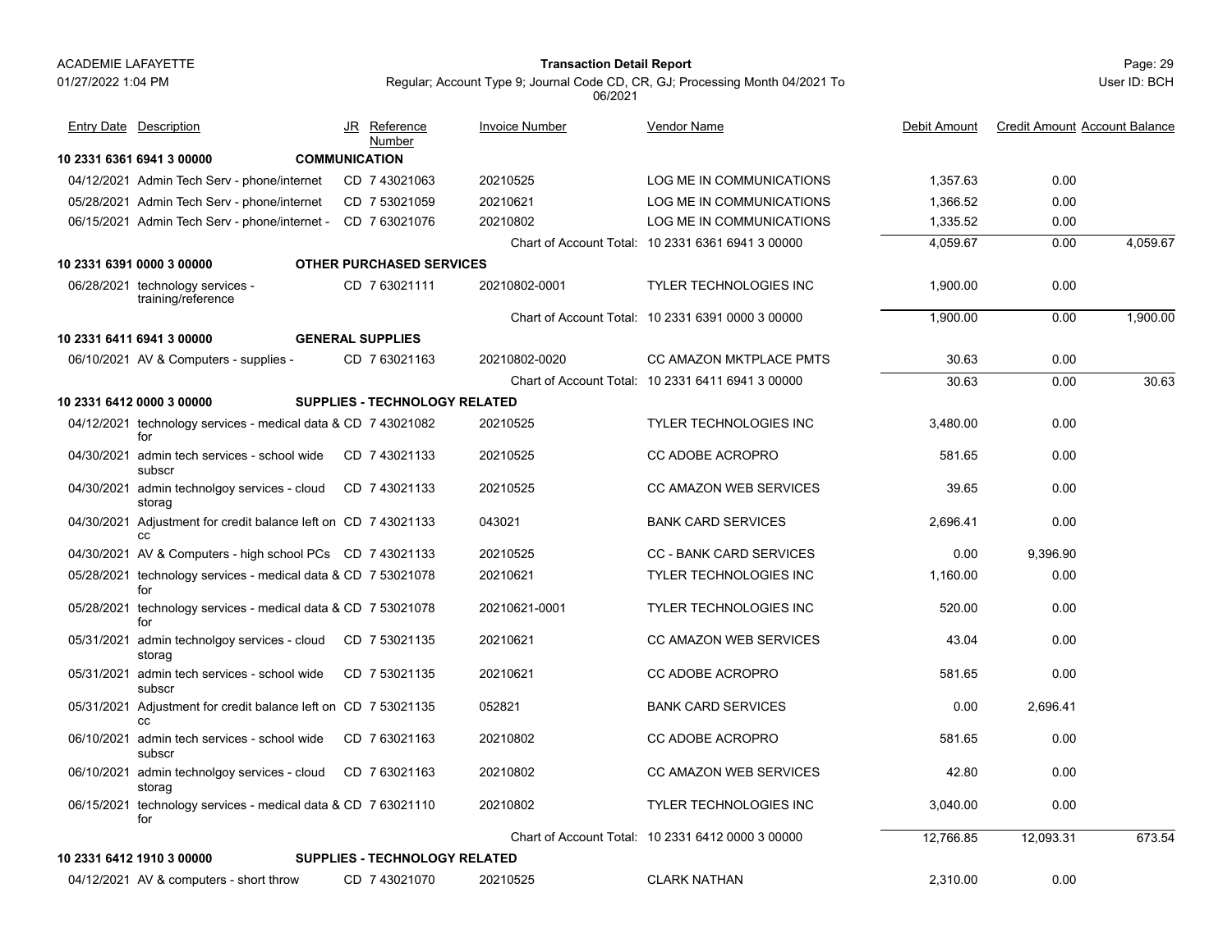ACADEMIE LAFAYETTE
01/27/2022 1:04 PM

**Transaction Detail Report**

Regular; Account Type 9; Journal Code CD, CR, GJ; Processing Month 04/2021 To 06/2021

User ID: BCH

| Entry Date | Description | JR | Reference Number | Invoice Number | Vendor Name | Debit Amount | Credit Amount | Account Balance |
|---|---|---|---|---|---|---|---|---|
| **10 2331 6361 6941 3 00000** | **COMMUNICATION** | | | | | | | |
| 04/12/2021 | Admin Tech Serv - phone/internet | CD | 7 43021063 | 20210525 | LOG ME IN COMMUNICATIONS | 1,357.63 | 0.00 | |
| 05/28/2021 | Admin Tech Serv - phone/internet | CD | 7 53021059 | 20210621 | LOG ME IN COMMUNICATIONS | 1,366.52 | 0.00 | |
| 06/15/2021 | Admin Tech Serv - phone/internet - | CD | 7 63021076 | 20210802 | LOG ME IN COMMUNICATIONS | 1,335.52 | 0.00 | |
| | | | | Chart of Account Total: | 10 2331 6361 6941 3 00000 | 4,059.67 | 0.00 | 4,059.67 |
| **10 2331 6391 0000 3 00000** | **OTHER PURCHASED SERVICES** | | | | | | | |
| 06/28/2021 | technology services - training/reference | CD | 7 63021111 | 20210802-0001 | TYLER TECHNOLOGIES INC | 1,900.00 | 0.00 | |
| | | | | Chart of Account Total: | 10 2331 6391 0000 3 00000 | 1,900.00 | 0.00 | 1,900.00 |
| **10 2331 6411 6941 3 00000** | **GENERAL SUPPLIES** | | | | | | | |
| 06/10/2021 | AV & Computers - supplies - | CD | 7 63021163 | 20210802-0020 | CC AMAZON MKTPLACE PMTS | 30.63 | 0.00 | |
| | | | | Chart of Account Total: | 10 2331 6411 6941 3 00000 | 30.63 | 0.00 | 30.63 |
| **10 2331 6412 0000 3 00000** | **SUPPLIES - TECHNOLOGY RELATED** | | | | | | | |
| 04/12/2021 | technology services - medical data & for | CD | 7 43021082 | 20210525 | TYLER TECHNOLOGIES INC | 3,480.00 | 0.00 | |
| 04/30/2021 | admin tech services - school wide subscr | CD | 7 43021133 | 20210525 | CC ADOBE ACROPRO | 581.65 | 0.00 | |
| 04/30/2021 | admin technolgoy services - cloud storag | CD | 7 43021133 | 20210525 | CC AMAZON WEB SERVICES | 39.65 | 0.00 | |
| 04/30/2021 | Adjustment for credit balance left on cc | CD | 7 43021133 | 043021 | BANK CARD SERVICES | 2,696.41 | 0.00 | |
| 04/30/2021 | AV & Computers - high school PCs | CD | 7 43021133 | 20210525 | CC - BANK CARD SERVICES | 0.00 | 9,396.90 | |
| 05/28/2021 | technology services - medical data & for | CD | 7 53021078 | 20210621 | TYLER TECHNOLOGIES INC | 1,160.00 | 0.00 | |
| 05/28/2021 | technology services - medical data & for | CD | 7 53021078 | 20210621-0001 | TYLER TECHNOLOGIES INC | 520.00 | 0.00 | |
| 05/31/2021 | admin technolgoy services - cloud storag | CD | 7 53021135 | 20210621 | CC AMAZON WEB SERVICES | 43.04 | 0.00 | |
| 05/31/2021 | admin tech services - school wide subscr | CD | 7 53021135 | 20210621 | CC ADOBE ACROPRO | 581.65 | 0.00 | |
| 05/31/2021 | Adjustment for credit balance left on cc | CD | 7 53021135 | 052821 | BANK CARD SERVICES | 0.00 | 2,696.41 | |
| 06/10/2021 | admin tech services - school wide subscr | CD | 7 63021163 | 20210802 | CC ADOBE ACROPRO | 581.65 | 0.00 | |
| 06/10/2021 | admin technolgoy services - cloud storag | CD | 7 63021163 | 20210802 | CC AMAZON WEB SERVICES | 42.80 | 0.00 | |
| 06/15/2021 | technology services - medical data & for | CD | 7 63021110 | 20210802 | TYLER TECHNOLOGIES INC | 3,040.00 | 0.00 | |
| | | | | Chart of Account Total: | 10 2331 6412 0000 3 00000 | 12,766.85 | 12,093.31 | 673.54 |
| **10 2331 6412 1910 3 00000** | **SUPPLIES - TECHNOLOGY RELATED** | | | | | | | |
| 04/12/2021 | AV & computers - short throw | CD | 7 43021070 | 20210525 | CLARK NATHAN | 2,310.00 | 0.00 | |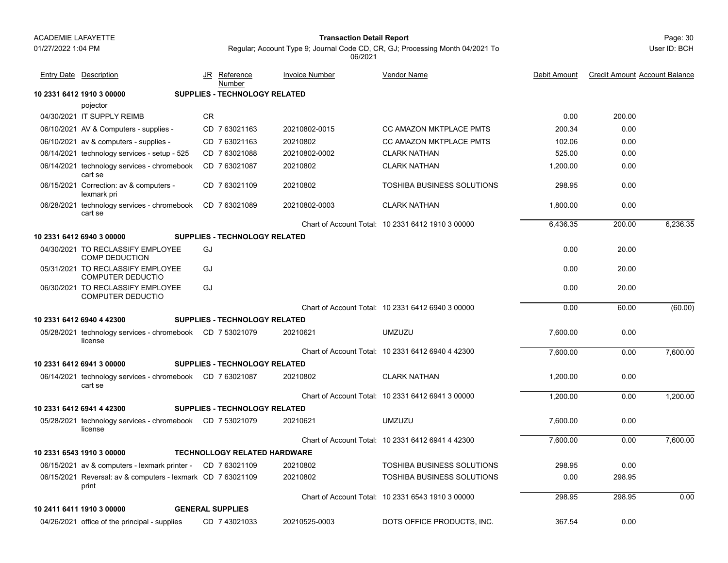ACADEMIE LAFAYETTE
01/27/2022 1:04 PM

**Transaction Detail Report**

Regular; Account Type 9; Journal Code CD, CR, GJ; Processing Month 04/2021 To 06/2021

| Entry Date | Description | JR | Reference Number | Invoice Number | Vendor Name | Debit Amount | Credit Amount | Account Balance |
|---|---|---|---|---|---|---|---|---|
| **10 2331 6412 1910 3 00000** | **SUPPLIES - TECHNOLOGY RELATED** | | | | | | | |
| | pojector | | | | | | | |
| 04/30/2021 | IT SUPPLY REIMB | CR | | | | 0.00 | 200.00 | |
| 06/10/2021 | AV & Computers - supplies - | CD | 7 63021163 | 20210802-0015 | CC AMAZON MKTPLACE PMTS | 200.34 | 0.00 | |
| 06/10/2021 | av & computers - supplies - | CD | 7 63021163 | 20210802 | CC AMAZON MKTPLACE PMTS | 102.06 | 0.00 | |
| 06/14/2021 | technology services - setup - 525 | CD | 7 63021088 | 20210802-0002 | CLARK NATHAN | 525.00 | 0.00 | |
| 06/14/2021 | technology services - chromebook cart se | CD | 7 63021087 | 20210802 | CLARK NATHAN | 1,200.00 | 0.00 | |
| 06/15/2021 | Correction: av & computers - lexmark pri | CD | 7 63021109 | 20210802 | TOSHIBA BUSINESS SOLUTIONS | 298.95 | 0.00 | |
| 06/28/2021 | technology services - chromebook cart se | CD | 7 63021089 | 20210802-0003 | CLARK NATHAN | 1,800.00 | 0.00 | |
| | | | | Chart of Account Total: | 10 2331 6412 1910 3 00000 | 6,436.35 | 200.00 | 6,236.35 |
| **10 2331 6412 6940 3 00000** | **SUPPLIES - TECHNOLOGY RELATED** | | | | | | | |
| 04/30/2021 | TO RECLASSIFY EMPLOYEE COMP DEDUCTION | GJ | | | | 0.00 | 20.00 | |
| 05/31/2021 | TO RECLASSIFY EMPLOYEE COMPUTER DEDUCTIO | GJ | | | | 0.00 | 20.00 | |
| 06/30/2021 | TO RECLASSIFY EMPLOYEE COMPUTER DEDUCTIO | GJ | | | | 0.00 | 20.00 | |
| | | | | Chart of Account Total: | 10 2331 6412 6940 3 00000 | 0.00 | 60.00 | (60.00) |
| **10 2331 6412 6940 4 42300** | **SUPPLIES - TECHNOLOGY RELATED** | | | | | | | |
| 05/28/2021 | technology services - chromebook license | CD | 7 53021079 | 20210621 | UMZUZU | 7,600.00 | 0.00 | |
| | | | | Chart of Account Total: | 10 2331 6412 6940 4 42300 | 7,600.00 | 0.00 | 7,600.00 |
| **10 2331 6412 6941 3 00000** | **SUPPLIES - TECHNOLOGY RELATED** | | | | | | | |
| 06/14/2021 | technology services - chromebook cart se | CD | 7 63021087 | 20210802 | CLARK NATHAN | 1,200.00 | 0.00 | |
| | | | | Chart of Account Total: | 10 2331 6412 6941 3 00000 | 1,200.00 | 0.00 | 1,200.00 |
| **10 2331 6412 6941 4 42300** | **SUPPLIES - TECHNOLOGY RELATED** | | | | | | | |
| 05/28/2021 | technology services - chromebook license | CD | 7 53021079 | 20210621 | UMZUZU | 7,600.00 | 0.00 | |
| | | | | Chart of Account Total: | 10 2331 6412 6941 4 42300 | 7,600.00 | 0.00 | 7,600.00 |
| **10 2331 6543 1910 3 00000** | **TECHNOLLOGY RELATED HARDWARE** | | | | | | | |
| 06/15/2021 | av & computers - lexmark printer - | CD | 7 63021109 | 20210802 | TOSHIBA BUSINESS SOLUTIONS | 298.95 | 0.00 | |
| 06/15/2021 | Reversal: av & computers - lexmark print | CD | 7 63021109 | 20210802 | TOSHIBA BUSINESS SOLUTIONS | 0.00 | 298.95 | |
| | | | | Chart of Account Total: | 10 2331 6543 1910 3 00000 | 298.95 | 298.95 | 0.00 |
| **10 2411 6411 1910 3 00000** | **GENERAL SUPPLIES** | | | | | | | |
| 04/26/2021 | office of the principal - supplies | CD | 7 43021033 | 20210525-0003 | DOTS OFFICE PRODUCTS, INC. | 367.54 | 0.00 | |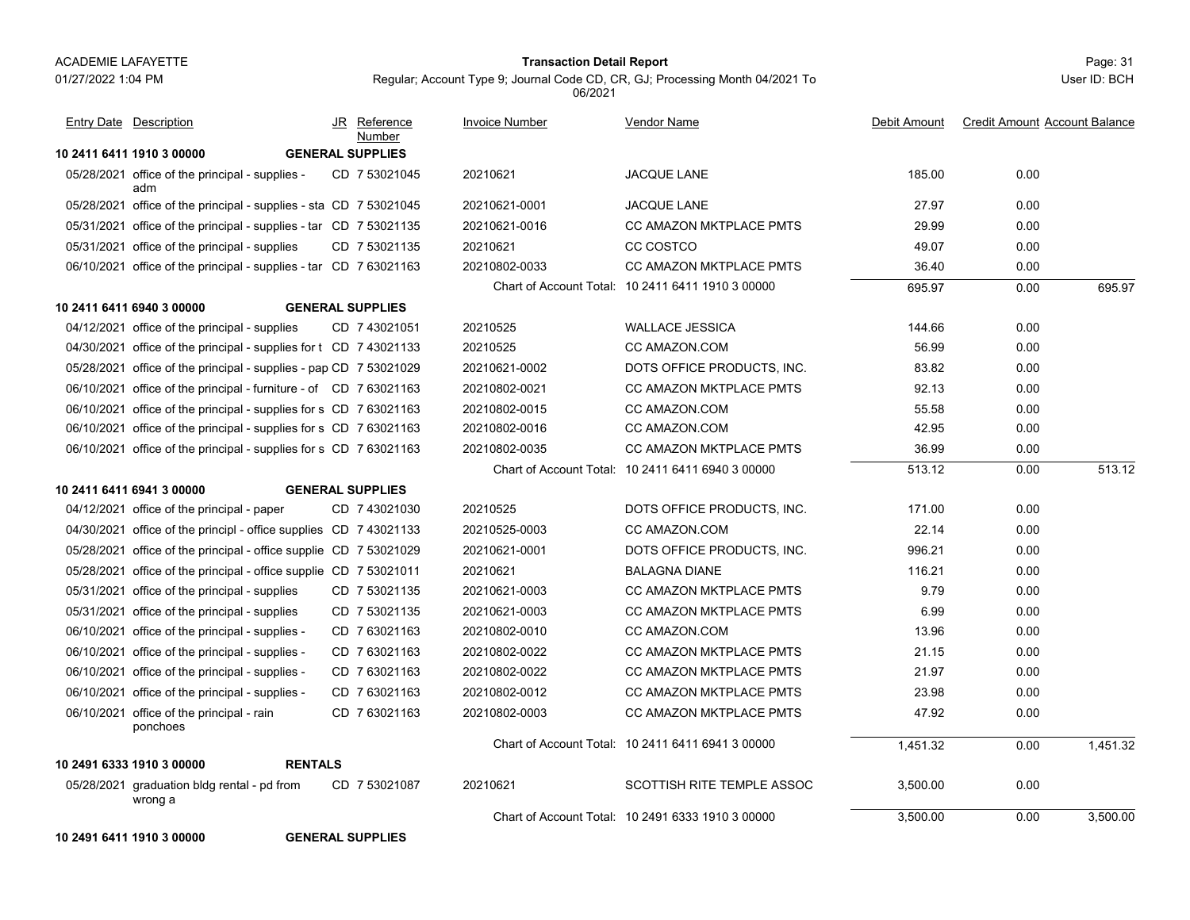| Entry Date | Description | JR | Reference Number | Invoice Number | Vendor Name | Debit Amount | Credit Amount | Account Balance |
|---|---|---|---|---|---|---|---|---|
| **10 2411 6411 1910 3 00000** | **GENERAL SUPPLIES** | | | | | | | |
| 05/28/2021 | office of the principal - supplies - adm | CD | 7 53021045 | 20210621 | JACQUE LANE | 185.00 | 0.00 | |
| 05/28/2021 | office of the principal - supplies - sta | CD | 7 53021045 | 20210621-0001 | JACQUE LANE | 27.97 | 0.00 | |
| 05/31/2021 | office of the principal - supplies - tar | CD | 7 53021135 | 20210621-0016 | CC AMAZON MKTPLACE PMTS | 29.99 | 0.00 | |
| 05/31/2021 | office of the principal - supplies | CD | 7 53021135 | 20210621 | CC COSTCO | 49.07 | 0.00 | |
| 06/10/2021 | office of the principal - supplies - tar | CD | 7 63021163 | 20210802-0033 | CC AMAZON MKTPLACE PMTS | 36.40 | 0.00 | |
| | | | | Chart of Account Total: | 10 2411 6411 1910 3 00000 | 695.97 | 0.00 | 695.97 |
| **10 2411 6411 6940 3 00000** | **GENERAL SUPPLIES** | | | | | | | |
| 04/12/2021 | office of the principal - supplies | CD | 7 43021051 | 20210525 | WALLACE JESSICA | 144.66 | 0.00 | |
| 04/30/2021 | office of the principal - supplies for t | CD | 7 43021133 | 20210525 | CC AMAZON.COM | 56.99 | 0.00 | |
| 05/28/2021 | office of the principal - supplies - pap | CD | 7 53021029 | 20210621-0002 | DOTS OFFICE PRODUCTS, INC. | 83.82 | 0.00 | |
| 06/10/2021 | office of the principal - furniture - of | CD | 7 63021163 | 20210802-0021 | CC AMAZON MKTPLACE PMTS | 92.13 | 0.00 | |
| 06/10/2021 | office of the principal - supplies for s | CD | 7 63021163 | 20210802-0015 | CC AMAZON.COM | 55.58 | 0.00 | |
| 06/10/2021 | office of the principal - supplies for s | CD | 7 63021163 | 20210802-0016 | CC AMAZON.COM | 42.95 | 0.00 | |
| 06/10/2021 | office of the principal - supplies for s | CD | 7 63021163 | 20210802-0035 | CC AMAZON MKTPLACE PMTS | 36.99 | 0.00 | |
| | | | | Chart of Account Total: | 10 2411 6411 6940 3 00000 | 513.12 | 0.00 | 513.12 |
| **10 2411 6411 6941 3 00000** | **GENERAL SUPPLIES** | | | | | | | |
| 04/12/2021 | office of the principal - paper | CD | 7 43021030 | 20210525 | DOTS OFFICE PRODUCTS, INC. | 171.00 | 0.00 | |
| 04/30/2021 | office of the principl - office supplies | CD | 7 43021133 | 20210525-0003 | CC AMAZON.COM | 22.14 | 0.00 | |
| 05/28/2021 | office of the principal - office supplie | CD | 7 53021029 | 20210621-0001 | DOTS OFFICE PRODUCTS, INC. | 996.21 | 0.00 | |
| 05/28/2021 | office of the principal - office supplie | CD | 7 53021011 | 20210621 | BALAGNA DIANE | 116.21 | 0.00 | |
| 05/31/2021 | office of the principal - supplies | CD | 7 53021135 | 20210621-0003 | CC AMAZON MKTPLACE PMTS | 9.79 | 0.00 | |
| 05/31/2021 | office of the principal - supplies | CD | 7 53021135 | 20210621-0003 | CC AMAZON MKTPLACE PMTS | 6.99 | 0.00 | |
| 06/10/2021 | office of the principal - supplies - | CD | 7 63021163 | 20210802-0010 | CC AMAZON.COM | 13.96 | 0.00 | |
| 06/10/2021 | office of the principal - supplies - | CD | 7 63021163 | 20210802-0022 | CC AMAZON MKTPLACE PMTS | 21.15 | 0.00 | |
| 06/10/2021 | office of the principal - supplies - | CD | 7 63021163 | 20210802-0022 | CC AMAZON MKTPLACE PMTS | 21.97 | 0.00 | |
| 06/10/2021 | office of the principal - supplies - | CD | 7 63021163 | 20210802-0012 | CC AMAZON MKTPLACE PMTS | 23.98 | 0.00 | |
| 06/10/2021 | office of the principal - rain ponchoes | CD | 7 63021163 | 20210802-0003 | CC AMAZON MKTPLACE PMTS | 47.92 | 0.00 | |
| | | | | Chart of Account Total: | 10 2411 6411 6941 3 00000 | 1,451.32 | 0.00 | 1,451.32 |
| **10 2491 6333 1910 3 00000** | **RENTALS** | | | | | | | |
| 05/28/2021 | graduation bldg rental - pd from wrong a | CD | 7 53021087 | 20210621 | SCOTTISH RITE TEMPLE ASSOC | 3,500.00 | 0.00 | |
| | | | | Chart of Account Total: | 10 2491 6333 1910 3 00000 | 3,500.00 | 0.00 | 3,500.00 |
| **10 2491 6411 1910 3 00000** | **GENERAL SUPPLIES** | | | | | | | |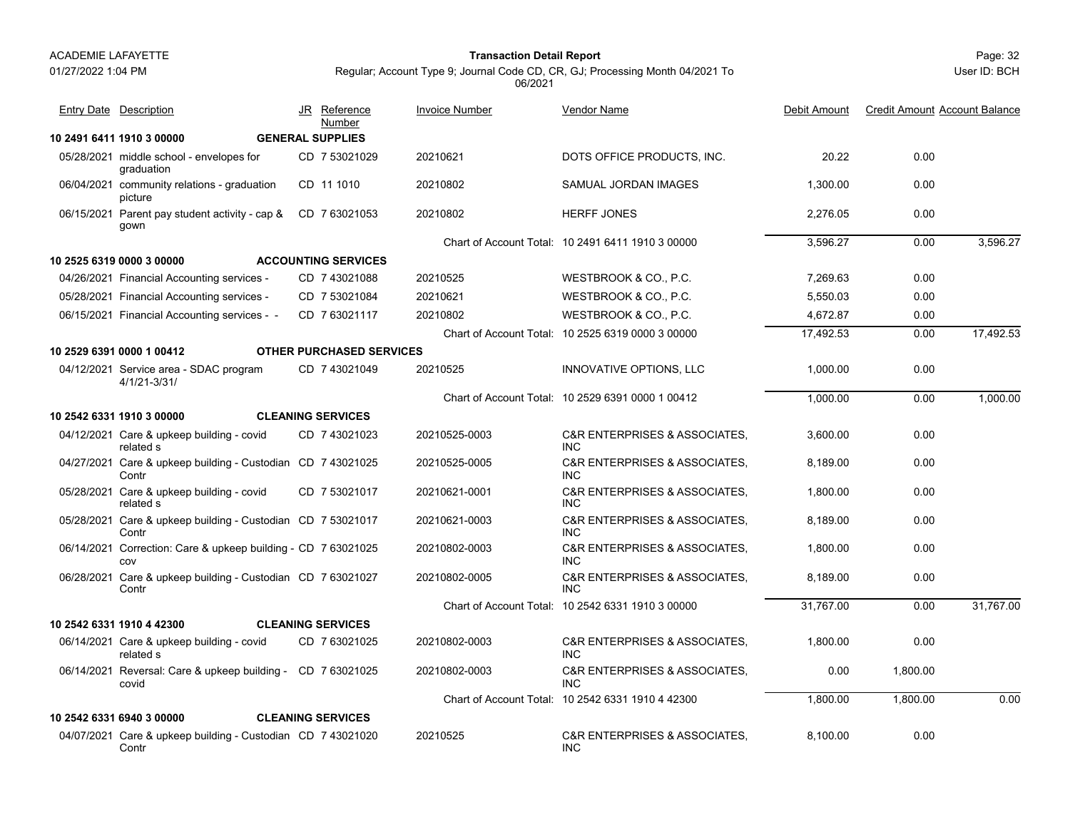ACADEMIE LAFAYETTE

01/27/2022 1:04 PM

**Transaction Detail Report**

Regular; Account Type 9; Journal Code CD, CR, GJ; Processing Month 04/2021 To 06/2021

User ID: BCH

| Entry Date | Description | JR | Reference Number | Invoice Number | Vendor Name | Debit Amount | Credit Amount | Account Balance |
|---|---|---|---|---|---|---|---|---|
| **10 2491 6411 1910 3 00000** | **GENERAL SUPPLIES** | | | | | | | |
| 05/28/2021 | middle school - envelopes for graduation | CD | 7 53021029 | 20210621 | DOTS OFFICE PRODUCTS, INC. | 20.22 | 0.00 | |
| 06/04/2021 | community relations - graduation picture | CD | 11 1010 | 20210802 | SAMUAL JORDAN IMAGES | 1,300.00 | 0.00 | |
| 06/15/2021 | Parent pay student activity - cap & gown | CD | 7 63021053 | 20210802 | HERFF JONES | 2,276.05 | 0.00 | |
| | | | | Chart of Account Total: | 10 2491 6411 1910 3 00000 | 3,596.27 | 0.00 | 3,596.27 |
| **10 2525 6319 0000 3 00000** | **ACCOUNTING SERVICES** | | | | | | | |
| 04/26/2021 | Financial Accounting services - | CD | 7 43021088 | 20210525 | WESTBROOK & CO., P.C. | 7,269.63 | 0.00 | |
| 05/28/2021 | Financial Accounting services - | CD | 7 53021084 | 20210621 | WESTBROOK & CO., P.C. | 5,550.03 | 0.00 | |
| 06/15/2021 | Financial Accounting services - - | CD | 7 63021117 | 20210802 | WESTBROOK & CO., P.C. | 4,672.87 | 0.00 | |
| | | | | Chart of Account Total: | 10 2525 6319 0000 3 00000 | 17,492.53 | 0.00 | 17,492.53 |
| **10 2529 6391 0000 1 00412** | **OTHER PURCHASED SERVICES** | | | | | | | |
| 04/12/2021 | Service area - SDAC program 4/1/21-3/31/ | CD | 7 43021049 | 20210525 | INNOVATIVE OPTIONS, LLC | 1,000.00 | 0.00 | |
| | | | | Chart of Account Total: | 10 2529 6391 0000 1 00412 | 1,000.00 | 0.00 | 1,000.00 |
| **10 2542 6331 1910 3 00000** | **CLEANING SERVICES** | | | | | | | |
| 04/12/2021 | Care & upkeep building - covid related s | CD | 7 43021023 | 20210525-0003 | C&R ENTERPRISES & ASSOCIATES, INC | 3,600.00 | 0.00 | |
| 04/27/2021 | Care & upkeep building - Custodian Contr | CD | 7 43021025 | 20210525-0005 | C&R ENTERPRISES & ASSOCIATES, INC | 8,189.00 | 0.00 | |
| 05/28/2021 | Care & upkeep building - covid related s | CD | 7 53021017 | 20210621-0001 | C&R ENTERPRISES & ASSOCIATES, INC | 1,800.00 | 0.00 | |
| 05/28/2021 | Care & upkeep building - Custodian Contr | CD | 7 53021017 | 20210621-0003 | C&R ENTERPRISES & ASSOCIATES, INC | 8,189.00 | 0.00 | |
| 06/14/2021 | Correction: Care & upkeep building - cov | CD | 7 63021025 | 20210802-0003 | C&R ENTERPRISES & ASSOCIATES, INC | 1,800.00 | 0.00 | |
| 06/28/2021 | Care & upkeep building - Custodian Contr | CD | 7 63021027 | 20210802-0005 | C&R ENTERPRISES & ASSOCIATES, INC | 8,189.00 | 0.00 | |
| | | | | Chart of Account Total: | 10 2542 6331 1910 3 00000 | 31,767.00 | 0.00 | 31,767.00 |
| **10 2542 6331 1910 4 42300** | **CLEANING SERVICES** | | | | | | | |
| 06/14/2021 | Care & upkeep building - covid related s | CD | 7 63021025 | 20210802-0003 | C&R ENTERPRISES & ASSOCIATES, INC | 1,800.00 | 0.00 | |
| 06/14/2021 | Reversal: Care & upkeep building - covid | CD | 7 63021025 | 20210802-0003 | C&R ENTERPRISES & ASSOCIATES, INC | 0.00 | 1,800.00 | |
| | | | | Chart of Account Total: | 10 2542 6331 1910 4 42300 | 1,800.00 | 1,800.00 | 0.00 |
| **10 2542 6331 6940 3 00000** | **CLEANING SERVICES** | | | | | | | |
| 04/07/2021 | Care & upkeep building - Custodian Contr | CD | 7 43021020 | 20210525 | C&R ENTERPRISES & ASSOCIATES, INC | 8,100.00 | 0.00 | |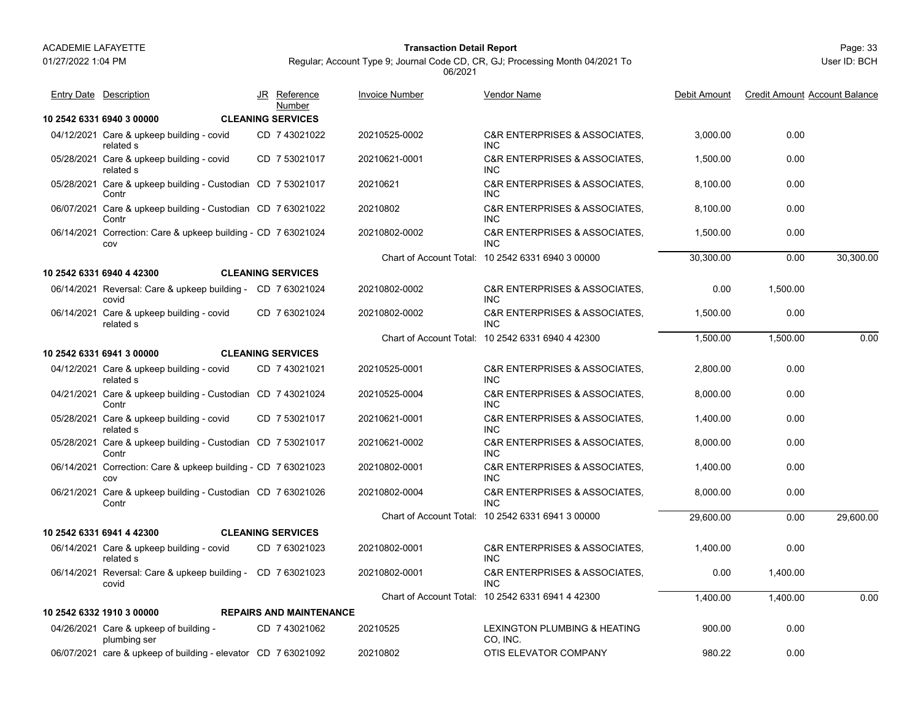| Entry Date | Description | JR | Reference Number | Invoice Number | Vendor Name | Debit Amount | Credit Amount | Account Balance |
|---|---|---|---|---|---|---|---|---|
| **10 2542 6331 6940 3 00000** | **CLEANING SERVICES** | | | | | | | |
| 04/12/2021 | Care & upkeep building - covid related s | CD | 7 43021022 | 20210525-0002 | C&R ENTERPRISES & ASSOCIATES, INC | 3,000.00 | 0.00 | |
| 05/28/2021 | Care & upkeep building - covid related s | CD | 7 53021017 | 20210621-0001 | C&R ENTERPRISES & ASSOCIATES, INC | 1,500.00 | 0.00 | |
| 05/28/2021 | Care & upkeep building - Custodian Contr | CD | 7 53021017 | 20210621 | C&R ENTERPRISES & ASSOCIATES, INC | 8,100.00 | 0.00 | |
| 06/07/2021 | Care & upkeep building - Custodian Contr | CD | 7 63021022 | 20210802 | C&R ENTERPRISES & ASSOCIATES, INC | 8,100.00 | 0.00 | |
| 06/14/2021 | Correction: Care & upkeep building - cov | CD | 7 63021024 | 20210802-0002 | C&R ENTERPRISES & ASSOCIATES, INC | 1,500.00 | 0.00 | |
| | | | | Chart of Account Total: | 10 2542 6331 6940 3 00000 | 30,300.00 | 0.00 | 30,300.00 |
| **10 2542 6331 6940 4 42300** | **CLEANING SERVICES** | | | | | | | |
| 06/14/2021 | Reversal: Care & upkeep building - covid | CD | 7 63021024 | 20210802-0002 | C&R ENTERPRISES & ASSOCIATES, INC | 0.00 | 1,500.00 | |
| 06/14/2021 | Care & upkeep building - covid related s | CD | 7 63021024 | 20210802-0002 | C&R ENTERPRISES & ASSOCIATES, INC | 1,500.00 | 0.00 | |
| | | | | Chart of Account Total: | 10 2542 6331 6940 4 42300 | 1,500.00 | 1,500.00 | 0.00 |
| **10 2542 6331 6941 3 00000** | **CLEANING SERVICES** | | | | | | | |
| 04/12/2021 | Care & upkeep building - covid related s | CD | 7 43021021 | 20210525-0001 | C&R ENTERPRISES & ASSOCIATES, INC | 2,800.00 | 0.00 | |
| 04/21/2021 | Care & upkeep building - Custodian Contr | CD | 7 43021024 | 20210525-0004 | C&R ENTERPRISES & ASSOCIATES, INC | 8,000.00 | 0.00 | |
| 05/28/2021 | Care & upkeep building - covid related s | CD | 7 53021017 | 20210621-0001 | C&R ENTERPRISES & ASSOCIATES, INC | 1,400.00 | 0.00 | |
| 05/28/2021 | Care & upkeep building - Custodian Contr | CD | 7 53021017 | 20210621-0002 | C&R ENTERPRISES & ASSOCIATES, INC | 8,000.00 | 0.00 | |
| 06/14/2021 | Correction: Care & upkeep building - cov | CD | 7 63021023 | 20210802-0001 | C&R ENTERPRISES & ASSOCIATES, INC | 1,400.00 | 0.00 | |
| 06/21/2021 | Care & upkeep building - Custodian Contr | CD | 7 63021026 | 20210802-0004 | C&R ENTERPRISES & ASSOCIATES, INC | 8,000.00 | 0.00 | |
| | | | | Chart of Account Total: | 10 2542 6331 6941 3 00000 | 29,600.00 | 0.00 | 29,600.00 |
| **10 2542 6331 6941 4 42300** | **CLEANING SERVICES** | | | | | | | |
| 06/14/2021 | Care & upkeep building - covid related s | CD | 7 63021023 | 20210802-0001 | C&R ENTERPRISES & ASSOCIATES, INC | 1,400.00 | 0.00 | |
| 06/14/2021 | Reversal: Care & upkeep building - covid | CD | 7 63021023 | 20210802-0001 | C&R ENTERPRISES & ASSOCIATES, INC | 0.00 | 1,400.00 | |
| | | | | Chart of Account Total: | 10 2542 6331 6941 4 42300 | 1,400.00 | 1,400.00 | 0.00 |
| **10 2542 6332 1910 3 00000** | **REPAIRS AND MAINTENANCE** | | | | | | | |
| 04/26/2021 | Care & upkeep of building - plumbing ser | CD | 7 43021062 | 20210525 | LEXINGTON PLUMBING & HEATING CO, INC. | 900.00 | 0.00 | |
| 06/07/2021 | care & upkeep of building - elevator | CD | 7 63021092 | 20210802 | OTIS ELEVATOR COMPANY | 980.22 | 0.00 | |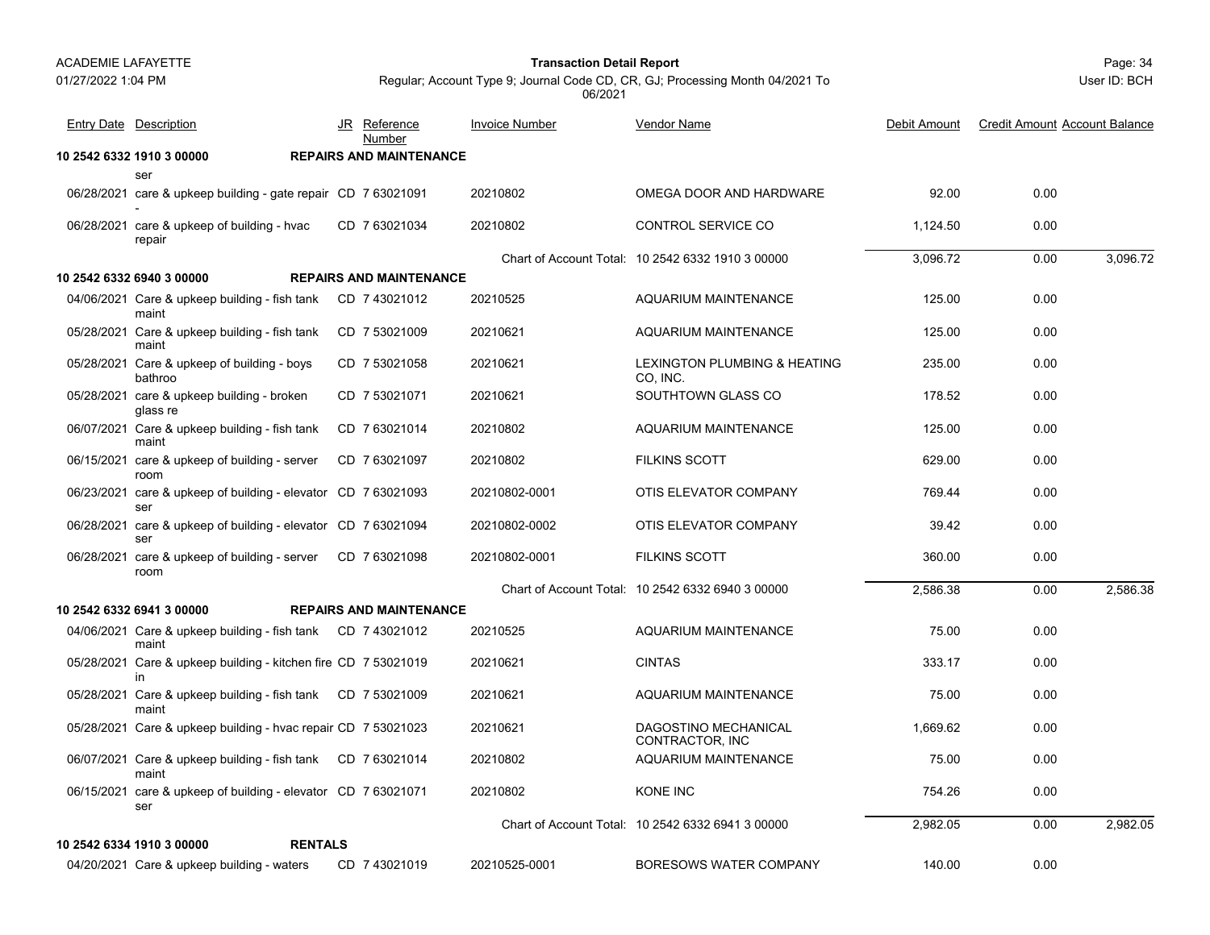| Entry Date | Description | JR | Reference Number | Invoice Number | Vendor Name | Debit Amount | Credit Amount | Account Balance |
|---|---|---|---|---|---|---|---|---|
| **10 2542 6332 1910 3 00000** | **REPAIRS AND MAINTENANCE** | | | | | | | |
| | ser | | | | | | | |
| 06/28/2021 | care & upkeep building - gate repair - | CD | 7 63021091 | 20210802 | OMEGA DOOR AND HARDWARE | 92.00 | 0.00 | |
| 06/28/2021 | care & upkeep of building - hvac repair | CD | 7 63021034 | 20210802 | CONTROL SERVICE CO | 1,124.50 | 0.00 | |
| | | | | Chart of Account Total: | 10 2542 6332 1910 3 00000 | 3,096.72 | 0.00 | 3,096.72 |
| **10 2542 6332 6940 3 00000** | **REPAIRS AND MAINTENANCE** | | | | | | | |
| 04/06/2021 | Care & upkeep building - fish tank maint | CD | 7 43021012 | 20210525 | AQUARIUM MAINTENANCE | 125.00 | 0.00 | |
| 05/28/2021 | Care & upkeep building - fish tank maint | CD | 7 53021009 | 20210621 | AQUARIUM MAINTENANCE | 125.00 | 0.00 | |
| 05/28/2021 | Care & upkeep of building - boys bathroo | CD | 7 53021058 | 20210621 | LEXINGTON PLUMBING & HEATING CO, INC. | 235.00 | 0.00 | |
| 05/28/2021 | care & upkeep building - broken glass re | CD | 7 53021071 | 20210621 | SOUTHTOWN GLASS CO | 178.52 | 0.00 | |
| 06/07/2021 | Care & upkeep building - fish tank maint | CD | 7 63021014 | 20210802 | AQUARIUM MAINTENANCE | 125.00 | 0.00 | |
| 06/15/2021 | care & upkeep of building - server room | CD | 7 63021097 | 20210802 | FILKINS SCOTT | 629.00 | 0.00 | |
| 06/23/2021 | care & upkeep of building - elevator ser | CD | 7 63021093 | 20210802-0001 | OTIS ELEVATOR COMPANY | 769.44 | 0.00 | |
| 06/28/2021 | care & upkeep of building - elevator ser | CD | 7 63021094 | 20210802-0002 | OTIS ELEVATOR COMPANY | 39.42 | 0.00 | |
| 06/28/2021 | care & upkeep of building - server room | CD | 7 63021098 | 20210802-0001 | FILKINS SCOTT | 360.00 | 0.00 | |
| | | | | Chart of Account Total: | 10 2542 6332 6940 3 00000 | 2,586.38 | 0.00 | 2,586.38 |
| **10 2542 6332 6941 3 00000** | **REPAIRS AND MAINTENANCE** | | | | | | | |
| 04/06/2021 | Care & upkeep building - fish tank maint | CD | 7 43021012 | 20210525 | AQUARIUM MAINTENANCE | 75.00 | 0.00 | |
| 05/28/2021 | Care & upkeep building - kitchen fire in | CD | 7 53021019 | 20210621 | CINTAS | 333.17 | 0.00 | |
| 05/28/2021 | Care & upkeep building - fish tank maint | CD | 7 53021009 | 20210621 | AQUARIUM MAINTENANCE | 75.00 | 0.00 | |
| 05/28/2021 | Care & upkeep building - hvac repair | CD | 7 53021023 | 20210621 | DAGOSTINO MECHANICAL CONTRACTOR, INC | 1,669.62 | 0.00 | |
| 06/07/2021 | Care & upkeep building - fish tank maint | CD | 7 63021014 | 20210802 | AQUARIUM MAINTENANCE | 75.00 | 0.00 | |
| 06/15/2021 | care & upkeep of building - elevator ser | CD | 7 63021071 | 20210802 | KONE INC | 754.26 | 0.00 | |
| | | | | Chart of Account Total: | 10 2542 6332 6941 3 00000 | 2,982.05 | 0.00 | 2,982.05 |
| **10 2542 6334 1910 3 00000** | **RENTALS** | | | | | | | |
| 04/20/2021 | Care & upkeep building - waters | CD | 7 43021019 | 20210525-0001 | BORESOWS WATER COMPANY | 140.00 | 0.00 | |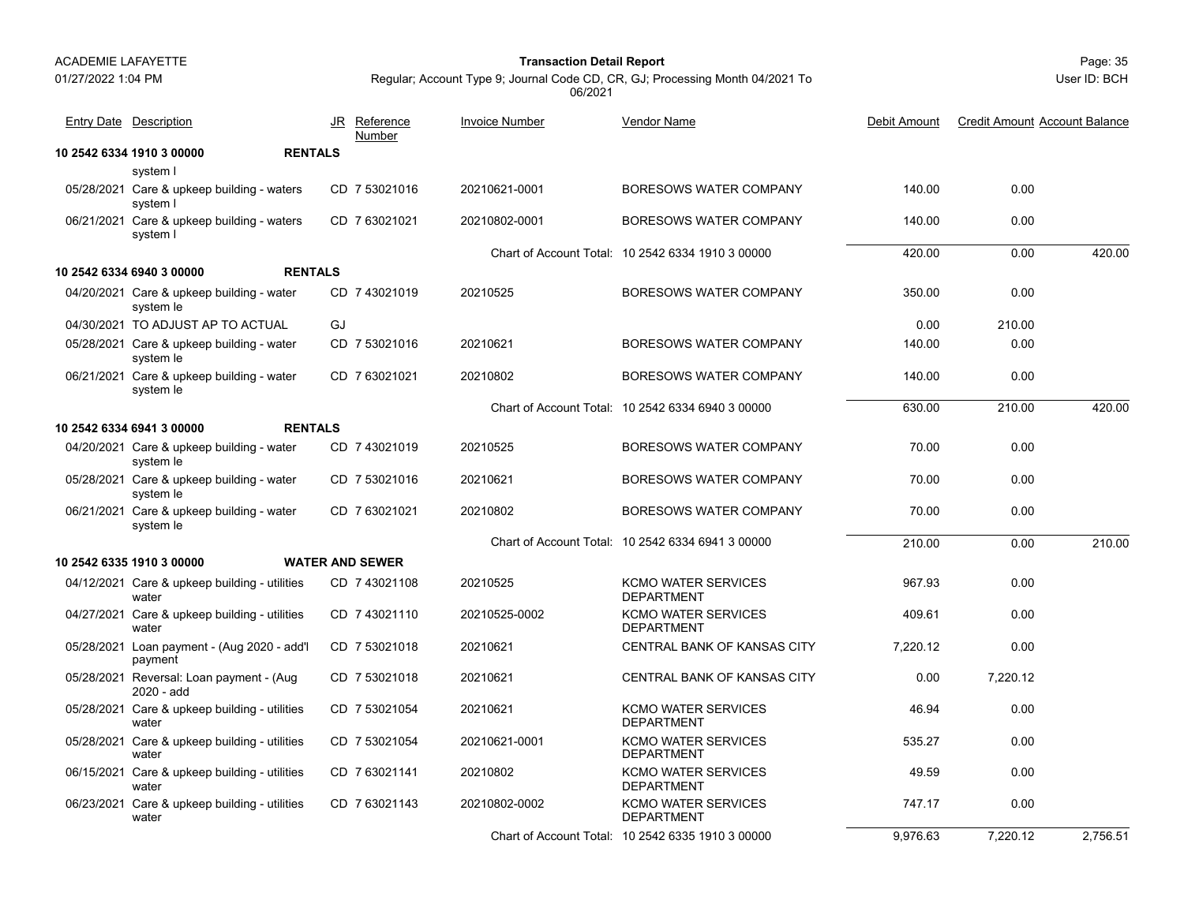| Entry Date | Description | JR | Reference Number | Invoice Number | Vendor Name | Debit Amount | Credit Amount | Account Balance |
|---|---|---|---|---|---|---|---|---|
| **10 2542 6334 1910 3 00000** | **RENTALS** | | | | | | | |
| | system l | | | | | | | |
| 05/28/2021 | Care & upkeep building - waters system l | CD | 7 53021016 | 20210621-0001 | BORESOWS WATER COMPANY | 140.00 | 0.00 | |
| 06/21/2021 | Care & upkeep building - waters system l | CD | 7 63021021 | 20210802-0001 | BORESOWS WATER COMPANY | 140.00 | 0.00 | |
| | | | | Chart of Account Total: | 10 2542 6334 1910 3 00000 | 420.00 | 0.00 | 420.00 |
| **10 2542 6334 6940 3 00000** | **RENTALS** | | | | | | | |
| 04/20/2021 | Care & upkeep building - water system le | CD | 7 43021019 | 20210525 | BORESOWS WATER COMPANY | 350.00 | 0.00 | |
| 04/30/2021 | TO ADJUST AP TO ACTUAL | GJ | | | | 0.00 | 210.00 | |
| 05/28/2021 | Care & upkeep building - water system le | CD | 7 53021016 | 20210621 | BORESOWS WATER COMPANY | 140.00 | 0.00 | |
| 06/21/2021 | Care & upkeep building - water system le | CD | 7 63021021 | 20210802 | BORESOWS WATER COMPANY | 140.00 | 0.00 | |
| | | | | Chart of Account Total: | 10 2542 6334 6940 3 00000 | 630.00 | 210.00 | 420.00 |
| **10 2542 6334 6941 3 00000** | **RENTALS** | | | | | | | |
| 04/20/2021 | Care & upkeep building - water system le | CD | 7 43021019 | 20210525 | BORESOWS WATER COMPANY | 70.00 | 0.00 | |
| 05/28/2021 | Care & upkeep building - water system le | CD | 7 53021016 | 20210621 | BORESOWS WATER COMPANY | 70.00 | 0.00 | |
| 06/21/2021 | Care & upkeep building - water system le | CD | 7 63021021 | 20210802 | BORESOWS WATER COMPANY | 70.00 | 0.00 | |
| | | | | Chart of Account Total: | 10 2542 6334 6941 3 00000 | 210.00 | 0.00 | 210.00 |
| **10 2542 6335 1910 3 00000** | **WATER AND SEWER** | | | | | | | |
| 04/12/2021 | Care & upkeep building - utilities water | CD | 7 43021108 | 20210525 | KCMO WATER SERVICES DEPARTMENT | 967.93 | 0.00 | |
| 04/27/2021 | Care & upkeep building - utilities water | CD | 7 43021110 | 20210525-0002 | KCMO WATER SERVICES DEPARTMENT | 409.61 | 0.00 | |
| 05/28/2021 | Loan payment - (Aug 2020 - add'l payment | CD | 7 53021018 | 20210621 | CENTRAL BANK OF KANSAS CITY | 7,220.12 | 0.00 | |
| 05/28/2021 | Reversal: Loan payment - (Aug 2020 - add | CD | 7 53021018 | 20210621 | CENTRAL BANK OF KANSAS CITY | 0.00 | 7,220.12 | |
| 05/28/2021 | Care & upkeep building - utilities water | CD | 7 53021054 | 20210621 | KCMO WATER SERVICES DEPARTMENT | 46.94 | 0.00 | |
| 05/28/2021 | Care & upkeep building - utilities water | CD | 7 53021054 | 20210621-0001 | KCMO WATER SERVICES DEPARTMENT | 535.27 | 0.00 | |
| 06/15/2021 | Care & upkeep building - utilities water | CD | 7 63021141 | 20210802 | KCMO WATER SERVICES DEPARTMENT | 49.59 | 0.00 | |
| 06/23/2021 | Care & upkeep building - utilities water | CD | 7 63021143 | 20210802-0002 | KCMO WATER SERVICES DEPARTMENT | 747.17 | 0.00 | |
| | | | | Chart of Account Total: | 10 2542 6335 1910 3 00000 | 9,976.63 | 7,220.12 | 2,756.51 |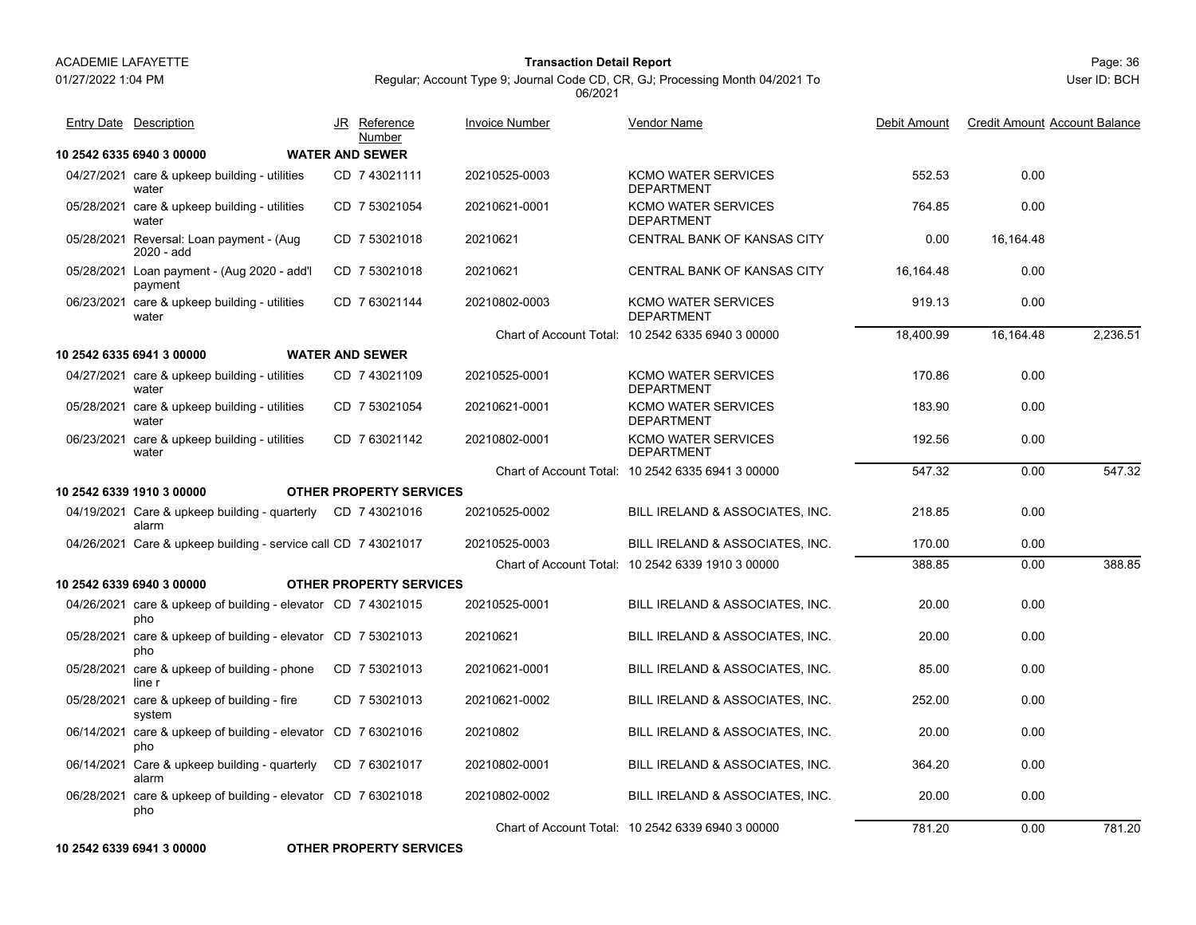**ACADEMIE LAFAYETTE**
**Transaction Detail Report**
Regular; Account Type 9; Journal Code CD, CR, GJ; Processing Month 04/2021 To 06/2021

01/27/2022 1:04 PM — User ID: BCH

| Entry Date | Description | JR | Reference Number | Invoice Number | Vendor Name | Debit Amount | Credit Amount | Account Balance |
|---|---|---|---|---|---|---|---|---|
| **10 2542 6335 6940 3 00000** | **WATER AND SEWER** | | | | | | | |
| 04/27/2021 | care & upkeep building - utilities water | CD | 7 43021111 | 20210525-0003 | KCMO WATER SERVICES DEPARTMENT | 552.53 | 0.00 | |
| 05/28/2021 | care & upkeep building - utilities water | CD | 7 53021054 | 20210621-0001 | KCMO WATER SERVICES DEPARTMENT | 764.85 | 0.00 | |
| 05/28/2021 | Reversal: Loan payment - (Aug 2020 - add | CD | 7 53021018 | 20210621 | CENTRAL BANK OF KANSAS CITY | 0.00 | 16,164.48 | |
| 05/28/2021 | Loan payment - (Aug 2020 - add'l payment | CD | 7 53021018 | 20210621 | CENTRAL BANK OF KANSAS CITY | 16,164.48 | 0.00 | |
| 06/23/2021 | care & upkeep building - utilities water | CD | 7 63021144 | 20210802-0003 | KCMO WATER SERVICES DEPARTMENT | 919.13 | 0.00 | |
| | | | | Chart of Account Total: | 10 2542 6335 6940 3 00000 | 18,400.99 | 16,164.48 | 2,236.51 |
| **10 2542 6335 6941 3 00000** | **WATER AND SEWER** | | | | | | | |
| 04/27/2021 | care & upkeep building - utilities water | CD | 7 43021109 | 20210525-0001 | KCMO WATER SERVICES DEPARTMENT | 170.86 | 0.00 | |
| 05/28/2021 | care & upkeep building - utilities water | CD | 7 53021054 | 20210621-0001 | KCMO WATER SERVICES DEPARTMENT | 183.90 | 0.00 | |
| 06/23/2021 | care & upkeep building - utilities water | CD | 7 63021142 | 20210802-0001 | KCMO WATER SERVICES DEPARTMENT | 192.56 | 0.00 | |
| | | | | Chart of Account Total: | 10 2542 6335 6941 3 00000 | 547.32 | 0.00 | 547.32 |
| **10 2542 6339 1910 3 00000** | **OTHER PROPERTY SERVICES** | | | | | | | |
| 04/19/2021 | Care & upkeep building - quarterly alarm | CD | 7 43021016 | 20210525-0002 | BILL IRELAND & ASSOCIATES, INC. | 218.85 | 0.00 | |
| 04/26/2021 | Care & upkeep building - service call | CD | 7 43021017 | 20210525-0003 | BILL IRELAND & ASSOCIATES, INC. | 170.00 | 0.00 | |
| | | | | Chart of Account Total: | 10 2542 6339 1910 3 00000 | 388.85 | 0.00 | 388.85 |
| **10 2542 6339 6940 3 00000** | **OTHER PROPERTY SERVICES** | | | | | | | |
| 04/26/2021 | care & upkeep of building - elevator pho | CD | 7 43021015 | 20210525-0001 | BILL IRELAND & ASSOCIATES, INC. | 20.00 | 0.00 | |
| 05/28/2021 | care & upkeep of building - elevator pho | CD | 7 53021013 | 20210621 | BILL IRELAND & ASSOCIATES, INC. | 20.00 | 0.00 | |
| 05/28/2021 | care & upkeep of building - phone line r | CD | 7 53021013 | 20210621-0001 | BILL IRELAND & ASSOCIATES, INC. | 85.00 | 0.00 | |
| 05/28/2021 | care & upkeep of building - fire system | CD | 7 53021013 | 20210621-0002 | BILL IRELAND & ASSOCIATES, INC. | 252.00 | 0.00 | |
| 06/14/2021 | care & upkeep of building - elevator pho | CD | 7 63021016 | 20210802 | BILL IRELAND & ASSOCIATES, INC. | 20.00 | 0.00 | |
| 06/14/2021 | Care & upkeep building - quarterly alarm | CD | 7 63021017 | 20210802-0001 | BILL IRELAND & ASSOCIATES, INC. | 364.20 | 0.00 | |
| 06/28/2021 | care & upkeep of building - elevator pho | CD | 7 63021018 | 20210802-0002 | BILL IRELAND & ASSOCIATES, INC. | 20.00 | 0.00 | |
| | | | | Chart of Account Total: | 10 2542 6339 6940 3 00000 | 781.20 | 0.00 | 781.20 |
| **10 2542 6339 6941 3 00000** | **OTHER PROPERTY SERVICES** | | | | | | | |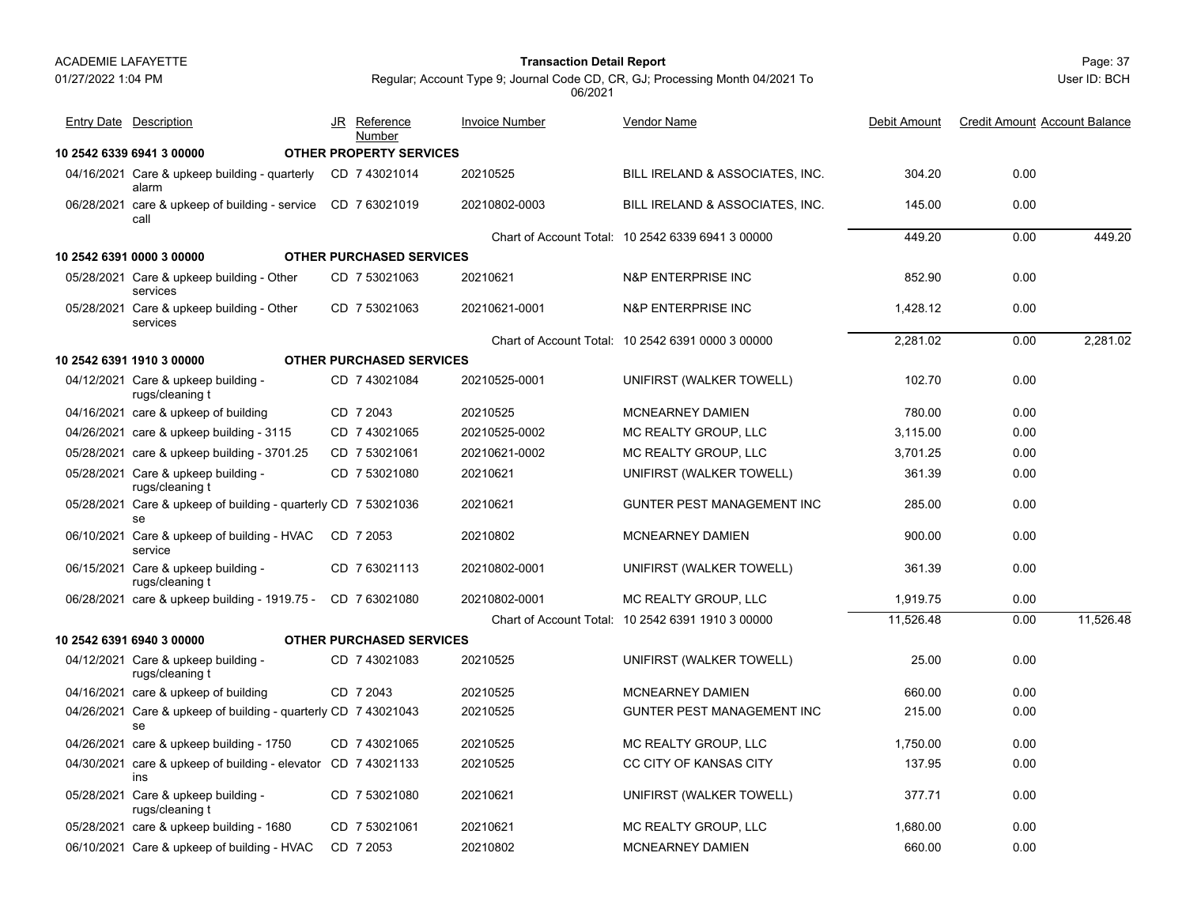ACADEMIE LAFAYETTE

01/27/2022 1:04 PM

**Transaction Detail Report**

Regular; Account Type 9; Journal Code CD, CR, GJ; Processing Month 04/2021 To 06/2021

User ID: BCH

| Entry Date | Description | JR | Reference Number | Invoice Number | Vendor Name | Debit Amount | Credit Amount | Account Balance |
|---|---|---|---|---|---|---|---|---|
| **10 2542 6339 6941 3 00000** | **OTHER PROPERTY SERVICES** | | | | | | | |
| 04/16/2021 | Care & upkeep building - quarterly alarm | CD | 7 43021014 | 20210525 | BILL IRELAND & ASSOCIATES, INC. | 304.20 | 0.00 | |
| 06/28/2021 | care & upkeep of building - service call | CD | 7 63021019 | 20210802-0003 | BILL IRELAND & ASSOCIATES, INC. | 145.00 | 0.00 | |
| | | | | Chart of Account Total: | 10 2542 6339 6941 3 00000 | 449.20 | 0.00 | 449.20 |
| **10 2542 6391 0000 3 00000** | **OTHER PURCHASED SERVICES** | | | | | | | |
| 05/28/2021 | Care & upkeep building - Other services | CD | 7 53021063 | 20210621 | N&P ENTERPRISE INC | 852.90 | 0.00 | |
| 05/28/2021 | Care & upkeep building - Other services | CD | 7 53021063 | 20210621-0001 | N&P ENTERPRISE INC | 1,428.12 | 0.00 | |
| | | | | Chart of Account Total: | 10 2542 6391 0000 3 00000 | 2,281.02 | 0.00 | 2,281.02 |
| **10 2542 6391 1910 3 00000** | **OTHER PURCHASED SERVICES** | | | | | | | |
| 04/12/2021 | Care & upkeep building - rugs/cleaning t | CD | 7 43021084 | 20210525-0001 | UNIFIRST (WALKER TOWELL) | 102.70 | 0.00 | |
| 04/16/2021 | care & upkeep of building | CD | 7 2043 | 20210525 | MCNEARNEY DAMIEN | 780.00 | 0.00 | |
| 04/26/2021 | care & upkeep building - 3115 | CD | 7 43021065 | 20210525-0002 | MC REALTY GROUP, LLC | 3,115.00 | 0.00 | |
| 05/28/2021 | care & upkeep building - 3701.25 | CD | 7 53021061 | 20210621-0002 | MC REALTY GROUP, LLC | 3,701.25 | 0.00 | |
| 05/28/2021 | Care & upkeep building - rugs/cleaning t | CD | 7 53021080 | 20210621 | UNIFIRST (WALKER TOWELL) | 361.39 | 0.00 | |
| 05/28/2021 | Care & upkeep of building - quarterly se | CD | 7 53021036 | 20210621 | GUNTER PEST MANAGEMENT INC | 285.00 | 0.00 | |
| 06/10/2021 | Care & upkeep of building - HVAC service | CD | 7 2053 | 20210802 | MCNEARNEY DAMIEN | 900.00 | 0.00 | |
| 06/15/2021 | Care & upkeep building - rugs/cleaning t | CD | 7 63021113 | 20210802-0001 | UNIFIRST (WALKER TOWELL) | 361.39 | 0.00 | |
| 06/28/2021 | care & upkeep building - 1919.75 - | CD | 7 63021080 | 20210802-0001 | MC REALTY GROUP, LLC | 1,919.75 | 0.00 | |
| | | | | Chart of Account Total: | 10 2542 6391 1910 3 00000 | 11,526.48 | 0.00 | 11,526.48 |
| **10 2542 6391 6940 3 00000** | **OTHER PURCHASED SERVICES** | | | | | | | |
| 04/12/2021 | Care & upkeep building - rugs/cleaning t | CD | 7 43021083 | 20210525 | UNIFIRST (WALKER TOWELL) | 25.00 | 0.00 | |
| 04/16/2021 | care & upkeep of building | CD | 7 2043 | 20210525 | MCNEARNEY DAMIEN | 660.00 | 0.00 | |
| 04/26/2021 | Care & upkeep of building - quarterly se | CD | 7 43021043 | 20210525 | GUNTER PEST MANAGEMENT INC | 215.00 | 0.00 | |
| 04/26/2021 | care & upkeep building - 1750 | CD | 7 43021065 | 20210525 | MC REALTY GROUP, LLC | 1,750.00 | 0.00 | |
| 04/30/2021 | care & upkeep of building - elevator ins | CD | 7 43021133 | 20210525 | CC CITY OF KANSAS CITY | 137.95 | 0.00 | |
| 05/28/2021 | Care & upkeep building - rugs/cleaning t | CD | 7 53021080 | 20210621 | UNIFIRST (WALKER TOWELL) | 377.71 | 0.00 | |
| 05/28/2021 | care & upkeep building - 1680 | CD | 7 53021061 | 20210621 | MC REALTY GROUP, LLC | 1,680.00 | 0.00 | |
| 06/10/2021 | Care & upkeep of building - HVAC | CD | 7 2053 | 20210802 | MCNEARNEY DAMIEN | 660.00 | 0.00 | |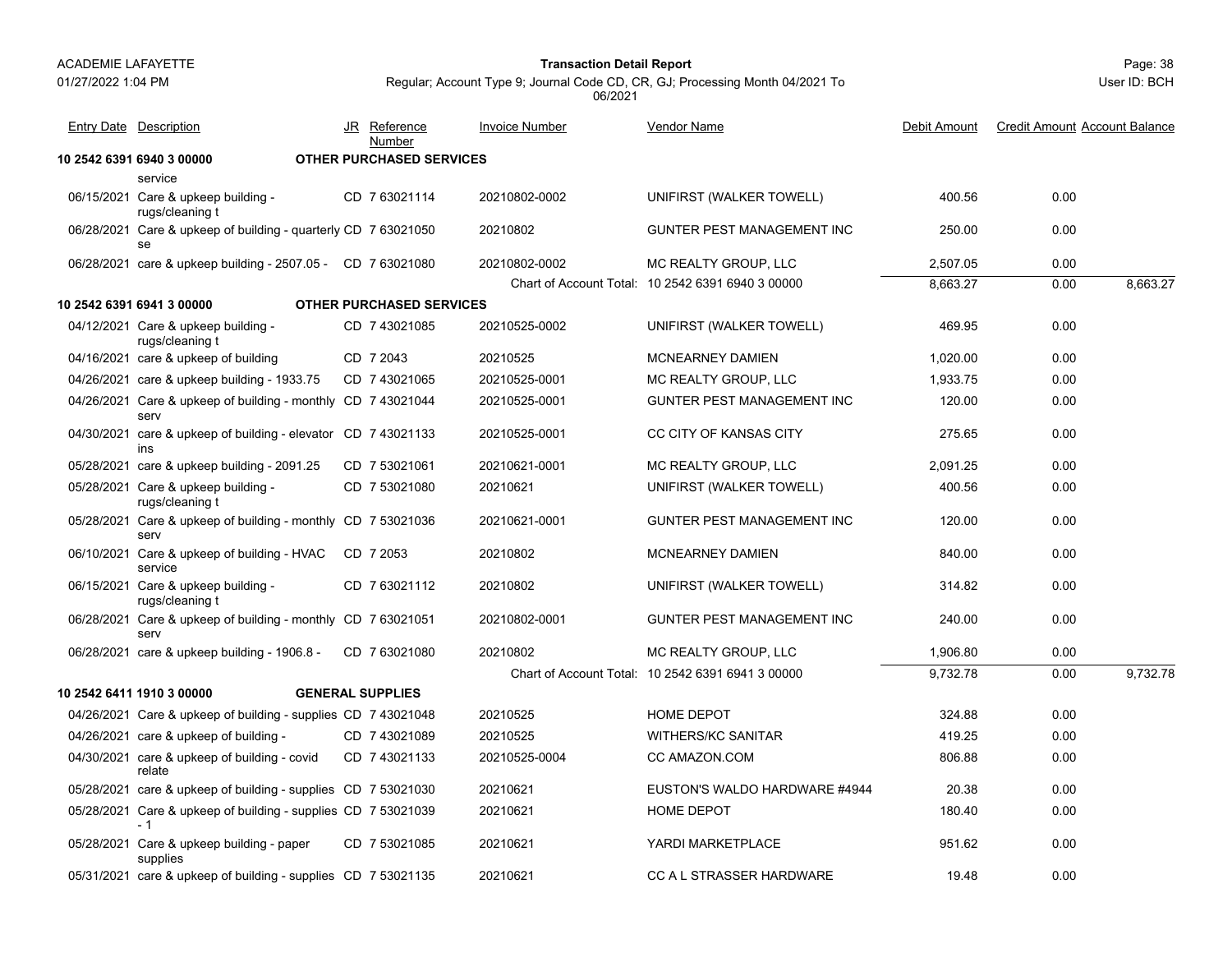| Entry Date | Description | JR | Reference Number | Invoice Number | Vendor Name | Debit Amount | Credit Amount | Account Balance |
|---|---|---|---|---|---|---|---|---|
| **10 2542 6391 6940 3 00000** | **OTHER PURCHASED SERVICES** | | | | | | | |
| | service | | | | | | | |
| 06/15/2021 | Care & upkeep building - rugs/cleaning t | CD | 7 63021114 | 20210802-0002 | UNIFIRST (WALKER TOWELL) | 400.56 | 0.00 | |
| 06/28/2021 | Care & upkeep of building - quarterly se | CD | 7 63021050 | 20210802 | GUNTER PEST MANAGEMENT INC | 250.00 | 0.00 | |
| 06/28/2021 | care & upkeep building - 2507.05 - | CD | 7 63021080 | 20210802-0002 | MC REALTY GROUP, LLC | 2,507.05 | 0.00 | |
| | | | | Chart of Account Total: | 10 2542 6391 6940 3 00000 | 8,663.27 | 0.00 | 8,663.27 |
| **10 2542 6391 6941 3 00000** | **OTHER PURCHASED SERVICES** | | | | | | | |
| 04/12/2021 | Care & upkeep building - rugs/cleaning t | CD | 7 43021085 | 20210525-0002 | UNIFIRST (WALKER TOWELL) | 469.95 | 0.00 | |
| 04/16/2021 | care & upkeep of building | CD | 7 2043 | 20210525 | MCNEARNEY DAMIEN | 1,020.00 | 0.00 | |
| 04/26/2021 | care & upkeep building - 1933.75 | CD | 7 43021065 | 20210525-0001 | MC REALTY GROUP, LLC | 1,933.75 | 0.00 | |
| 04/26/2021 | Care & upkeep of building - monthly serv | CD | 7 43021044 | 20210525-0001 | GUNTER PEST MANAGEMENT INC | 120.00 | 0.00 | |
| 04/30/2021 | care & upkeep of building - elevator ins | CD | 7 43021133 | 20210525-0001 | CC CITY OF KANSAS CITY | 275.65 | 0.00 | |
| 05/28/2021 | care & upkeep building - 2091.25 | CD | 7 53021061 | 20210621-0001 | MC REALTY GROUP, LLC | 2,091.25 | 0.00 | |
| 05/28/2021 | Care & upkeep building - rugs/cleaning t | CD | 7 53021080 | 20210621 | UNIFIRST (WALKER TOWELL) | 400.56 | 0.00 | |
| 05/28/2021 | Care & upkeep of building - monthly serv | CD | 7 53021036 | 20210621-0001 | GUNTER PEST MANAGEMENT INC | 120.00 | 0.00 | |
| 06/10/2021 | Care & upkeep of building - HVAC service | CD | 7 2053 | 20210802 | MCNEARNEY DAMIEN | 840.00 | 0.00 | |
| 06/15/2021 | Care & upkeep building - rugs/cleaning t | CD | 7 63021112 | 20210802 | UNIFIRST (WALKER TOWELL) | 314.82 | 0.00 | |
| 06/28/2021 | Care & upkeep of building - monthly serv | CD | 7 63021051 | 20210802-0001 | GUNTER PEST MANAGEMENT INC | 240.00 | 0.00 | |
| 06/28/2021 | care & upkeep building - 1906.8 - | CD | 7 63021080 | 20210802 | MC REALTY GROUP, LLC | 1,906.80 | 0.00 | |
| | | | | Chart of Account Total: | 10 2542 6391 6941 3 00000 | 9,732.78 | 0.00 | 9,732.78 |
| **10 2542 6411 1910 3 00000** | **GENERAL SUPPLIES** | | | | | | | |
| 04/26/2021 | Care & upkeep of building - supplies | CD | 7 43021048 | 20210525 | HOME DEPOT | 324.88 | 0.00 | |
| 04/26/2021 | care & upkeep of building - | CD | 7 43021089 | 20210525 | WITHERS/KC SANITAR | 419.25 | 0.00 | |
| 04/30/2021 | care & upkeep of building - covid relate | CD | 7 43021133 | 20210525-0004 | CC AMAZON.COM | 806.88 | 0.00 | |
| 05/28/2021 | care & upkeep of building - supplies | CD | 7 53021030 | 20210621 | EUSTON'S WALDO HARDWARE #4944 | 20.38 | 0.00 | |
| 05/28/2021 | Care & upkeep of building - supplies - 1 | CD | 7 53021039 | 20210621 | HOME DEPOT | 180.40 | 0.00 | |
| 05/28/2021 | Care & upkeep building - paper supplies | CD | 7 53021085 | 20210621 | YARDI MARKETPLACE | 951.62 | 0.00 | |
| 05/31/2021 | care & upkeep of building - supplies | CD | 7 53021135 | 20210621 | CC A L STRASSER HARDWARE | 19.48 | 0.00 | |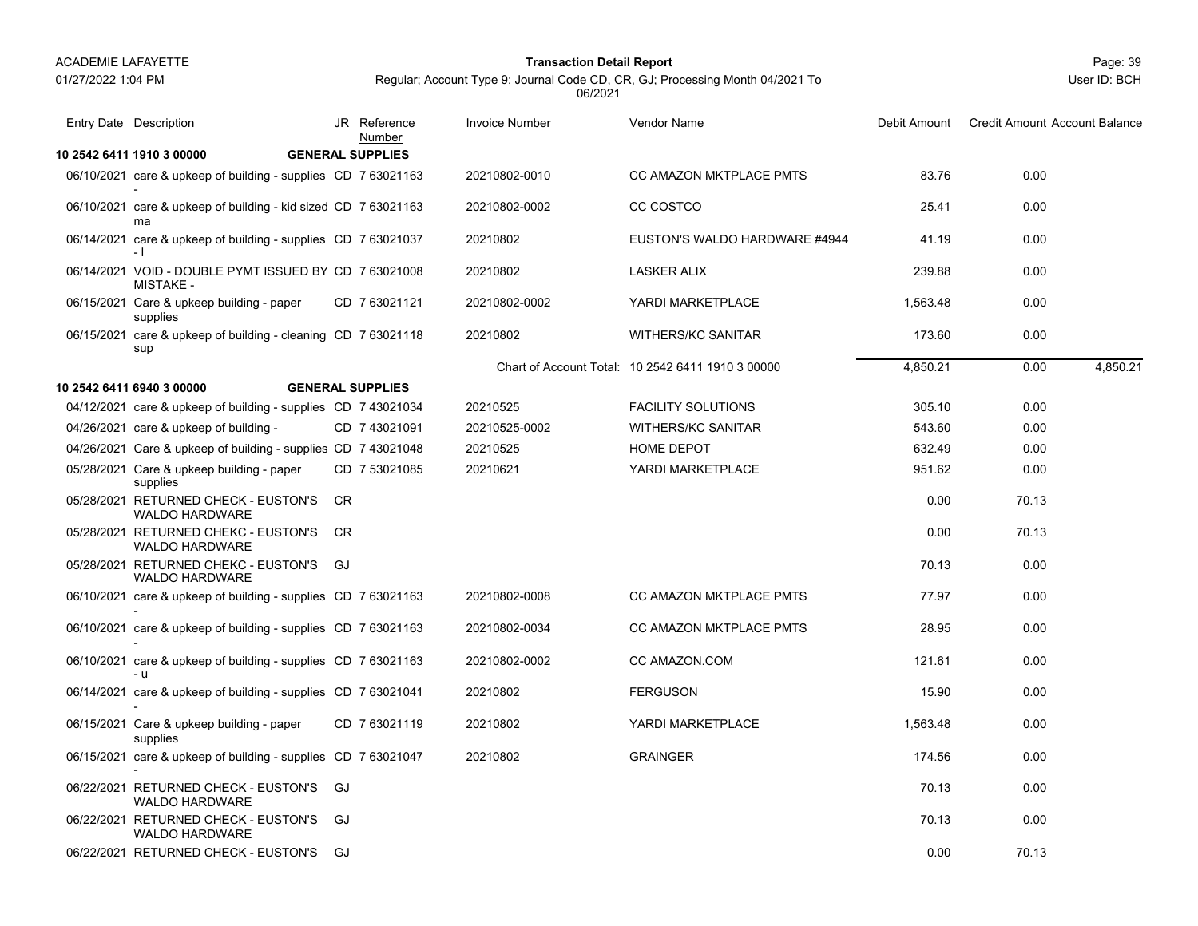**ACADEMIE LAFAYETTE**

01/27/2022 1:04 PM

## Transaction Detail Report

Regular; Account Type 9; Journal Code CD, CR, GJ; Processing Month 04/2021 To 06/2021

User ID: BCH

| Entry Date | Description | JR | Reference Number | Invoice Number | Vendor Name | Debit Amount | Credit Amount | Account Balance |
|---|---|---|---|---|---|---|---|---|
| **10 2542 6411 1910 3 00000** | **GENERAL SUPPLIES** | | | | | | | |
| 06/10/2021 | care & upkeep of building - supplies - | CD | 7 63021163 | 20210802-0010 | CC AMAZON MKTPLACE PMTS | 83.76 | 0.00 | |
| 06/10/2021 | care & upkeep of building - kid sized ma | CD | 7 63021163 | 20210802-0002 | CC COSTCO | 25.41 | 0.00 | |
| 06/14/2021 | care & upkeep of building - supplies - l | CD | 7 63021037 | 20210802 | EUSTON'S WALDO HARDWARE #4944 | 41.19 | 0.00 | |
| 06/14/2021 | VOID - DOUBLE PYMT ISSUED BY MISTAKE - | CD | 7 63021008 | 20210802 | LASKER ALIX | 239.88 | 0.00 | |
| 06/15/2021 | Care & upkeep building - paper supplies | CD | 7 63021121 | 20210802-0002 | YARDI MARKETPLACE | 1,563.48 | 0.00 | |
| 06/15/2021 | care & upkeep of building - cleaning sup | CD | 7 63021118 | 20210802 | WITHERS/KC SANITAR | 173.60 | 0.00 | |
| | | | | Chart of Account Total: | 10 2542 6411 1910 3 00000 | 4,850.21 | 0.00 | 4,850.21 |
| **10 2542 6411 6940 3 00000** | **GENERAL SUPPLIES** | | | | | | | |
| 04/12/2021 | care & upkeep of building - supplies | CD | 7 43021034 | 20210525 | FACILITY SOLUTIONS | 305.10 | 0.00 | |
| 04/26/2021 | care & upkeep of building - | CD | 7 43021091 | 20210525-0002 | WITHERS/KC SANITAR | 543.60 | 0.00 | |
| 04/26/2021 | Care & upkeep of building - supplies | CD | 7 43021048 | 20210525 | HOME DEPOT | 632.49 | 0.00 | |
| 05/28/2021 | Care & upkeep building - paper supplies | CD | 7 53021085 | 20210621 | YARDI MARKETPLACE | 951.62 | 0.00 | |
| 05/28/2021 | RETURNED CHECK - EUSTON'S WALDO HARDWARE | CR | | | | 0.00 | 70.13 | |
| 05/28/2021 | RETURNED CHEKC - EUSTON'S WALDO HARDWARE | CR | | | | 0.00 | 70.13 | |
| 05/28/2021 | RETURNED CHEKC - EUSTON'S WALDO HARDWARE | GJ | | | | 70.13 | 0.00 | |
| 06/10/2021 | care & upkeep of building - supplies - | CD | 7 63021163 | 20210802-0008 | CC AMAZON MKTPLACE PMTS | 77.97 | 0.00 | |
| 06/10/2021 | care & upkeep of building - supplies - | CD | 7 63021163 | 20210802-0034 | CC AMAZON MKTPLACE PMTS | 28.95 | 0.00 | |
| 06/10/2021 | care & upkeep of building - supplies - u | CD | 7 63021163 | 20210802-0002 | CC AMAZON.COM | 121.61 | 0.00 | |
| 06/14/2021 | care & upkeep of building - supplies - | CD | 7 63021041 | 20210802 | FERGUSON | 15.90 | 0.00 | |
| 06/15/2021 | Care & upkeep building - paper supplies | CD | 7 63021119 | 20210802 | YARDI MARKETPLACE | 1,563.48 | 0.00 | |
| 06/15/2021 | care & upkeep of building - supplies - | CD | 7 63021047 | 20210802 | GRAINGER | 174.56 | 0.00 | |
| 06/22/2021 | RETURNED CHECK - EUSTON'S WALDO HARDWARE | GJ | | | | 70.13 | 0.00 | |
| 06/22/2021 | RETURNED CHECK - EUSTON'S WALDO HARDWARE | GJ | | | | 70.13 | 0.00 | |
| 06/22/2021 | RETURNED CHECK - EUSTON'S | GJ | | | | 0.00 | 70.13 | |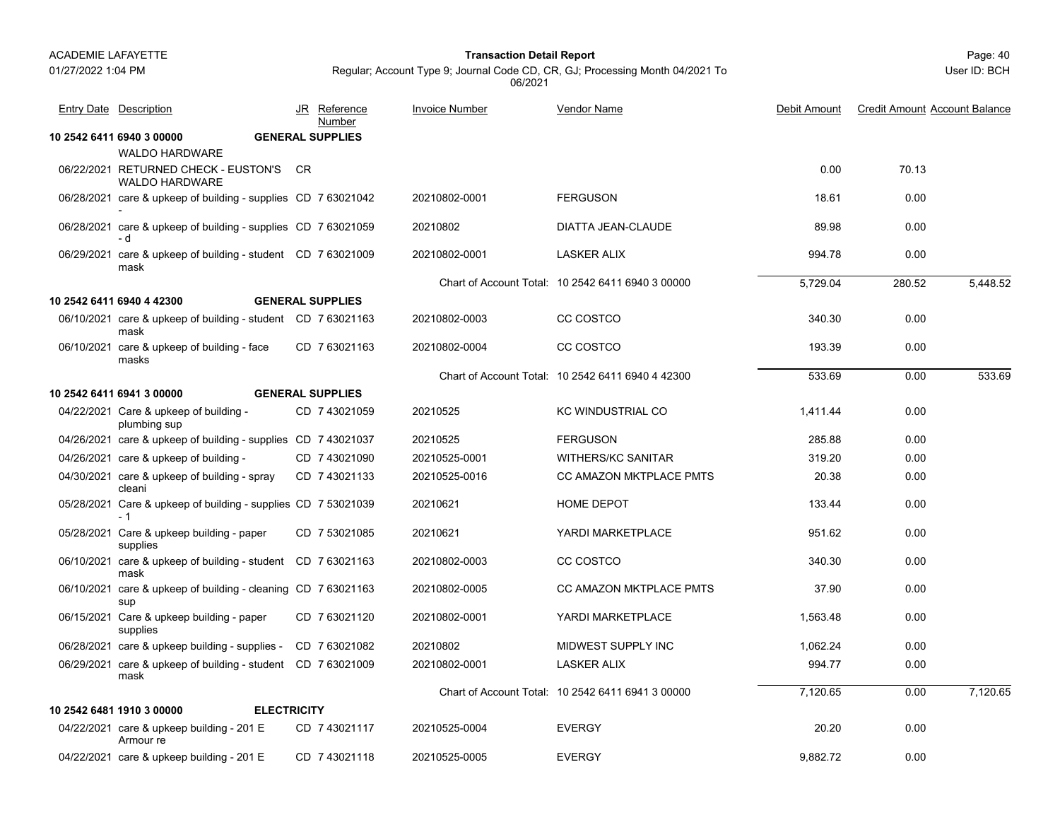| Entry Date | Description | JR | Reference Number | Invoice Number | Vendor Name | Debit Amount | Credit Amount | Account Balance |
|---|---|---|---|---|---|---|---|---|
| **10 2542 6411 6940 3 00000** | **GENERAL SUPPLIES** | | | | | | | |
| | WALDO HARDWARE | | | | | | | |
| 06/22/2021 | RETURNED CHECK - EUSTON'S WALDO HARDWARE | CR | | | | 0.00 | 70.13 | |
| 06/28/2021 | care & upkeep of building - supplies - | CD | 7 63021042 | 20210802-0001 | FERGUSON | 18.61 | 0.00 | |
| 06/28/2021 | care & upkeep of building - supplies - d | CD | 7 63021059 | 20210802 | DIATTA JEAN-CLAUDE | 89.98 | 0.00 | |
| 06/29/2021 | care & upkeep of building - student mask | CD | 7 63021009 | 20210802-0001 | LASKER ALIX | 994.78 | 0.00 | |
| | | | | Chart of Account Total: | 10 2542 6411 6940 3 00000 | 5,729.04 | 280.52 | 5,448.52 |
| **10 2542 6411 6940 4 42300** | **GENERAL SUPPLIES** | | | | | | | |
| 06/10/2021 | care & upkeep of building - student mask | CD | 7 63021163 | 20210802-0003 | CC COSTCO | 340.30 | 0.00 | |
| 06/10/2021 | care & upkeep of building - face masks | CD | 7 63021163 | 20210802-0004 | CC COSTCO | 193.39 | 0.00 | |
| | | | | Chart of Account Total: | 10 2542 6411 6940 4 42300 | 533.69 | 0.00 | 533.69 |
| **10 2542 6411 6941 3 00000** | **GENERAL SUPPLIES** | | | | | | | |
| 04/22/2021 | Care & upkeep of building - plumbing sup | CD | 7 43021059 | 20210525 | KC WINDUSTRIAL CO | 1,411.44 | 0.00 | |
| 04/26/2021 | care & upkeep of building - supplies | CD | 7 43021037 | 20210525 | FERGUSON | 285.88 | 0.00 | |
| 04/26/2021 | care & upkeep of building - | CD | 7 43021090 | 20210525-0001 | WITHERS/KC SANITAR | 319.20 | 0.00 | |
| 04/30/2021 | care & upkeep of building - spray cleani | CD | 7 43021133 | 20210525-0016 | CC AMAZON MKTPLACE PMTS | 20.38 | 0.00 | |
| 05/28/2021 | Care & upkeep of building - supplies - 1 | CD | 7 53021039 | 20210621 | HOME DEPOT | 133.44 | 0.00 | |
| 05/28/2021 | Care & upkeep building - paper supplies | CD | 7 53021085 | 20210621 | YARDI MARKETPLACE | 951.62 | 0.00 | |
| 06/10/2021 | care & upkeep of building - student mask | CD | 7 63021163 | 20210802-0003 | CC COSTCO | 340.30 | 0.00 | |
| 06/10/2021 | care & upkeep of building - cleaning sup | CD | 7 63021163 | 20210802-0005 | CC AMAZON MKTPLACE PMTS | 37.90 | 0.00 | |
| 06/15/2021 | Care & upkeep building - paper supplies | CD | 7 63021120 | 20210802-0001 | YARDI MARKETPLACE | 1,563.48 | 0.00 | |
| 06/28/2021 | care & upkeep building - supplies - | CD | 7 63021082 | 20210802 | MIDWEST SUPPLY INC | 1,062.24 | 0.00 | |
| 06/29/2021 | care & upkeep of building - student mask | CD | 7 63021009 | 20210802-0001 | LASKER ALIX | 994.77 | 0.00 | |
| | | | | Chart of Account Total: | 10 2542 6411 6941 3 00000 | 7,120.65 | 0.00 | 7,120.65 |
| **10 2542 6481 1910 3 00000** | **ELECTRICITY** | | | | | | | |
| 04/22/2021 | care & upkeep building - 201 E Armour re | CD | 7 43021117 | 20210525-0004 | EVERGY | 20.20 | 0.00 | |
| 04/22/2021 | care & upkeep building - 201 E | CD | 7 43021118 | 20210525-0005 | EVERGY | 9,882.72 | 0.00 | |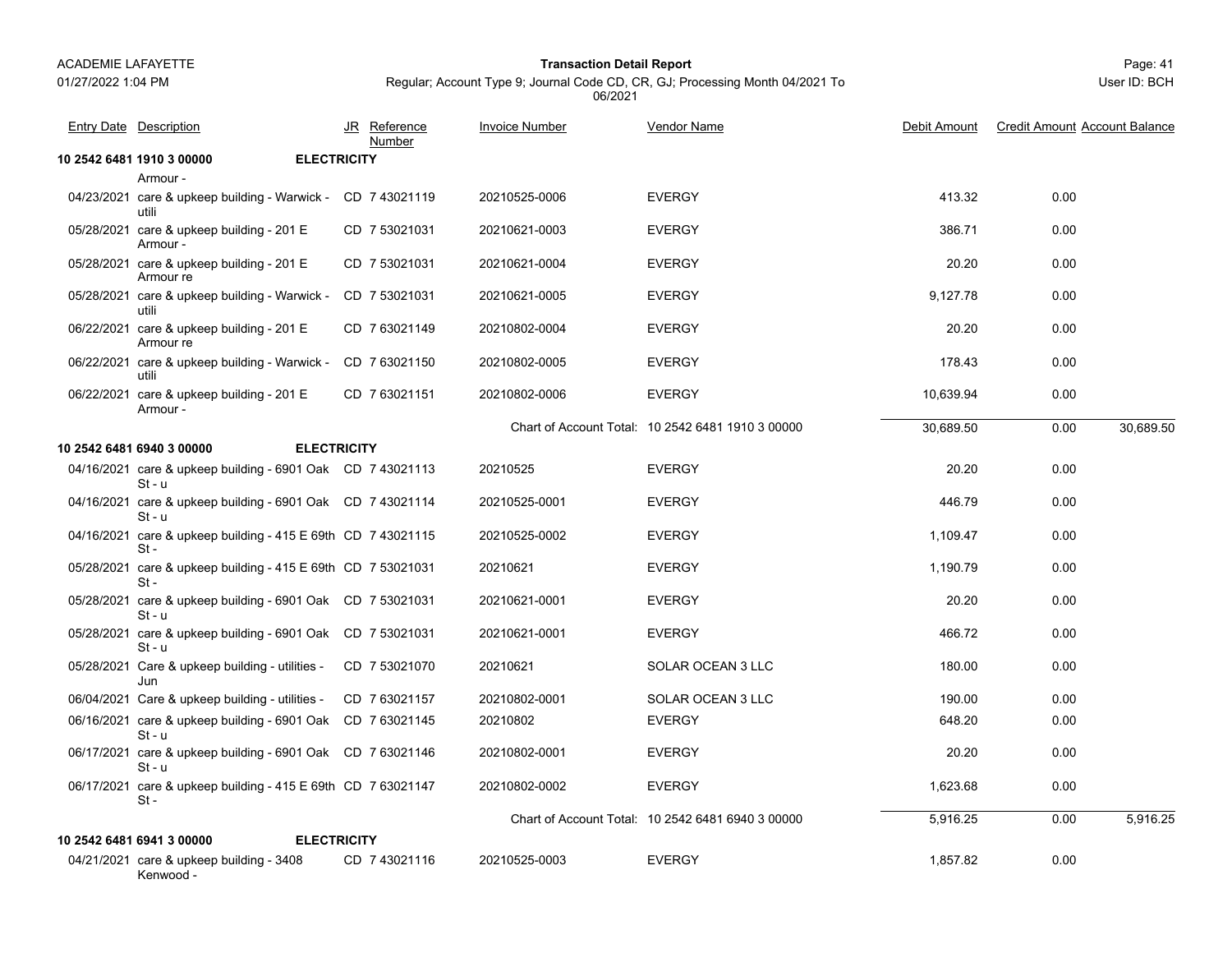| Entry Date | Description | JR | Reference Number | Invoice Number | Vendor Name | Debit Amount | Credit Amount | Account Balance |
|---|---|---|---|---|---|---|---|---|
| **10 2542 6481 1910 3 00000** | **ELECTRICITY** | | | | | | | |
| | Armour - | | | | | | | |
| 04/23/2021 | care & upkeep building - Warwick - utili | CD | 7 43021119 | 20210525-0006 | EVERGY | 413.32 | 0.00 | |
| 05/28/2021 | care & upkeep building - 201 E Armour - | CD | 7 53021031 | 20210621-0003 | EVERGY | 386.71 | 0.00 | |
| 05/28/2021 | care & upkeep building - 201 E Armour re | CD | 7 53021031 | 20210621-0004 | EVERGY | 20.20 | 0.00 | |
| 05/28/2021 | care & upkeep building - Warwick - utili | CD | 7 53021031 | 20210621-0005 | EVERGY | 9,127.78 | 0.00 | |
| 06/22/2021 | care & upkeep building - 201 E Armour re | CD | 7 63021149 | 20210802-0004 | EVERGY | 20.20 | 0.00 | |
| 06/22/2021 | care & upkeep building - Warwick - utili | CD | 7 63021150 | 20210802-0005 | EVERGY | 178.43 | 0.00 | |
| 06/22/2021 | care & upkeep building - 201 E Armour - | CD | 7 63021151 | 20210802-0006 | EVERGY | 10,639.94 | 0.00 | |
| | | | | Chart of Account Total: | 10 2542 6481 1910 3 00000 | 30,689.50 | 0.00 | 30,689.50 |
| **10 2542 6481 6940 3 00000** | **ELECTRICITY** | | | | | | | |
| 04/16/2021 | care & upkeep building - 6901 Oak St - u | CD | 7 43021113 | 20210525 | EVERGY | 20.20 | 0.00 | |
| 04/16/2021 | care & upkeep building - 6901 Oak St - u | CD | 7 43021114 | 20210525-0001 | EVERGY | 446.79 | 0.00 | |
| 04/16/2021 | care & upkeep building - 415 E 69th St - | CD | 7 43021115 | 20210525-0002 | EVERGY | 1,109.47 | 0.00 | |
| 05/28/2021 | care & upkeep building - 415 E 69th St - | CD | 7 53021031 | 20210621 | EVERGY | 1,190.79 | 0.00 | |
| 05/28/2021 | care & upkeep building - 6901 Oak St - u | CD | 7 53021031 | 20210621-0001 | EVERGY | 20.20 | 0.00 | |
| 05/28/2021 | care & upkeep building - 6901 Oak St - u | CD | 7 53021031 | 20210621-0001 | EVERGY | 466.72 | 0.00 | |
| 05/28/2021 | Care & upkeep building - utilities - Jun | CD | 7 53021070 | 20210621 | SOLAR OCEAN 3 LLC | 180.00 | 0.00 | |
| 06/04/2021 | Care & upkeep building - utilities - | CD | 7 63021157 | 20210802-0001 | SOLAR OCEAN 3 LLC | 190.00 | 0.00 | |
| 06/16/2021 | care & upkeep building - 6901 Oak St - u | CD | 7 63021145 | 20210802 | EVERGY | 648.20 | 0.00 | |
| 06/17/2021 | care & upkeep building - 6901 Oak St - u | CD | 7 63021146 | 20210802-0001 | EVERGY | 20.20 | 0.00 | |
| 06/17/2021 | care & upkeep building - 415 E 69th St - | CD | 7 63021147 | 20210802-0002 | EVERGY | 1,623.68 | 0.00 | |
| | | | | Chart of Account Total: | 10 2542 6481 6940 3 00000 | 5,916.25 | 0.00 | 5,916.25 |
| **10 2542 6481 6941 3 00000** | **ELECTRICITY** | | | | | | | |
| 04/21/2021 | care & upkeep building - 3408 Kenwood - | CD | 7 43021116 | 20210525-0003 | EVERGY | 1,857.82 | 0.00 | |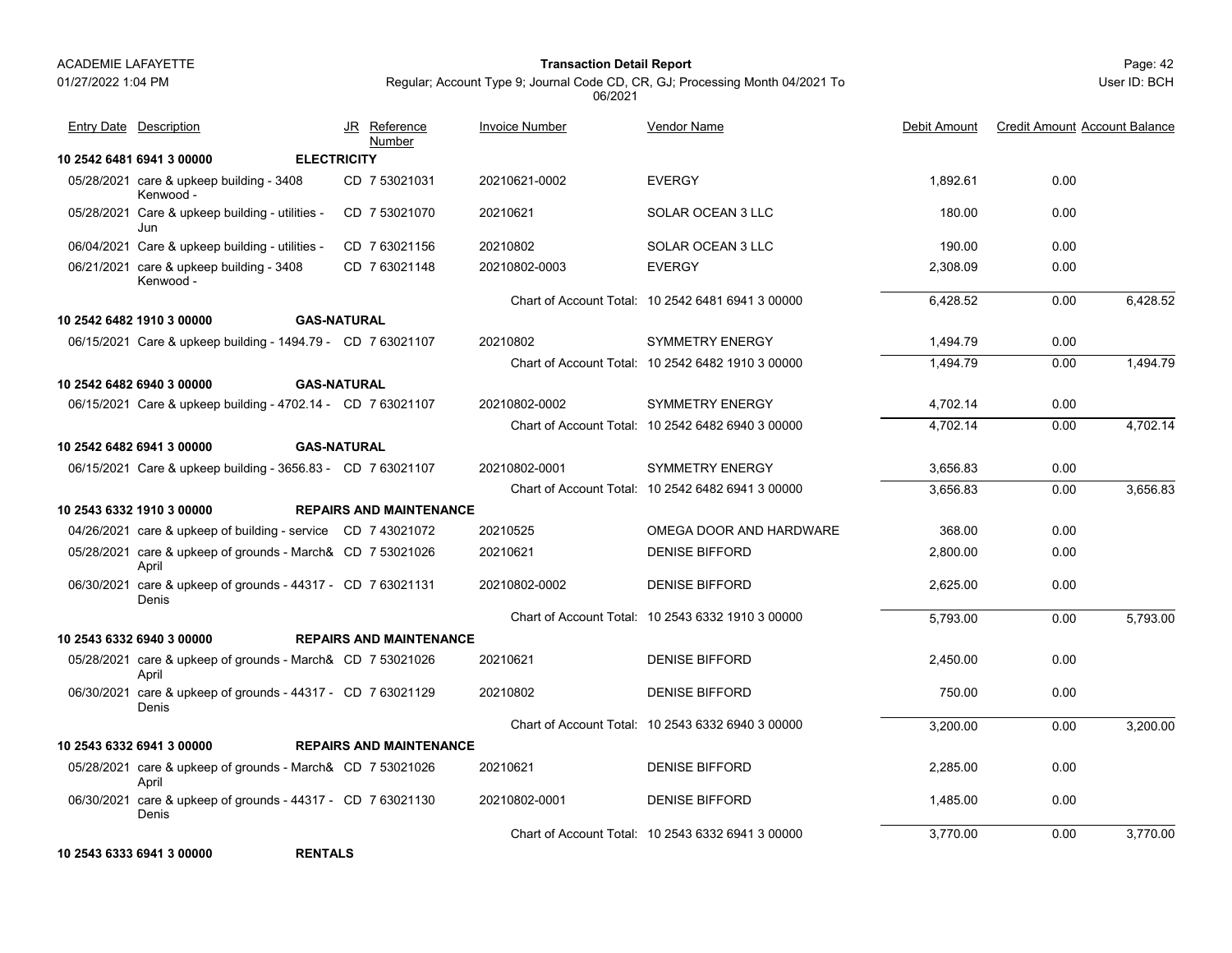| Entry Date | Description | JR | Reference Number | Invoice Number | Vendor Name | Debit Amount | Credit Amount | Account Balance |
|---|---|---|---|---|---|---|---|---|
| **10 2542 6481 6941 3 00000** | **ELECTRICITY** | | | | | | | |
| 05/28/2021 | care & upkeep building - 3408 Kenwood - | CD | 7 53021031 | 20210621-0002 | EVERGY | 1,892.61 | 0.00 | |
| 05/28/2021 | Care & upkeep building - utilities - Jun | CD | 7 53021070 | 20210621 | SOLAR OCEAN 3 LLC | 180.00 | 0.00 | |
| 06/04/2021 | Care & upkeep building - utilities - | CD | 7 63021156 | 20210802 | SOLAR OCEAN 3 LLC | 190.00 | 0.00 | |
| 06/21/2021 | care & upkeep building - 3408 Kenwood - | CD | 7 63021148 | 20210802-0003 | EVERGY | 2,308.09 | 0.00 | |
| | | | | Chart of Account Total: | 10 2542 6481 6941 3 00000 | 6,428.52 | 0.00 | 6,428.52 |
| **10 2542 6482 1910 3 00000** | **GAS-NATURAL** | | | | | | | |
| 06/15/2021 | Care & upkeep building - 1494.79 - | CD | 7 63021107 | 20210802 | SYMMETRY ENERGY | 1,494.79 | 0.00 | |
| | | | | Chart of Account Total: | 10 2542 6482 1910 3 00000 | 1,494.79 | 0.00 | 1,494.79 |
| **10 2542 6482 6940 3 00000** | **GAS-NATURAL** | | | | | | | |
| 06/15/2021 | Care & upkeep building - 4702.14 - | CD | 7 63021107 | 20210802-0002 | SYMMETRY ENERGY | 4,702.14 | 0.00 | |
| | | | | Chart of Account Total: | 10 2542 6482 6940 3 00000 | 4,702.14 | 0.00 | 4,702.14 |
| **10 2542 6482 6941 3 00000** | **GAS-NATURAL** | | | | | | | |
| 06/15/2021 | Care & upkeep building - 3656.83 - | CD | 7 63021107 | 20210802-0001 | SYMMETRY ENERGY | 3,656.83 | 0.00 | |
| | | | | Chart of Account Total: | 10 2542 6482 6941 3 00000 | 3,656.83 | 0.00 | 3,656.83 |
| **10 2543 6332 1910 3 00000** | **REPAIRS AND MAINTENANCE** | | | | | | | |
| 04/26/2021 | care & upkeep of building - service | CD | 7 43021072 | 20210525 | OMEGA DOOR AND HARDWARE | 368.00 | 0.00 | |
| 05/28/2021 | care & upkeep of grounds - March& April | CD | 7 53021026 | 20210621 | DENISE BIFFORD | 2,800.00 | 0.00 | |
| 06/30/2021 | care & upkeep of grounds - 44317 - Denis | CD | 7 63021131 | 20210802-0002 | DENISE BIFFORD | 2,625.00 | 0.00 | |
| | | | | Chart of Account Total: | 10 2543 6332 1910 3 00000 | 5,793.00 | 0.00 | 5,793.00 |
| **10 2543 6332 6940 3 00000** | **REPAIRS AND MAINTENANCE** | | | | | | | |
| 05/28/2021 | care & upkeep of grounds - March& April | CD | 7 53021026 | 20210621 | DENISE BIFFORD | 2,450.00 | 0.00 | |
| 06/30/2021 | care & upkeep of grounds - 44317 - Denis | CD | 7 63021129 | 20210802 | DENISE BIFFORD | 750.00 | 0.00 | |
| | | | | Chart of Account Total: | 10 2543 6332 6940 3 00000 | 3,200.00 | 0.00 | 3,200.00 |
| **10 2543 6332 6941 3 00000** | **REPAIRS AND MAINTENANCE** | | | | | | | |
| 05/28/2021 | care & upkeep of grounds - March& April | CD | 7 53021026 | 20210621 | DENISE BIFFORD | 2,285.00 | 0.00 | |
| 06/30/2021 | care & upkeep of grounds - 44317 - Denis | CD | 7 63021130 | 20210802-0001 | DENISE BIFFORD | 1,485.00 | 0.00 | |
| | | | | Chart of Account Total: | 10 2543 6332 6941 3 00000 | 3,770.00 | 0.00 | 3,770.00 |
| **10 2543 6333 6941 3 00000** | **RENTALS** | | | | | | | |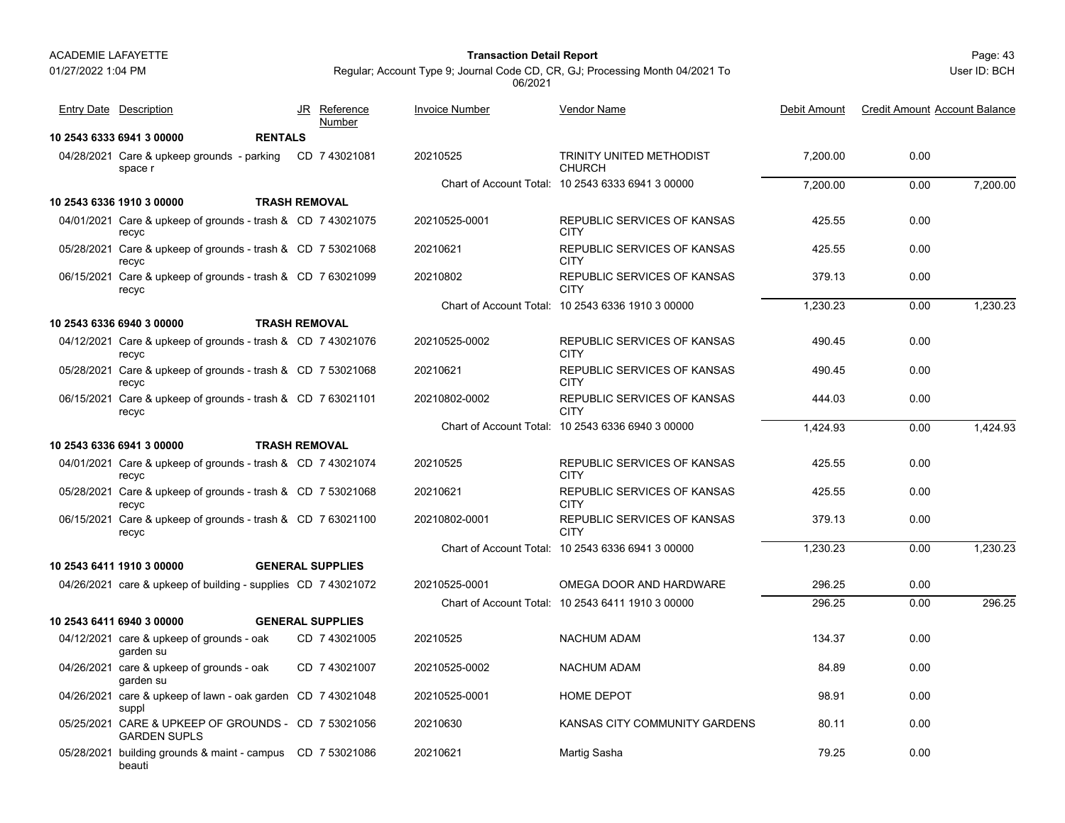ACADEMIE LAFAYETTE

01/27/2022 1:04 PM

**Transaction Detail Report**

Regular; Account Type 9; Journal Code CD, CR, GJ; Processing Month 04/2021 To 06/2021

User ID: BCH

| Entry Date | Description | JR | Reference Number | Invoice Number | Vendor Name | Debit Amount | Credit Amount | Account Balance |
|---|---|---|---|---|---|---|---|---|
| **10 2543 6333 6941 3 00000** | **RENTALS** | | | | | | | |
| 04/28/2021 | Care & upkeep grounds - parking space r | CD | 7 43021081 | 20210525 | TRINITY UNITED METHODIST CHURCH | 7,200.00 | 0.00 | |
| | | | | Chart of Account Total: | 10 2543 6333 6941 3 00000 | 7,200.00 | 0.00 | 7,200.00 |
| **10 2543 6336 1910 3 00000** | **TRASH REMOVAL** | | | | | | | |
| 04/01/2021 | Care & upkeep of grounds - trash & recyc | CD | 7 43021075 | 20210525-0001 | REPUBLIC SERVICES OF KANSAS CITY | 425.55 | 0.00 | |
| 05/28/2021 | Care & upkeep of grounds - trash & recyc | CD | 7 53021068 | 20210621 | REPUBLIC SERVICES OF KANSAS CITY | 425.55 | 0.00 | |
| 06/15/2021 | Care & upkeep of grounds - trash & recyc | CD | 7 63021099 | 20210802 | REPUBLIC SERVICES OF KANSAS CITY | 379.13 | 0.00 | |
| | | | | Chart of Account Total: | 10 2543 6336 1910 3 00000 | 1,230.23 | 0.00 | 1,230.23 |
| **10 2543 6336 6940 3 00000** | **TRASH REMOVAL** | | | | | | | |
| 04/12/2021 | Care & upkeep of grounds - trash & recyc | CD | 7 43021076 | 20210525-0002 | REPUBLIC SERVICES OF KANSAS CITY | 490.45 | 0.00 | |
| 05/28/2021 | Care & upkeep of grounds - trash & recyc | CD | 7 53021068 | 20210621 | REPUBLIC SERVICES OF KANSAS CITY | 490.45 | 0.00 | |
| 06/15/2021 | Care & upkeep of grounds - trash & recyc | CD | 7 63021101 | 20210802-0002 | REPUBLIC SERVICES OF KANSAS CITY | 444.03 | 0.00 | |
| | | | | Chart of Account Total: | 10 2543 6336 6940 3 00000 | 1,424.93 | 0.00 | 1,424.93 |
| **10 2543 6336 6941 3 00000** | **TRASH REMOVAL** | | | | | | | |
| 04/01/2021 | Care & upkeep of grounds - trash & recyc | CD | 7 43021074 | 20210525 | REPUBLIC SERVICES OF KANSAS CITY | 425.55 | 0.00 | |
| 05/28/2021 | Care & upkeep of grounds - trash & recyc | CD | 7 53021068 | 20210621 | REPUBLIC SERVICES OF KANSAS CITY | 425.55 | 0.00 | |
| 06/15/2021 | Care & upkeep of grounds - trash & recyc | CD | 7 63021100 | 20210802-0001 | REPUBLIC SERVICES OF KANSAS CITY | 379.13 | 0.00 | |
| | | | | Chart of Account Total: | 10 2543 6336 6941 3 00000 | 1,230.23 | 0.00 | 1,230.23 |
| **10 2543 6411 1910 3 00000** | **GENERAL SUPPLIES** | | | | | | | |
| 04/26/2021 | care & upkeep of building - supplies | CD | 7 43021072 | 20210525-0001 | OMEGA DOOR AND HARDWARE | 296.25 | 0.00 | |
| | | | | Chart of Account Total: | 10 2543 6411 1910 3 00000 | 296.25 | 0.00 | 296.25 |
| **10 2543 6411 6940 3 00000** | **GENERAL SUPPLIES** | | | | | | | |
| 04/12/2021 | care & upkeep of grounds - oak garden su | CD | 7 43021005 | 20210525 | NACHUM ADAM | 134.37 | 0.00 | |
| 04/26/2021 | care & upkeep of grounds - oak garden su | CD | 7 43021007 | 20210525-0002 | NACHUM ADAM | 84.89 | 0.00 | |
| 04/26/2021 | care & upkeep of lawn - oak garden suppl | CD | 7 43021048 | 20210525-0001 | HOME DEPOT | 98.91 | 0.00 | |
| 05/25/2021 | CARE & UPKEEP OF GROUNDS - GARDEN SUPLS | CD | 7 53021056 | 20210630 | KANSAS CITY COMMUNITY GARDENS | 80.11 | 0.00 | |
| 05/28/2021 | building grounds & maint - campus beauti | CD | 7 53021086 | 20210621 | Martig Sasha | 79.25 | 0.00 | |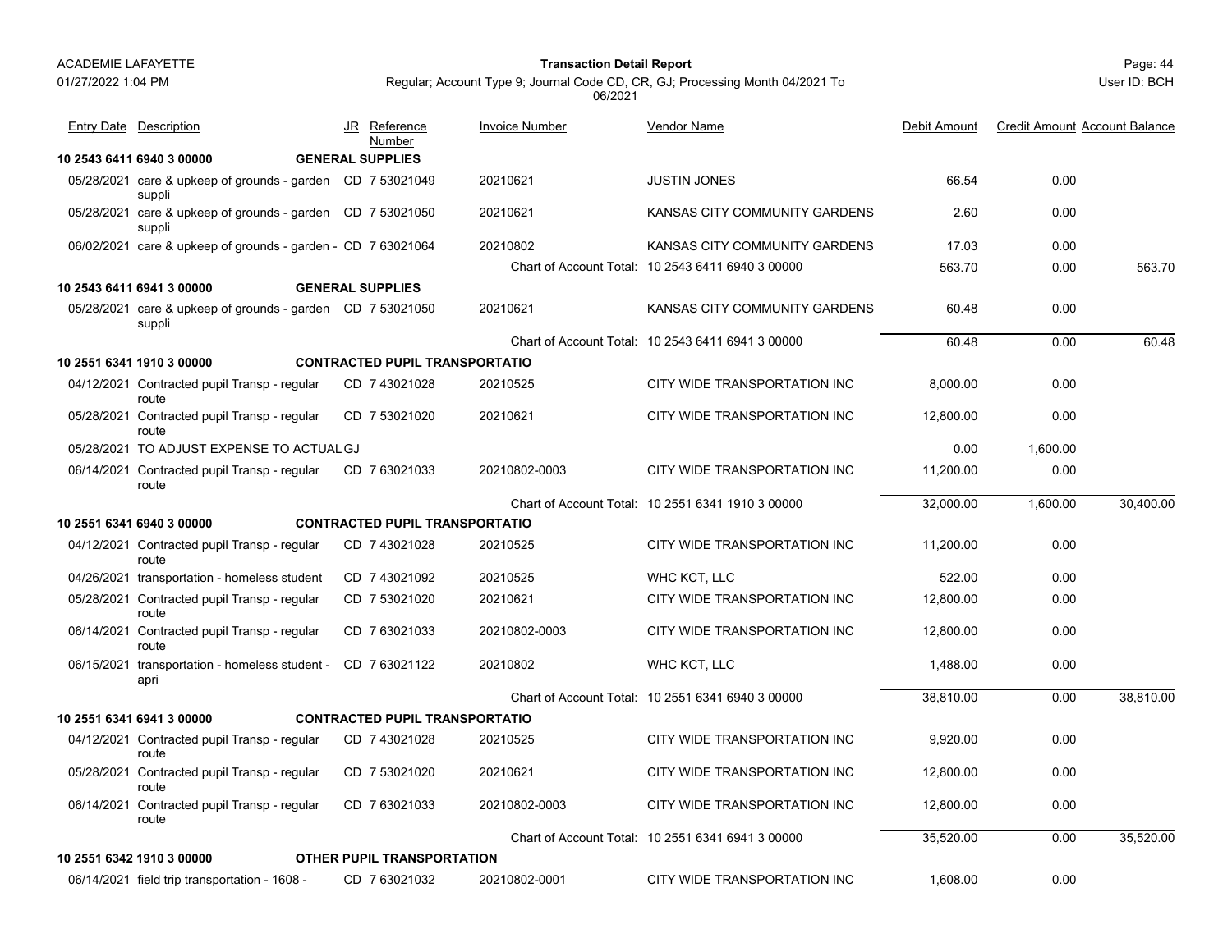ACADEMIE LAFAYETTE
01/27/2022 1:04 PM

**Transaction Detail Report**

Regular; Account Type 9; Journal Code CD, CR, GJ; Processing Month 04/2021 To 06/2021

User ID: BCH

| Entry Date | Description | JR | Reference Number | Invoice Number | Vendor Name | Debit Amount | Credit Amount | Account Balance |
|---|---|---|---|---|---|---|---|---|
| **10 2543 6411 6940 3 00000** | **GENERAL SUPPLIES** | | | | | | | |
| 05/28/2021 | care & upkeep of grounds - garden suppli | CD | 7 53021049 | 20210621 | JUSTIN JONES | 66.54 | 0.00 | |
| 05/28/2021 | care & upkeep of grounds - garden suppli | CD | 7 53021050 | 20210621 | KANSAS CITY COMMUNITY GARDENS | 2.60 | 0.00 | |
| 06/02/2021 | care & upkeep of grounds - garden - | CD | 7 63021064 | 20210802 | KANSAS CITY COMMUNITY GARDENS | 17.03 | 0.00 | |
| | | | | Chart of Account Total: | 10 2543 6411 6940 3 00000 | 563.70 | 0.00 | 563.70 |
| **10 2543 6411 6941 3 00000** | **GENERAL SUPPLIES** | | | | | | | |
| 05/28/2021 | care & upkeep of grounds - garden suppli | CD | 7 53021050 | 20210621 | KANSAS CITY COMMUNITY GARDENS | 60.48 | 0.00 | |
| | | | | Chart of Account Total: | 10 2543 6411 6941 3 00000 | 60.48 | 0.00 | 60.48 |
| **10 2551 6341 1910 3 00000** | **CONTRACTED PUPIL TRANSPORTATIO** | | | | | | | |
| 04/12/2021 | Contracted pupil Transp - regular route | CD | 7 43021028 | 20210525 | CITY WIDE TRANSPORTATION INC | 8,000.00 | 0.00 | |
| 05/28/2021 | Contracted pupil Transp - regular route | CD | 7 53021020 | 20210621 | CITY WIDE TRANSPORTATION INC | 12,800.00 | 0.00 | |
| 05/28/2021 | TO ADJUST EXPENSE TO ACTUAL | GJ | | | | 0.00 | 1,600.00 | |
| 06/14/2021 | Contracted pupil Transp - regular route | CD | 7 63021033 | 20210802-0003 | CITY WIDE TRANSPORTATION INC | 11,200.00 | 0.00 | |
| | | | | Chart of Account Total: | 10 2551 6341 1910 3 00000 | 32,000.00 | 1,600.00 | 30,400.00 |
| **10 2551 6341 6940 3 00000** | **CONTRACTED PUPIL TRANSPORTATIO** | | | | | | | |
| 04/12/2021 | Contracted pupil Transp - regular route | CD | 7 43021028 | 20210525 | CITY WIDE TRANSPORTATION INC | 11,200.00 | 0.00 | |
| 04/26/2021 | transportation - homeless student | CD | 7 43021092 | 20210525 | WHC KCT, LLC | 522.00 | 0.00 | |
| 05/28/2021 | Contracted pupil Transp - regular route | CD | 7 53021020 | 20210621 | CITY WIDE TRANSPORTATION INC | 12,800.00 | 0.00 | |
| 06/14/2021 | Contracted pupil Transp - regular route | CD | 7 63021033 | 20210802-0003 | CITY WIDE TRANSPORTATION INC | 12,800.00 | 0.00 | |
| 06/15/2021 | transportation - homeless student - apri | CD | 7 63021122 | 20210802 | WHC KCT, LLC | 1,488.00 | 0.00 | |
| | | | | Chart of Account Total: | 10 2551 6341 6940 3 00000 | 38,810.00 | 0.00 | 38,810.00 |
| **10 2551 6341 6941 3 00000** | **CONTRACTED PUPIL TRANSPORTATIO** | | | | | | | |
| 04/12/2021 | Contracted pupil Transp - regular route | CD | 7 43021028 | 20210525 | CITY WIDE TRANSPORTATION INC | 9,920.00 | 0.00 | |
| 05/28/2021 | Contracted pupil Transp - regular route | CD | 7 53021020 | 20210621 | CITY WIDE TRANSPORTATION INC | 12,800.00 | 0.00 | |
| 06/14/2021 | Contracted pupil Transp - regular route | CD | 7 63021033 | 20210802-0003 | CITY WIDE TRANSPORTATION INC | 12,800.00 | 0.00 | |
| | | | | Chart of Account Total: | 10 2551 6341 6941 3 00000 | 35,520.00 | 0.00 | 35,520.00 |
| **10 2551 6342 1910 3 00000** | **OTHER PUPIL TRANSPORTATION** | | | | | | | |
| 06/14/2021 | field trip transportation - 1608 - | CD | 7 63021032 | 20210802-0001 | CITY WIDE TRANSPORTATION INC | 1,608.00 | 0.00 | |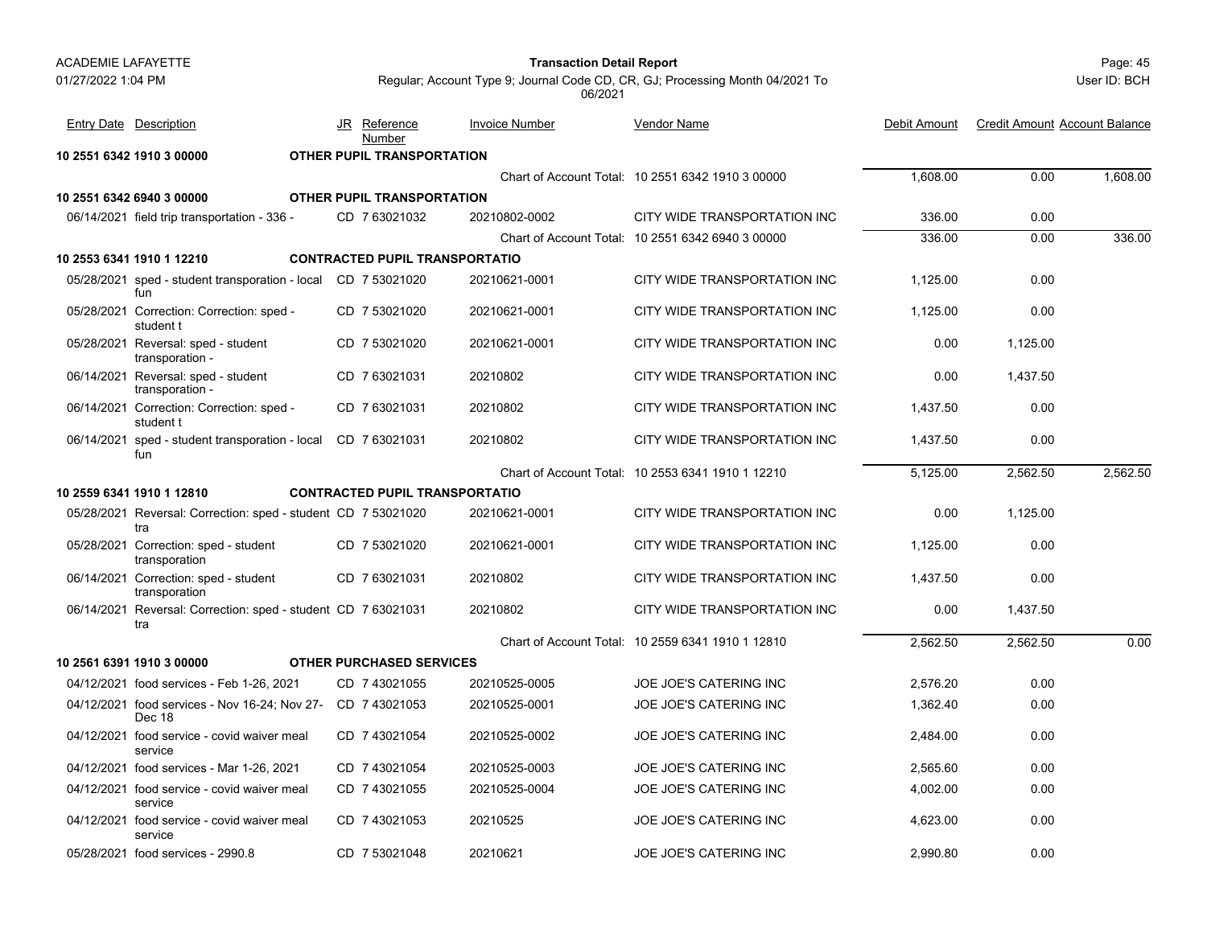| Entry Date | Description | JR | Reference Number | Invoice Number | Vendor Name | Debit Amount | Credit Amount | Account Balance |
|---|---|---|---|---|---|---|---|---|
| **10 2551 6342 1910 3 00000** | | **OTHER PUPIL TRANSPORTATION** | | | | | | |
| | | | | | Chart of Account Total: 10 2551 6342 1910 3 00000 | 1,608.00 | 0.00 | 1,608.00 |
| **10 2551 6342 6940 3 00000** | | **OTHER PUPIL TRANSPORTATION** | | | | | | |
| 06/14/2021 | field trip transportation - 336 - | CD | 7 63021032 | 20210802-0002 | CITY WIDE TRANSPORTATION INC | 336.00 | 0.00 | |
| | | | | | Chart of Account Total: 10 2551 6342 6940 3 00000 | 336.00 | 0.00 | 336.00 |
| **10 2553 6341 1910 1 12210** | | **CONTRACTED PUPIL TRANSPORTATIO** | | | | | | |
| 05/28/2021 | sped - student transporation - local fun | CD | 7 53021020 | 20210621-0001 | CITY WIDE TRANSPORTATION INC | 1,125.00 | 0.00 | |
| 05/28/2021 | Correction: Correction: sped - student t | CD | 7 53021020 | 20210621-0001 | CITY WIDE TRANSPORTATION INC | 1,125.00 | 0.00 | |
| 05/28/2021 | Reversal: sped - student transporation - | CD | 7 53021020 | 20210621-0001 | CITY WIDE TRANSPORTATION INC | 0.00 | 1,125.00 | |
| 06/14/2021 | Reversal: sped - student transporation - | CD | 7 63021031 | 20210802 | CITY WIDE TRANSPORTATION INC | 0.00 | 1,437.50 | |
| 06/14/2021 | Correction: Correction: sped - student t | CD | 7 63021031 | 20210802 | CITY WIDE TRANSPORTATION INC | 1,437.50 | 0.00 | |
| 06/14/2021 | sped - student transporation - local fun | CD | 7 63021031 | 20210802 | CITY WIDE TRANSPORTATION INC | 1,437.50 | 0.00 | |
| | | | | | Chart of Account Total: 10 2553 6341 1910 1 12210 | 5,125.00 | 2,562.50 | 2,562.50 |
| **10 2559 6341 1910 1 12810** | | **CONTRACTED PUPIL TRANSPORTATIO** | | | | | | |
| 05/28/2021 | Reversal: Correction: sped - student tra | CD | 7 53021020 | 20210621-0001 | CITY WIDE TRANSPORTATION INC | 0.00 | 1,125.00 | |
| 05/28/2021 | Correction: sped - student transporation | CD | 7 53021020 | 20210621-0001 | CITY WIDE TRANSPORTATION INC | 1,125.00 | 0.00 | |
| 06/14/2021 | Correction: sped - student transporation | CD | 7 63021031 | 20210802 | CITY WIDE TRANSPORTATION INC | 1,437.50 | 0.00 | |
| 06/14/2021 | Reversal: Correction: sped - student tra | CD | 7 63021031 | 20210802 | CITY WIDE TRANSPORTATION INC | 0.00 | 1,437.50 | |
| | | | | | Chart of Account Total: 10 2559 6341 1910 1 12810 | 2,562.50 | 2,562.50 | 0.00 |
| **10 2561 6391 1910 3 00000** | | **OTHER PURCHASED SERVICES** | | | | | | |
| 04/12/2021 | food services - Feb 1-26, 2021 | CD | 7 43021055 | 20210525-0005 | JOE JOE'S CATERING INC | 2,576.20 | 0.00 | |
| 04/12/2021 | food services - Nov 16-24; Nov 27-Dec 18 | CD | 7 43021053 | 20210525-0001 | JOE JOE'S CATERING INC | 1,362.40 | 0.00 | |
| 04/12/2021 | food service - covid waiver meal service | CD | 7 43021054 | 20210525-0002 | JOE JOE'S CATERING INC | 2,484.00 | 0.00 | |
| 04/12/2021 | food services - Mar 1-26, 2021 | CD | 7 43021054 | 20210525-0003 | JOE JOE'S CATERING INC | 2,565.60 | 0.00 | |
| 04/12/2021 | food service - covid waiver meal service | CD | 7 43021055 | 20210525-0004 | JOE JOE'S CATERING INC | 4,002.00 | 0.00 | |
| 04/12/2021 | food service - covid waiver meal service | CD | 7 43021053 | 20210525 | JOE JOE'S CATERING INC | 4,623.00 | 0.00 | |
| 05/28/2021 | food services - 2990.8 | CD | 7 53021048 | 20210621 | JOE JOE'S CATERING INC | 2,990.80 | 0.00 | |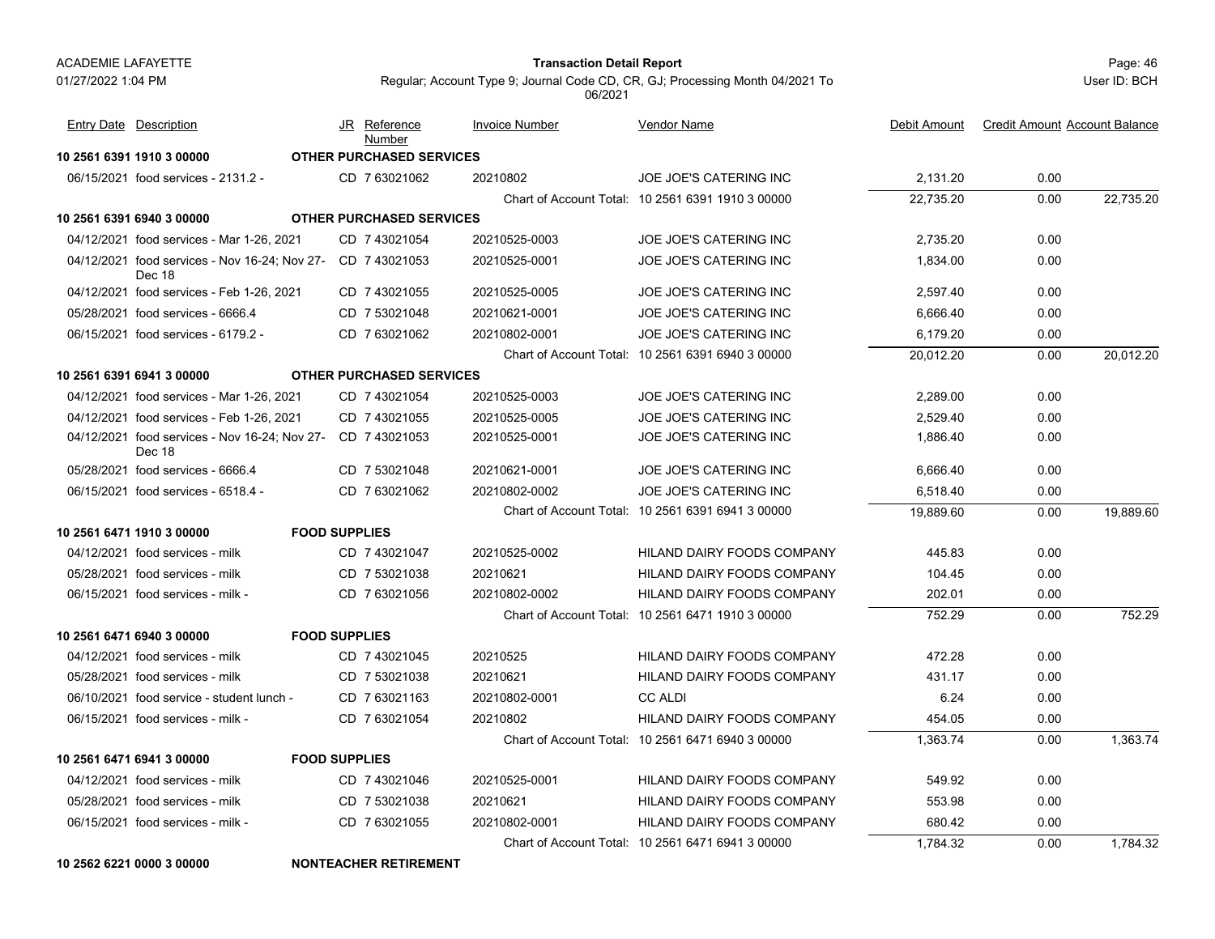ACADEMIE LAFAYETTE

01/27/2022 1:04 PM

**Transaction Detail Report**

Regular; Account Type 9; Journal Code CD, CR, GJ; Processing Month 04/2021 To 06/2021

User ID: BCH

| Entry Date | Description | JR | Reference Number | Invoice Number | Vendor Name | Debit Amount | Credit Amount | Account Balance |
|---|---|---|---|---|---|---|---|---|
| **10 2561 6391 1910 3 00000** | **OTHER PURCHASED SERVICES** | | | | | | | |
| 06/15/2021 | food services - 2131.2 - | CD | 7 63021062 | 20210802 | JOE JOE'S CATERING INC | 2,131.20 | 0.00 | |
| | | | | Chart of Account Total: | 10 2561 6391 1910 3 00000 | 22,735.20 | 0.00 | 22,735.20 |
| **10 2561 6391 6940 3 00000** | **OTHER PURCHASED SERVICES** | | | | | | | |
| 04/12/2021 | food services - Mar 1-26, 2021 | CD | 7 43021054 | 20210525-0003 | JOE JOE'S CATERING INC | 2,735.20 | 0.00 | |
| 04/12/2021 | food services - Nov 16-24; Nov 27-Dec 18 | CD | 7 43021053 | 20210525-0001 | JOE JOE'S CATERING INC | 1,834.00 | 0.00 | |
| 04/12/2021 | food services - Feb 1-26, 2021 | CD | 7 43021055 | 20210525-0005 | JOE JOE'S CATERING INC | 2,597.40 | 0.00 | |
| 05/28/2021 | food services - 6666.4 | CD | 7 53021048 | 20210621-0001 | JOE JOE'S CATERING INC | 6,666.40 | 0.00 | |
| 06/15/2021 | food services - 6179.2 - | CD | 7 63021062 | 20210802-0001 | JOE JOE'S CATERING INC | 6,179.20 | 0.00 | |
| | | | | Chart of Account Total: | 10 2561 6391 6940 3 00000 | 20,012.20 | 0.00 | 20,012.20 |
| **10 2561 6391 6941 3 00000** | **OTHER PURCHASED SERVICES** | | | | | | | |
| 04/12/2021 | food services - Mar 1-26, 2021 | CD | 7 43021054 | 20210525-0003 | JOE JOE'S CATERING INC | 2,289.00 | 0.00 | |
| 04/12/2021 | food services - Feb 1-26, 2021 | CD | 7 43021055 | 20210525-0005 | JOE JOE'S CATERING INC | 2,529.40 | 0.00 | |
| 04/12/2021 | food services - Nov 16-24; Nov 27-Dec 18 | CD | 7 43021053 | 20210525-0001 | JOE JOE'S CATERING INC | 1,886.40 | 0.00 | |
| 05/28/2021 | food services - 6666.4 | CD | 7 53021048 | 20210621-0001 | JOE JOE'S CATERING INC | 6,666.40 | 0.00 | |
| 06/15/2021 | food services - 6518.4 - | CD | 7 63021062 | 20210802-0002 | JOE JOE'S CATERING INC | 6,518.40 | 0.00 | |
| | | | | Chart of Account Total: | 10 2561 6391 6941 3 00000 | 19,889.60 | 0.00 | 19,889.60 |
| **10 2561 6471 1910 3 00000** | **FOOD SUPPLIES** | | | | | | | |
| 04/12/2021 | food services - milk | CD | 7 43021047 | 20210525-0002 | HILAND DAIRY FOODS COMPANY | 445.83 | 0.00 | |
| 05/28/2021 | food services - milk | CD | 7 53021038 | 20210621 | HILAND DAIRY FOODS COMPANY | 104.45 | 0.00 | |
| 06/15/2021 | food services - milk - | CD | 7 63021056 | 20210802-0002 | HILAND DAIRY FOODS COMPANY | 202.01 | 0.00 | |
| | | | | Chart of Account Total: | 10 2561 6471 1910 3 00000 | 752.29 | 0.00 | 752.29 |
| **10 2561 6471 6940 3 00000** | **FOOD SUPPLIES** | | | | | | | |
| 04/12/2021 | food services - milk | CD | 7 43021045 | 20210525 | HILAND DAIRY FOODS COMPANY | 472.28 | 0.00 | |
| 05/28/2021 | food services - milk | CD | 7 53021038 | 20210621 | HILAND DAIRY FOODS COMPANY | 431.17 | 0.00 | |
| 06/10/2021 | food service - student lunch - | CD | 7 63021163 | 20210802-0001 | CC ALDI | 6.24 | 0.00 | |
| 06/15/2021 | food services - milk - | CD | 7 63021054 | 20210802 | HILAND DAIRY FOODS COMPANY | 454.05 | 0.00 | |
| | | | | Chart of Account Total: | 10 2561 6471 6940 3 00000 | 1,363.74 | 0.00 | 1,363.74 |
| **10 2561 6471 6941 3 00000** | **FOOD SUPPLIES** | | | | | | | |
| 04/12/2021 | food services - milk | CD | 7 43021046 | 20210525-0001 | HILAND DAIRY FOODS COMPANY | 549.92 | 0.00 | |
| 05/28/2021 | food services - milk | CD | 7 53021038 | 20210621 | HILAND DAIRY FOODS COMPANY | 553.98 | 0.00 | |
| 06/15/2021 | food services - milk - | CD | 7 63021055 | 20210802-0001 | HILAND DAIRY FOODS COMPANY | 680.42 | 0.00 | |
| | | | | Chart of Account Total: | 10 2561 6471 6941 3 00000 | 1,784.32 | 0.00 | 1,784.32 |
| **10 2562 6221 0000 3 00000** | **NONTEACHER RETIREMENT** | | | | | | | |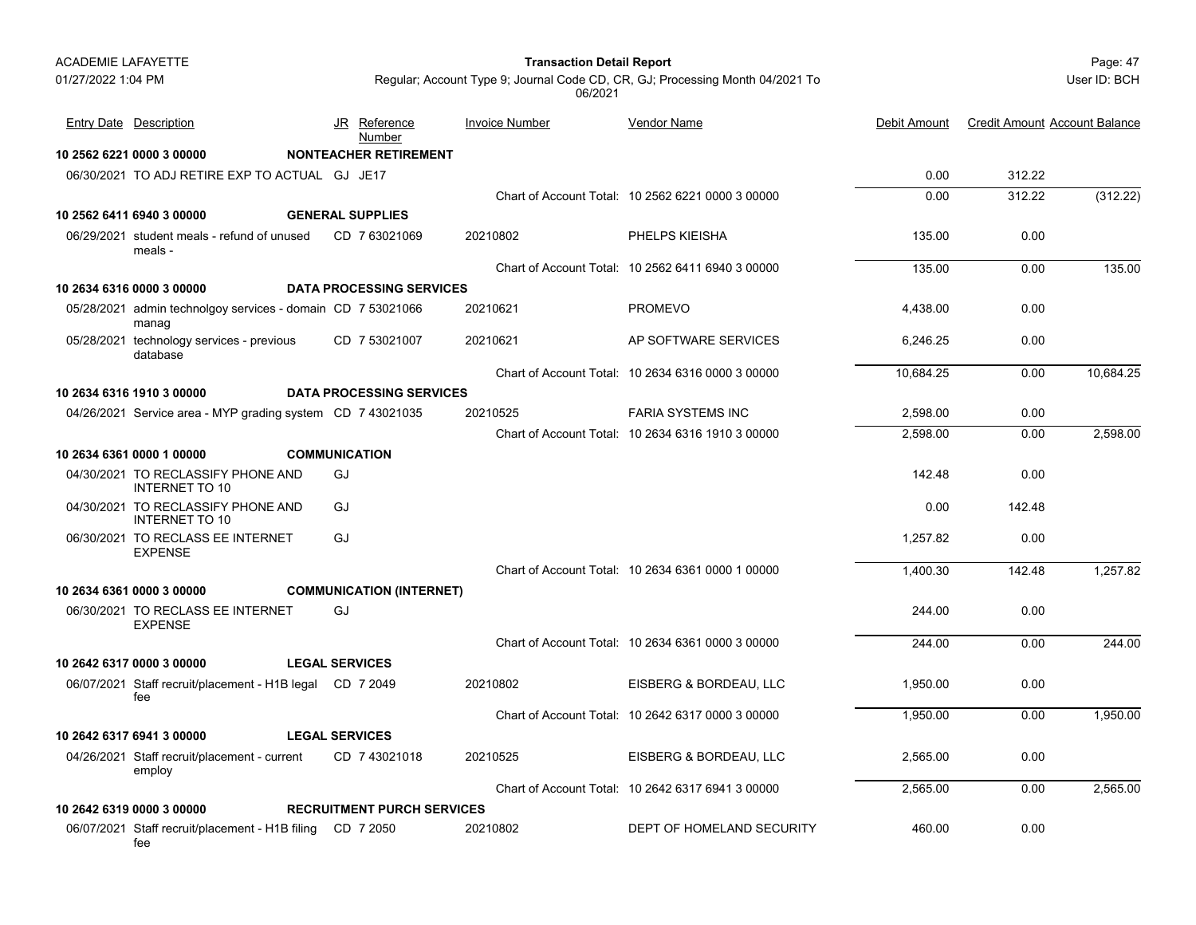| Entry Date | Description | JR | Reference Number | Invoice Number | Vendor Name | Debit Amount | Credit Amount | Account Balance |
|---|---|---|---|---|---|---|---|---|
| **10 2562 6221 0000 3 00000** | **NONTEACHER RETIREMENT** | | | | | | | |
| 06/30/2021 | TO ADJ RETIRE EXP TO ACTUAL | GJ | JE17 | | | 0.00 | 312.22 | |
| | | | | | Chart of Account Total: 10 2562 6221 0000 3 00000 | 0.00 | 312.22 | (312.22) |
| **10 2562 6411 6940 3 00000** | **GENERAL SUPPLIES** | | | | | | | |
| 06/29/2021 | student meals - refund of unused meals - | CD | 7 63021069 | 20210802 | PHELPS KIEISHA | 135.00 | 0.00 | |
| | | | | | Chart of Account Total: 10 2562 6411 6940 3 00000 | 135.00 | 0.00 | 135.00 |
| **10 2634 6316 0000 3 00000** | **DATA PROCESSING SERVICES** | | | | | | | |
| 05/28/2021 | admin technolgoy services - domain manag | CD | 7 53021066 | 20210621 | PROMEVO | 4,438.00 | 0.00 | |
| 05/28/2021 | technology services - previous database | CD | 7 53021007 | 20210621 | AP SOFTWARE SERVICES | 6,246.25 | 0.00 | |
| | | | | | Chart of Account Total: 10 2634 6316 0000 3 00000 | 10,684.25 | 0.00 | 10,684.25 |
| **10 2634 6316 1910 3 00000** | **DATA PROCESSING SERVICES** | | | | | | | |
| 04/26/2021 | Service area - MYP grading system | CD | 7 43021035 | 20210525 | FARIA SYSTEMS INC | 2,598.00 | 0.00 | |
| | | | | | Chart of Account Total: 10 2634 6316 1910 3 00000 | 2,598.00 | 0.00 | 2,598.00 |
| **10 2634 6361 0000 1 00000** | **COMMUNICATION** | | | | | | | |
| 04/30/2021 | TO RECLASSIFY PHONE AND INTERNET TO 10 | GJ | | | | 142.48 | 0.00 | |
| 04/30/2021 | TO RECLASSIFY PHONE AND INTERNET TO 10 | GJ | | | | 0.00 | 142.48 | |
| 06/30/2021 | TO RECLASS EE INTERNET EXPENSE | GJ | | | | 1,257.82 | 0.00 | |
| | | | | | Chart of Account Total: 10 2634 6361 0000 1 00000 | 1,400.30 | 142.48 | 1,257.82 |
| **10 2634 6361 0000 3 00000** | **COMMUNICATION (INTERNET)** | | | | | | | |
| 06/30/2021 | TO RECLASS EE INTERNET EXPENSE | GJ | | | | 244.00 | 0.00 | |
| | | | | | Chart of Account Total: 10 2634 6361 0000 3 00000 | 244.00 | 0.00 | 244.00 |
| **10 2642 6317 0000 3 00000** | **LEGAL SERVICES** | | | | | | | |
| 06/07/2021 | Staff recruit/placement - H1B legal fee | CD | 7 2049 | 20210802 | EISBERG & BORDEAU, LLC | 1,950.00 | 0.00 | |
| | | | | | Chart of Account Total: 10 2642 6317 0000 3 00000 | 1,950.00 | 0.00 | 1,950.00 |
| **10 2642 6317 6941 3 00000** | **LEGAL SERVICES** | | | | | | | |
| 04/26/2021 | Staff recruit/placement - current employ | CD | 7 43021018 | 20210525 | EISBERG & BORDEAU, LLC | 2,565.00 | 0.00 | |
| | | | | | Chart of Account Total: 10 2642 6317 6941 3 00000 | 2,565.00 | 0.00 | 2,565.00 |
| **10 2642 6319 0000 3 00000** | **RECRUITMENT PURCH SERVICES** | | | | | | | |
| 06/07/2021 | Staff recruit/placement - H1B filing fee | CD | 7 2050 | 20210802 | DEPT OF HOMELAND SECURITY | 460.00 | 0.00 | |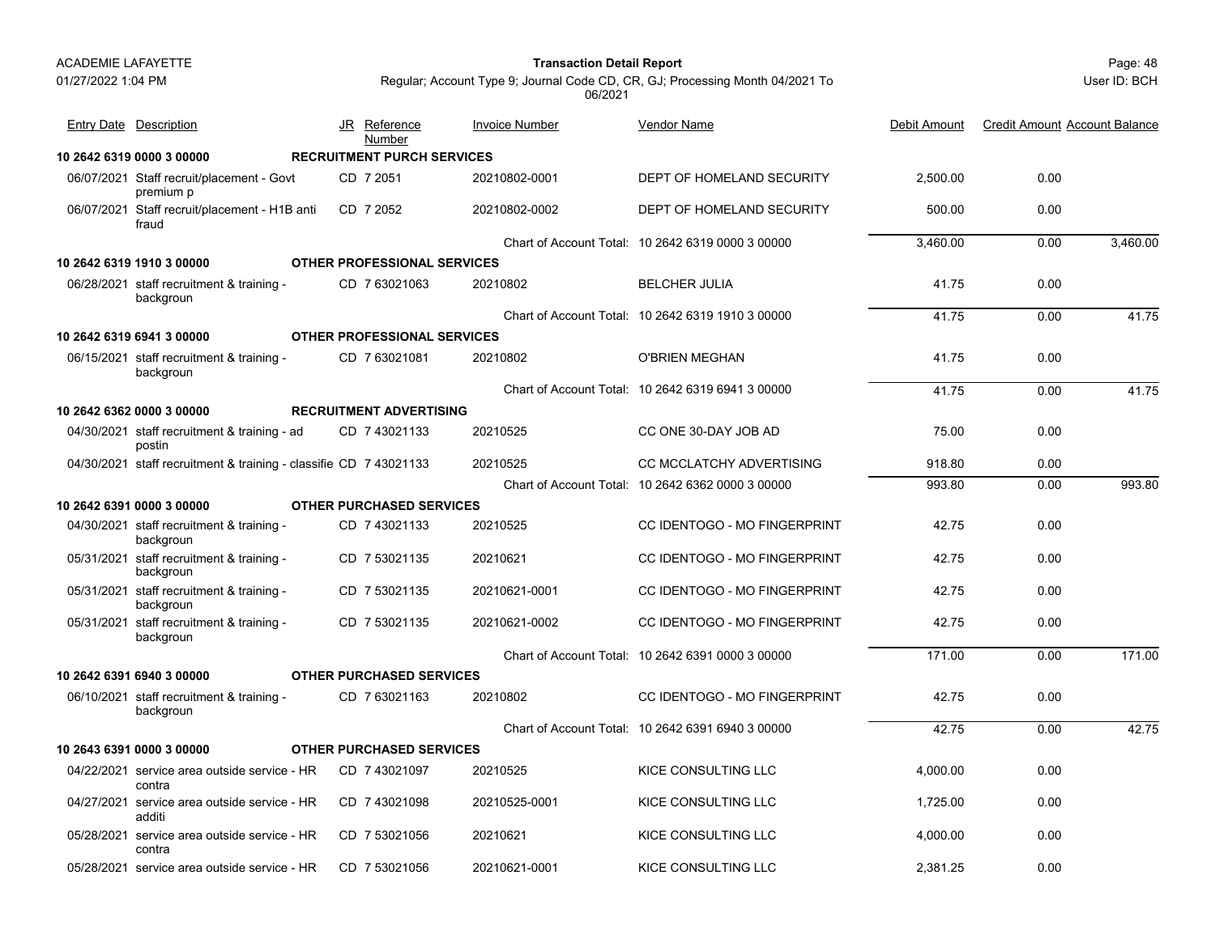**ACADEMIE LAFAYETTE**

**Transaction Detail Report**

Regular; Account Type 9; Journal Code CD, CR, GJ; Processing Month 04/2021 To 06/2021

| Entry Date | Description | JR | Reference Number | Invoice Number | Vendor Name | Debit Amount | Credit Amount | Account Balance |
|---|---|---|---|---|---|---|---|---|
| **10 2642 6319 0000 3 00000** | **RECRUITMENT PURCH SERVICES** | | | | | | | |
| 06/07/2021 | Staff recruit/placement - Govt premium p | CD | 7 2051 | 20210802-0001 | DEPT OF HOMELAND SECURITY | 2,500.00 | 0.00 | |
| 06/07/2021 | Staff recruit/placement - H1B anti fraud | CD | 7 2052 | 20210802-0002 | DEPT OF HOMELAND SECURITY | 500.00 | 0.00 | |
| | | | | Chart of Account Total: | 10 2642 6319 0000 3 00000 | 3,460.00 | 0.00 | 3,460.00 |
| **10 2642 6319 1910 3 00000** | **OTHER PROFESSIONAL SERVICES** | | | | | | | |
| 06/28/2021 | staff recruitment & training - backgroun | CD | 7 63021063 | 20210802 | BELCHER JULIA | 41.75 | 0.00 | |
| | | | | Chart of Account Total: | 10 2642 6319 1910 3 00000 | 41.75 | 0.00 | 41.75 |
| **10 2642 6319 6941 3 00000** | **OTHER PROFESSIONAL SERVICES** | | | | | | | |
| 06/15/2021 | staff recruitment & training - backgroun | CD | 7 63021081 | 20210802 | O'BRIEN MEGHAN | 41.75 | 0.00 | |
| | | | | Chart of Account Total: | 10 2642 6319 6941 3 00000 | 41.75 | 0.00 | 41.75 |
| **10 2642 6362 0000 3 00000** | **RECRUITMENT ADVERTISING** | | | | | | | |
| 04/30/2021 | staff recruitment & training - ad postin | CD | 7 43021133 | 20210525 | CC ONE 30-DAY JOB AD | 75.00 | 0.00 | |
| 04/30/2021 | staff recruitment & training - classifie | CD | 7 43021133 | 20210525 | CC MCCLATCHY ADVERTISING | 918.80 | 0.00 | |
| | | | | Chart of Account Total: | 10 2642 6362 0000 3 00000 | 993.80 | 0.00 | 993.80 |
| **10 2642 6391 0000 3 00000** | **OTHER PURCHASED SERVICES** | | | | | | | |
| 04/30/2021 | staff recruitment & training - backgroun | CD | 7 43021133 | 20210525 | CC IDENTOGO - MO FINGERPRINT | 42.75 | 0.00 | |
| 05/31/2021 | staff recruitment & training - backgroun | CD | 7 53021135 | 20210621 | CC IDENTOGO - MO FINGERPRINT | 42.75 | 0.00 | |
| 05/31/2021 | staff recruitment & training - backgroun | CD | 7 53021135 | 20210621-0001 | CC IDENTOGO - MO FINGERPRINT | 42.75 | 0.00 | |
| 05/31/2021 | staff recruitment & training - backgroun | CD | 7 53021135 | 20210621-0002 | CC IDENTOGO - MO FINGERPRINT | 42.75 | 0.00 | |
| | | | | Chart of Account Total: | 10 2642 6391 0000 3 00000 | 171.00 | 0.00 | 171.00 |
| **10 2642 6391 6940 3 00000** | **OTHER PURCHASED SERVICES** | | | | | | | |
| 06/10/2021 | staff recruitment & training - backgroun | CD | 7 63021163 | 20210802 | CC IDENTOGO - MO FINGERPRINT | 42.75 | 0.00 | |
| | | | | Chart of Account Total: | 10 2642 6391 6940 3 00000 | 42.75 | 0.00 | 42.75 |
| **10 2643 6391 0000 3 00000** | **OTHER PURCHASED SERVICES** | | | | | | | |
| 04/22/2021 | service area outside service - HR contra | CD | 7 43021097 | 20210525 | KICE CONSULTING LLC | 4,000.00 | 0.00 | |
| 04/27/2021 | service area outside service - HR additi | CD | 7 43021098 | 20210525-0001 | KICE CONSULTING LLC | 1,725.00 | 0.00 | |
| 05/28/2021 | service area outside service - HR contra | CD | 7 53021056 | 20210621 | KICE CONSULTING LLC | 4,000.00 | 0.00 | |
| 05/28/2021 | service area outside service - HR | CD | 7 53021056 | 20210621-0001 | KICE CONSULTING LLC | 2,381.25 | 0.00 | |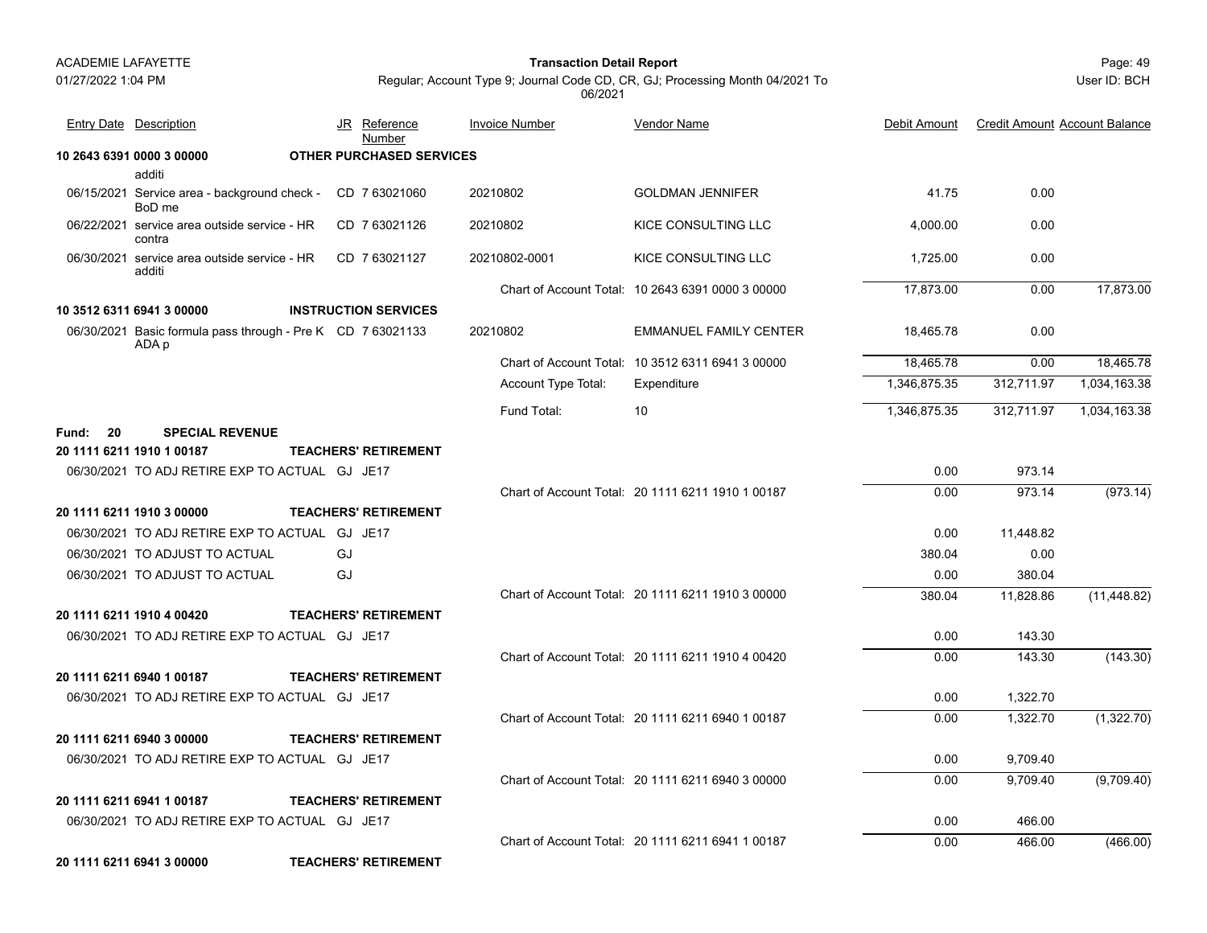| Entry Date | Description | JR | Reference Number | Invoice Number | Vendor Name | Debit Amount | Credit Amount | Account Balance |
|---|---|---|---|---|---|---|---|---|
| **10 2643 6391 0000 3 00000** | **OTHER PURCHASED SERVICES** | | | | | | | |
| | additi | | | | | | | |
| 06/15/2021 | Service area - background check - BoD me | CD | 7 63021060 | 20210802 | GOLDMAN JENNIFER | 41.75 | 0.00 | |
| 06/22/2021 | service area outside service - HR contra | CD | 7 63021126 | 20210802 | KICE CONSULTING LLC | 4,000.00 | 0.00 | |
| 06/30/2021 | service area outside service - HR additi | CD | 7 63021127 | 20210802-0001 | KICE CONSULTING LLC | 1,725.00 | 0.00 | |
| | | | | Chart of Account Total: | 10 2643 6391 0000 3 00000 | 17,873.00 | 0.00 | 17,873.00 |
| **10 3512 6311 6941 3 00000** | **INSTRUCTION SERVICES** | | | | | | | |
| 06/30/2021 | Basic formula pass through - Pre K ADA p | CD | 7 63021133 | 20210802 | EMMANUEL FAMILY CENTER | 18,465.78 | 0.00 | |
| | | | | Chart of Account Total: | 10 3512 6311 6941 3 00000 | 18,465.78 | 0.00 | 18,465.78 |
| | | | | Account Type Total: | Expenditure | 1,346,875.35 | 312,711.97 | 1,034,163.38 |
| | | | | Fund Total: | 10 | 1,346,875.35 | 312,711.97 | 1,034,163.38 |
| **Fund: 20** | **SPECIAL REVENUE** | | | | | | | |
| **20 1111 6211 1910 1 00187** | **TEACHERS' RETIREMENT** | | | | | | | |
| 06/30/2021 | TO ADJ RETIRE EXP TO ACTUAL | GJ | JE17 | | | 0.00 | 973.14 | |
| | | | | Chart of Account Total: | 20 1111 6211 1910 1 00187 | 0.00 | 973.14 | (973.14) |
| **20 1111 6211 1910 3 00000** | **TEACHERS' RETIREMENT** | | | | | | | |
| 06/30/2021 | TO ADJ RETIRE EXP TO ACTUAL | GJ | JE17 | | | 0.00 | 11,448.82 | |
| 06/30/2021 | TO ADJUST TO ACTUAL | GJ | | | | 380.04 | 0.00 | |
| 06/30/2021 | TO ADJUST TO ACTUAL | GJ | | | | 0.00 | 380.04 | |
| | | | | Chart of Account Total: | 20 1111 6211 1910 3 00000 | 380.04 | 11,828.86 | (11,448.82) |
| **20 1111 6211 1910 4 00420** | **TEACHERS' RETIREMENT** | | | | | | | |
| 06/30/2021 | TO ADJ RETIRE EXP TO ACTUAL | GJ | JE17 | | | 0.00 | 143.30 | |
| | | | | Chart of Account Total: | 20 1111 6211 1910 4 00420 | 0.00 | 143.30 | (143.30) |
| **20 1111 6211 6940 1 00187** | **TEACHERS' RETIREMENT** | | | | | | | |
| 06/30/2021 | TO ADJ RETIRE EXP TO ACTUAL | GJ | JE17 | | | 0.00 | 1,322.70 | |
| | | | | Chart of Account Total: | 20 1111 6211 6940 1 00187 | 0.00 | 1,322.70 | (1,322.70) |
| **20 1111 6211 6940 3 00000** | **TEACHERS' RETIREMENT** | | | | | | | |
| 06/30/2021 | TO ADJ RETIRE EXP TO ACTUAL | GJ | JE17 | | | 0.00 | 9,709.40 | |
| | | | | Chart of Account Total: | 20 1111 6211 6940 3 00000 | 0.00 | 9,709.40 | (9,709.40) |
| **20 1111 6211 6941 1 00187** | **TEACHERS' RETIREMENT** | | | | | | | |
| 06/30/2021 | TO ADJ RETIRE EXP TO ACTUAL | GJ | JE17 | | | 0.00 | 466.00 | |
| | | | | Chart of Account Total: | 20 1111 6211 6941 1 00187 | 0.00 | 466.00 | (466.00) |
| **20 1111 6211 6941 3 00000** | **TEACHERS' RETIREMENT** | | | | | | | |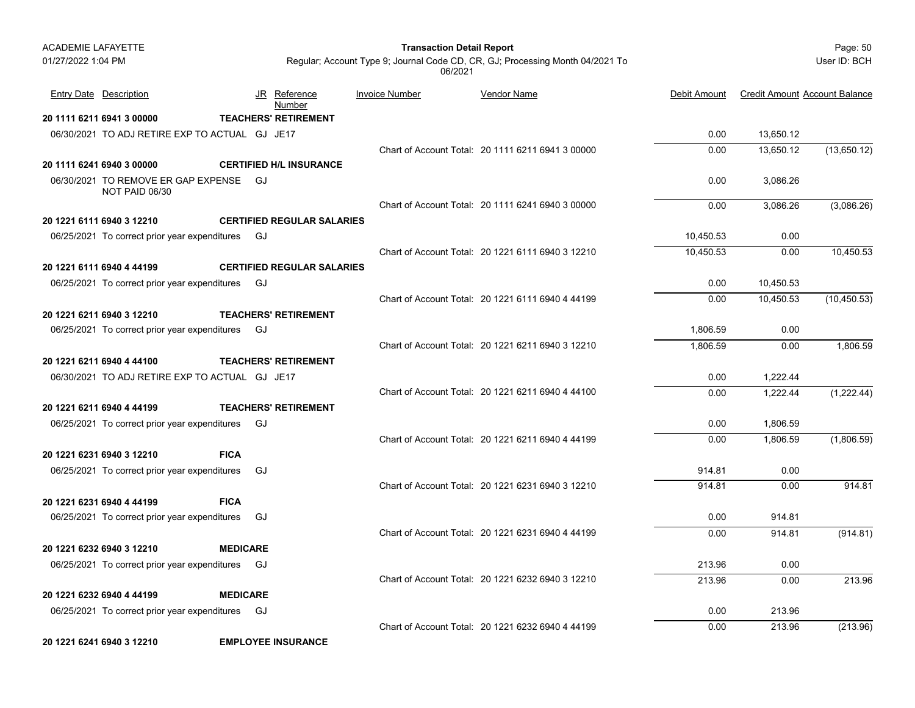| Entry Date | Description | JR | Reference Number | Invoice Number | Vendor Name | Debit Amount | Credit Amount | Account Balance |
|---|---|---|---|---|---|---|---|---|
| **20 1111 6211 6941 3 00000** | | **TEACHERS' RETIREMENT** | | | | | | |
| 06/30/2021 | TO ADJ RETIRE EXP TO ACTUAL | GJ | JE17 | | | 0.00 | 13,650.12 | |
| | | | | | Chart of Account Total: 20 1111 6211 6941 3 00000 | 0.00 | 13,650.12 | (13,650.12) |
| **20 1111 6241 6940 3 00000** | | **CERTIFIED H/L INSURANCE** | | | | | | |
| 06/30/2021 | TO REMOVE ER GAP EXPENSE NOT PAID 06/30 | GJ | | | | 0.00 | 3,086.26 | |
| | | | | | Chart of Account Total: 20 1111 6241 6940 3 00000 | 0.00 | 3,086.26 | (3,086.26) |
| **20 1221 6111 6940 3 12210** | | **CERTIFIED REGULAR SALARIES** | | | | | | |
| 06/25/2021 | To correct prior year expenditures | GJ | | | | 10,450.53 | 0.00 | |
| | | | | | Chart of Account Total: 20 1221 6111 6940 3 12210 | 10,450.53 | 0.00 | 10,450.53 |
| **20 1221 6111 6940 4 44199** | | **CERTIFIED REGULAR SALARIES** | | | | | | |
| 06/25/2021 | To correct prior year expenditures | GJ | | | | 0.00 | 10,450.53 | |
| | | | | | Chart of Account Total: 20 1221 6111 6940 4 44199 | 0.00 | 10,450.53 | (10,450.53) |
| **20 1221 6211 6940 3 12210** | | **TEACHERS' RETIREMENT** | | | | | | |
| 06/25/2021 | To correct prior year expenditures | GJ | | | | 1,806.59 | 0.00 | |
| | | | | | Chart of Account Total: 20 1221 6211 6940 3 12210 | 1,806.59 | 0.00 | 1,806.59 |
| **20 1221 6211 6940 4 44100** | | **TEACHERS' RETIREMENT** | | | | | | |
| 06/30/2021 | TO ADJ RETIRE EXP TO ACTUAL | GJ | JE17 | | | 0.00 | 1,222.44 | |
| | | | | | Chart of Account Total: 20 1221 6211 6940 4 44100 | 0.00 | 1,222.44 | (1,222.44) |
| **20 1221 6211 6940 4 44199** | | **TEACHERS' RETIREMENT** | | | | | | |
| 06/25/2021 | To correct prior year expenditures | GJ | | | | 0.00 | 1,806.59 | |
| | | | | | Chart of Account Total: 20 1221 6211 6940 4 44199 | 0.00 | 1,806.59 | (1,806.59) |
| **20 1221 6231 6940 3 12210** | | **FICA** | | | | | | |
| 06/25/2021 | To correct prior year expenditures | GJ | | | | 914.81 | 0.00 | |
| | | | | | Chart of Account Total: 20 1221 6231 6940 3 12210 | 914.81 | 0.00 | 914.81 |
| **20 1221 6231 6940 4 44199** | | **FICA** | | | | | | |
| 06/25/2021 | To correct prior year expenditures | GJ | | | | 0.00 | 914.81 | |
| | | | | | Chart of Account Total: 20 1221 6231 6940 4 44199 | 0.00 | 914.81 | (914.81) |
| **20 1221 6232 6940 3 12210** | | **MEDICARE** | | | | | | |
| 06/25/2021 | To correct prior year expenditures | GJ | | | | 213.96 | 0.00 | |
| | | | | | Chart of Account Total: 20 1221 6232 6940 3 12210 | 213.96 | 0.00 | 213.96 |
| **20 1221 6232 6940 4 44199** | | **MEDICARE** | | | | | | |
| 06/25/2021 | To correct prior year expenditures | GJ | | | | 0.00 | 213.96 | |
| | | | | | Chart of Account Total: 20 1221 6232 6940 4 44199 | 0.00 | 213.96 | (213.96) |
| **20 1221 6241 6940 3 12210** | | **EMPLOYEE INSURANCE** | | | | | | |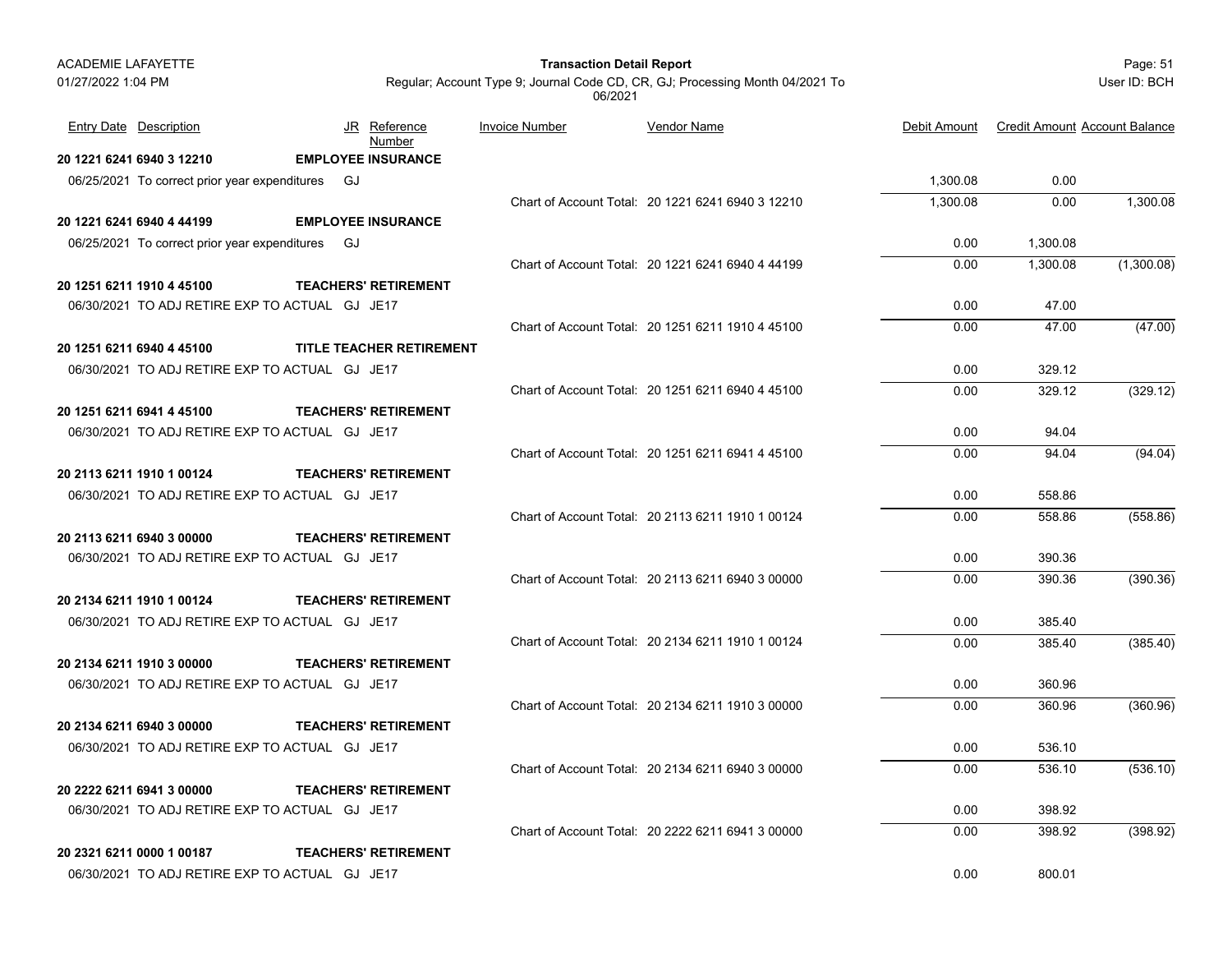| Entry Date | Description | JR | Reference Number | Invoice Number | Vendor Name | Debit Amount | Credit Amount | Account Balance |
|---|---|---|---|---|---|---|---|---|
| **20 1221 6241 6940 3 12210** | **EMPLOYEE INSURANCE** | | | | | | | |
| 06/25/2021 | To correct prior year expenditures | GJ | | | | 1,300.08 | 0.00 | |
| | | | | Chart of Account Total: | 20 1221 6241 6940 3 12210 | 1,300.08 | 0.00 | 1,300.08 |
| **20 1221 6241 6940 4 44199** | **EMPLOYEE INSURANCE** | | | | | | | |
| 06/25/2021 | To correct prior year expenditures | GJ | | | | 0.00 | 1,300.08 | |
| | | | | Chart of Account Total: | 20 1221 6241 6940 4 44199 | 0.00 | 1,300.08 | (1,300.08) |
| **20 1251 6211 1910 4 45100** | **TEACHERS' RETIREMENT** | | | | | | | |
| 06/30/2021 | TO ADJ RETIRE EXP TO ACTUAL | GJ | JE17 | | | 0.00 | 47.00 | |
| | | | | Chart of Account Total: | 20 1251 6211 1910 4 45100 | 0.00 | 47.00 | (47.00) |
| **20 1251 6211 6940 4 45100** | **TITLE TEACHER RETIREMENT** | | | | | | | |
| 06/30/2021 | TO ADJ RETIRE EXP TO ACTUAL | GJ | JE17 | | | 0.00 | 329.12 | |
| | | | | Chart of Account Total: | 20 1251 6211 6940 4 45100 | 0.00 | 329.12 | (329.12) |
| **20 1251 6211 6941 4 45100** | **TEACHERS' RETIREMENT** | | | | | | | |
| 06/30/2021 | TO ADJ RETIRE EXP TO ACTUAL | GJ | JE17 | | | 0.00 | 94.04 | |
| | | | | Chart of Account Total: | 20 1251 6211 6941 4 45100 | 0.00 | 94.04 | (94.04) |
| **20 2113 6211 1910 1 00124** | **TEACHERS' RETIREMENT** | | | | | | | |
| 06/30/2021 | TO ADJ RETIRE EXP TO ACTUAL | GJ | JE17 | | | 0.00 | 558.86 | |
| | | | | Chart of Account Total: | 20 2113 6211 1910 1 00124 | 0.00 | 558.86 | (558.86) |
| **20 2113 6211 6940 3 00000** | **TEACHERS' RETIREMENT** | | | | | | | |
| 06/30/2021 | TO ADJ RETIRE EXP TO ACTUAL | GJ | JE17 | | | 0.00 | 390.36 | |
| | | | | Chart of Account Total: | 20 2113 6211 6940 3 00000 | 0.00 | 390.36 | (390.36) |
| **20 2134 6211 1910 1 00124** | **TEACHERS' RETIREMENT** | | | | | | | |
| 06/30/2021 | TO ADJ RETIRE EXP TO ACTUAL | GJ | JE17 | | | 0.00 | 385.40 | |
| | | | | Chart of Account Total: | 20 2134 6211 1910 1 00124 | 0.00 | 385.40 | (385.40) |
| **20 2134 6211 1910 3 00000** | **TEACHERS' RETIREMENT** | | | | | | | |
| 06/30/2021 | TO ADJ RETIRE EXP TO ACTUAL | GJ | JE17 | | | 0.00 | 360.96 | |
| | | | | Chart of Account Total: | 20 2134 6211 1910 3 00000 | 0.00 | 360.96 | (360.96) |
| **20 2134 6211 6940 3 00000** | **TEACHERS' RETIREMENT** | | | | | | | |
| 06/30/2021 | TO ADJ RETIRE EXP TO ACTUAL | GJ | JE17 | | | 0.00 | 536.10 | |
| | | | | Chart of Account Total: | 20 2134 6211 6940 3 00000 | 0.00 | 536.10 | (536.10) |
| **20 2222 6211 6941 3 00000** | **TEACHERS' RETIREMENT** | | | | | | | |
| 06/30/2021 | TO ADJ RETIRE EXP TO ACTUAL | GJ | JE17 | | | 0.00 | 398.92 | |
| | | | | Chart of Account Total: | 20 2222 6211 6941 3 00000 | 0.00 | 398.92 | (398.92) |
| **20 2321 6211 0000 1 00187** | **TEACHERS' RETIREMENT** | | | | | | | |
| 06/30/2021 | TO ADJ RETIRE EXP TO ACTUAL | GJ | JE17 | | | 0.00 | 800.01 | |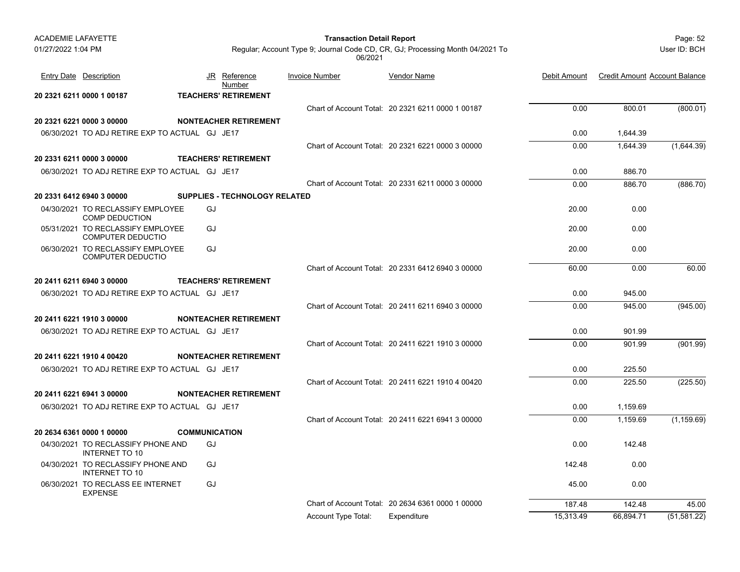| Entry Date | Description | JR | Reference Number | Invoice Number | Vendor Name | Debit Amount | Credit Amount | Account Balance |
|---|---|---|---|---|---|---|---|---|
| **20 2321 6211 0000 1 00187** | | **TEACHERS' RETIREMENT** | | | | | | |
| | | | | Chart of Account Total: | 20 2321 6211 0000 1 00187 | 0.00 | 800.01 | (800.01) |
| **20 2321 6221 0000 3 00000** | | **NONTEACHER RETIREMENT** | | | | | | |
| 06/30/2021 | TO ADJ RETIRE EXP TO ACTUAL | GJ | JE17 | | | 0.00 | 1,644.39 | |
| | | | | Chart of Account Total: | 20 2321 6221 0000 3 00000 | 0.00 | 1,644.39 | (1,644.39) |
| **20 2331 6211 0000 3 00000** | | **TEACHERS' RETIREMENT** | | | | | | |
| 06/30/2021 | TO ADJ RETIRE EXP TO ACTUAL | GJ | JE17 | | | 0.00 | 886.70 | |
| | | | | Chart of Account Total: | 20 2331 6211 0000 3 00000 | 0.00 | 886.70 | (886.70) |
| **20 2331 6412 6940 3 00000** | | **SUPPLIES - TECHNOLOGY RELATED** | | | | | | |
| 04/30/2021 | TO RECLASSIFY EMPLOYEE COMP DEDUCTION | GJ | | | | 20.00 | 0.00 | |
| 05/31/2021 | TO RECLASSIFY EMPLOYEE COMPUTER DEDUCTIO | GJ | | | | 20.00 | 0.00 | |
| 06/30/2021 | TO RECLASSIFY EMPLOYEE COMPUTER DEDUCTIO | GJ | | | | 20.00 | 0.00 | |
| | | | | Chart of Account Total: | 20 2331 6412 6940 3 00000 | 60.00 | 0.00 | 60.00 |
| **20 2411 6211 6940 3 00000** | | **TEACHERS' RETIREMENT** | | | | | | |
| 06/30/2021 | TO ADJ RETIRE EXP TO ACTUAL | GJ | JE17 | | | 0.00 | 945.00 | |
| | | | | Chart of Account Total: | 20 2411 6211 6940 3 00000 | 0.00 | 945.00 | (945.00) |
| **20 2411 6221 1910 3 00000** | | **NONTEACHER RETIREMENT** | | | | | | |
| 06/30/2021 | TO ADJ RETIRE EXP TO ACTUAL | GJ | JE17 | | | 0.00 | 901.99 | |
| | | | | Chart of Account Total: | 20 2411 6221 1910 3 00000 | 0.00 | 901.99 | (901.99) |
| **20 2411 6221 1910 4 00420** | | **NONTEACHER RETIREMENT** | | | | | | |
| 06/30/2021 | TO ADJ RETIRE EXP TO ACTUAL | GJ | JE17 | | | 0.00 | 225.50 | |
| | | | | Chart of Account Total: | 20 2411 6221 1910 4 00420 | 0.00 | 225.50 | (225.50) |
| **20 2411 6221 6941 3 00000** | | **NONTEACHER RETIREMENT** | | | | | | |
| 06/30/2021 | TO ADJ RETIRE EXP TO ACTUAL | GJ | JE17 | | | 0.00 | 1,159.69 | |
| | | | | Chart of Account Total: | 20 2411 6221 6941 3 00000 | 0.00 | 1,159.69 | (1,159.69) |
| **20 2634 6361 0000 1 00000** | | **COMMUNICATION** | | | | | | |
| 04/30/2021 | TO RECLASSIFY PHONE AND INTERNET TO 10 | GJ | | | | 0.00 | 142.48 | |
| 04/30/2021 | TO RECLASSIFY PHONE AND INTERNET TO 10 | GJ | | | | 142.48 | 0.00 | |
| 06/30/2021 | TO RECLASS EE INTERNET EXPENSE | GJ | | | | 45.00 | 0.00 | |
| | | | | Chart of Account Total: | 20 2634 6361 0000 1 00000 | 187.48 | 142.48 | 45.00 |
| | | | | Account Type Total: | Expenditure | 15,313.49 | 66,894.71 | (51,581.22) |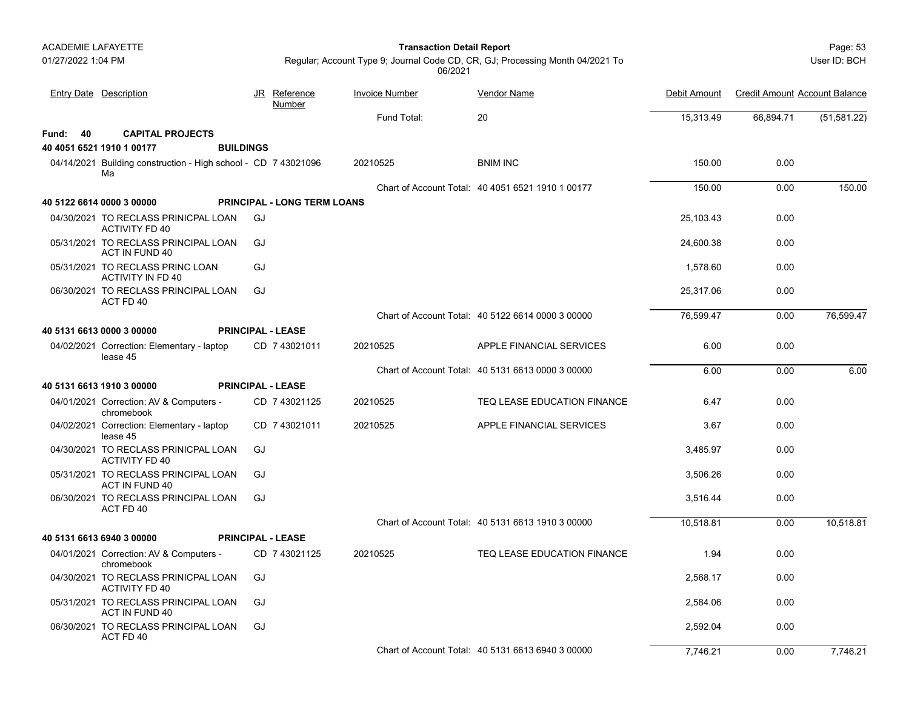| Entry Date | Description | JR | Reference Number | Invoice Number | Vendor Name | Debit Amount | Credit Amount | Account Balance |
|---|---|---|---|---|---|---|---|---|
| | | | | Fund Total: | 20 | 15,313.49 | 66,894.71 | (51,581.22) |
| **Fund: 40** | **CAPITAL PROJECTS** | | | | | | | |
| **40 4051 6521 1910 1 00177** | **BUILDINGS** | | | | | | | |
| 04/14/2021 | Building construction - High school - Ma | CD | 7 43021096 | 20210525 | BNIM INC | 150.00 | 0.00 | |
| | | | | Chart of Account Total: | 40 4051 6521 1910 1 00177 | 150.00 | 0.00 | 150.00 |
| **40 5122 6614 0000 3 00000** | **PRINCIPAL - LONG TERM LOANS** | | | | | | | |
| 04/30/2021 | TO RECLASS PRINICPAL LOAN ACTIVITY FD 40 | GJ | | | | 25,103.43 | 0.00 | |
| 05/31/2021 | TO RECLASS PRINCIPAL LOAN ACT IN FUND 40 | GJ | | | | 24,600.38 | 0.00 | |
| 05/31/2021 | TO RECLASS PRINC LOAN ACTIVITY IN FD 40 | GJ | | | | 1,578.60 | 0.00 | |
| 06/30/2021 | TO RECLASS PRINCIPAL LOAN ACT FD 40 | GJ | | | | 25,317.06 | 0.00 | |
| | | | | Chart of Account Total: | 40 5122 6614 0000 3 00000 | 76,599.47 | 0.00 | 76,599.47 |
| **40 5131 6613 0000 3 00000** | **PRINCIPAL - LEASE** | | | | | | | |
| 04/02/2021 | Correction: Elementary - laptop lease 45 | CD | 7 43021011 | 20210525 | APPLE FINANCIAL SERVICES | 6.00 | 0.00 | |
| | | | | Chart of Account Total: | 40 5131 6613 0000 3 00000 | 6.00 | 0.00 | 6.00 |
| **40 5131 6613 1910 3 00000** | **PRINCIPAL - LEASE** | | | | | | | |
| 04/01/2021 | Correction: AV & Computers - chromebook | CD | 7 43021125 | 20210525 | TEQ LEASE EDUCATION FINANCE | 6.47 | 0.00 | |
| 04/02/2021 | Correction: Elementary - laptop lease 45 | CD | 7 43021011 | 20210525 | APPLE FINANCIAL SERVICES | 3.67 | 0.00 | |
| 04/30/2021 | TO RECLASS PRINICPAL LOAN ACTIVITY FD 40 | GJ | | | | 3,485.97 | 0.00 | |
| 05/31/2021 | TO RECLASS PRINCIPAL LOAN ACT IN FUND 40 | GJ | | | | 3,506.26 | 0.00 | |
| 06/30/2021 | TO RECLASS PRINCIPAL LOAN ACT FD 40 | GJ | | | | 3,516.44 | 0.00 | |
| | | | | Chart of Account Total: | 40 5131 6613 1910 3 00000 | 10,518.81 | 0.00 | 10,518.81 |
| **40 5131 6613 6940 3 00000** | **PRINCIPAL - LEASE** | | | | | | | |
| 04/01/2021 | Correction: AV & Computers - chromebook | CD | 7 43021125 | 20210525 | TEQ LEASE EDUCATION FINANCE | 1.94 | 0.00 | |
| 04/30/2021 | TO RECLASS PRINICPAL LOAN ACTIVITY FD 40 | GJ | | | | 2,568.17 | 0.00 | |
| 05/31/2021 | TO RECLASS PRINCIPAL LOAN ACT IN FUND 40 | GJ | | | | 2,584.06 | 0.00 | |
| 06/30/2021 | TO RECLASS PRINCIPAL LOAN ACT FD 40 | GJ | | | | 2,592.04 | 0.00 | |
| | | | | Chart of Account Total: | 40 5131 6613 6940 3 00000 | 7,746.21 | 0.00 | 7,746.21 |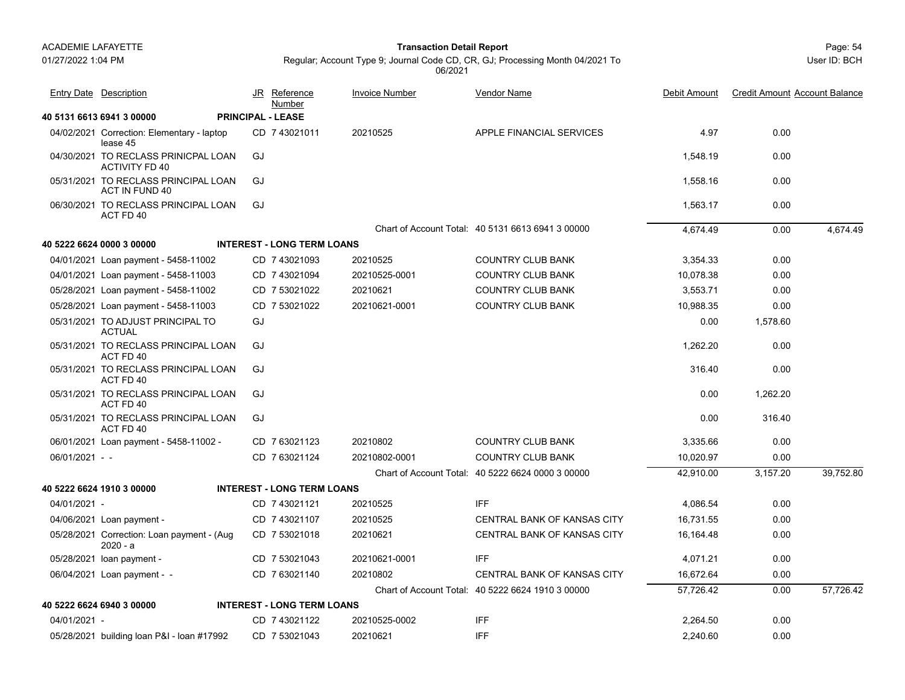ACADEMIE LAFAYETTE
01/27/2022 1:04 PM

**Transaction Detail Report**

Regular; Account Type 9; Journal Code CD, CR, GJ; Processing Month 04/2021 To 06/2021

User ID: BCH

| Entry Date | Description | JR | Reference Number | Invoice Number | Vendor Name | Debit Amount | Credit Amount | Account Balance |
|---|---|---|---|---|---|---|---|---|
| **40 5131 6613 6941 3 00000** | | **PRINCIPAL - LEASE** | | | | | | |
| 04/02/2021 | Correction: Elementary - laptop lease 45 | CD | 7 43021011 | 20210525 | APPLE FINANCIAL SERVICES | 4.97 | 0.00 | |
| 04/30/2021 | TO RECLASS PRINICPAL LOAN ACTIVITY FD 40 | GJ | | | | 1,548.19 | 0.00 | |
| 05/31/2021 | TO RECLASS PRINCIPAL LOAN ACT IN FUND 40 | GJ | | | | 1,558.16 | 0.00 | |
| 06/30/2021 | TO RECLASS PRINCIPAL LOAN ACT FD 40 | GJ | | | | 1,563.17 | 0.00 | |
| | | | | Chart of Account Total: | 40 5131 6613 6941 3 00000 | 4,674.49 | 0.00 | 4,674.49 |
| **40 5222 6624 0000 3 00000** | | **INTEREST - LONG TERM LOANS** | | | | | | |
| 04/01/2021 | Loan payment - 5458-11002 | CD | 7 43021093 | 20210525 | COUNTRY CLUB BANK | 3,354.33 | 0.00 | |
| 04/01/2021 | Loan payment - 5458-11003 | CD | 7 43021094 | 20210525-0001 | COUNTRY CLUB BANK | 10,078.38 | 0.00 | |
| 05/28/2021 | Loan payment - 5458-11002 | CD | 7 53021022 | 20210621 | COUNTRY CLUB BANK | 3,553.71 | 0.00 | |
| 05/28/2021 | Loan payment - 5458-11003 | CD | 7 53021022 | 20210621-0001 | COUNTRY CLUB BANK | 10,988.35 | 0.00 | |
| 05/31/2021 | TO ADJUST PRINCIPAL TO ACTUAL | GJ | | | | 0.00 | 1,578.60 | |
| 05/31/2021 | TO RECLASS PRINCIPAL LOAN ACT FD 40 | GJ | | | | 1,262.20 | 0.00 | |
| 05/31/2021 | TO RECLASS PRINCIPAL LOAN ACT FD 40 | GJ | | | | 316.40 | 0.00 | |
| 05/31/2021 | TO RECLASS PRINCIPAL LOAN ACT FD 40 | GJ | | | | 0.00 | 1,262.20 | |
| 05/31/2021 | TO RECLASS PRINCIPAL LOAN ACT FD 40 | GJ | | | | 0.00 | 316.40 | |
| 06/01/2021 | Loan payment - 5458-11002 - | CD | 7 63021123 | 20210802 | COUNTRY CLUB BANK | 3,335.66 | 0.00 | |
| 06/01/2021 | - - | CD | 7 63021124 | 20210802-0001 | COUNTRY CLUB BANK | 10,020.97 | 0.00 | |
| | | | | Chart of Account Total: | 40 5222 6624 0000 3 00000 | 42,910.00 | 3,157.20 | 39,752.80 |
| **40 5222 6624 1910 3 00000** | | **INTEREST - LONG TERM LOANS** | | | | | | |
| 04/01/2021 | - | CD | 7 43021121 | 20210525 | IFF | 4,086.54 | 0.00 | |
| 04/06/2021 | Loan payment - | CD | 7 43021107 | 20210525 | CENTRAL BANK OF KANSAS CITY | 16,731.55 | 0.00 | |
| 05/28/2021 | Correction: Loan payment - (Aug 2020 - a | CD | 7 53021018 | 20210621 | CENTRAL BANK OF KANSAS CITY | 16,164.48 | 0.00 | |
| 05/28/2021 | loan payment - | CD | 7 53021043 | 20210621-0001 | IFF | 4,071.21 | 0.00 | |
| 06/04/2021 | Loan payment - - | CD | 7 63021140 | 20210802 | CENTRAL BANK OF KANSAS CITY | 16,672.64 | 0.00 | |
| | | | | Chart of Account Total: | 40 5222 6624 1910 3 00000 | 57,726.42 | 0.00 | 57,726.42 |
| **40 5222 6624 6940 3 00000** | | **INTEREST - LONG TERM LOANS** | | | | | | |
| 04/01/2021 | - | CD | 7 43021122 | 20210525-0002 | IFF | 2,264.50 | 0.00 | |
| 05/28/2021 | building loan P&I - loan #17992 | CD | 7 53021043 | 20210621 | IFF | 2,240.60 | 0.00 | |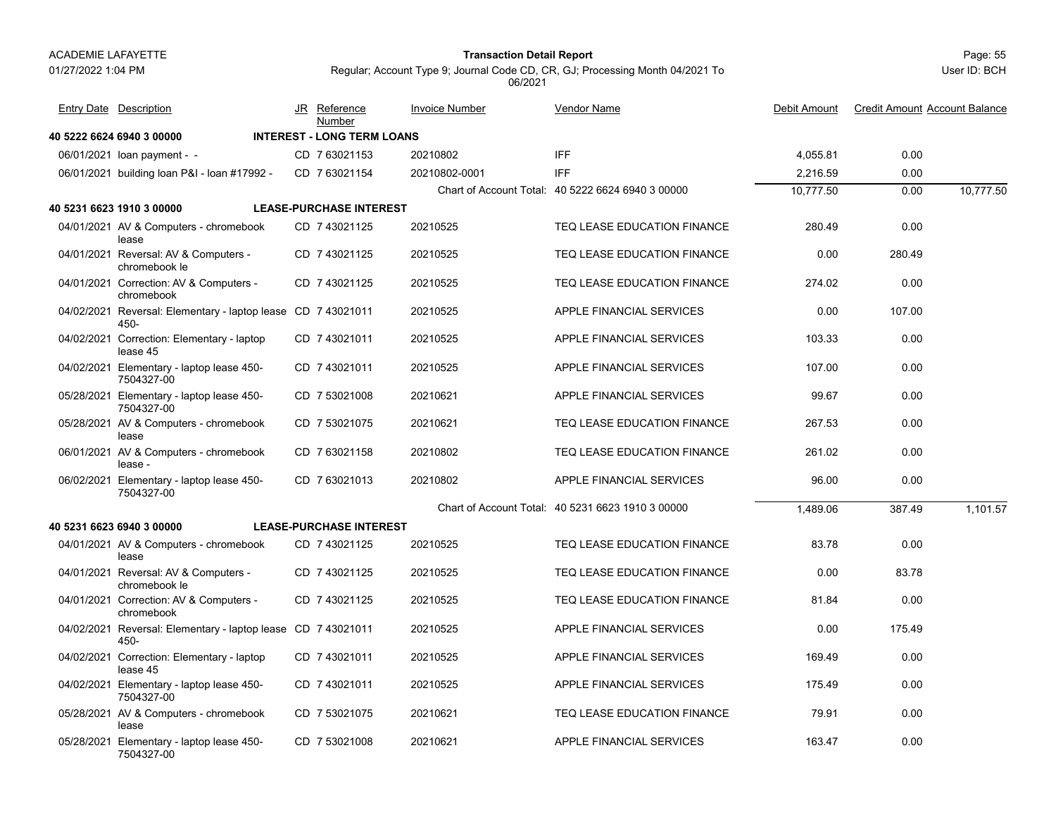ACADEMIE LAFAYETTE

01/27/2022 1:04 PM

**Transaction Detail Report**

Regular; Account Type 9; Journal Code CD, CR, GJ; Processing Month 04/2021 To 06/2021

Page: 55

User ID: BCH

| Entry Date | Description | JR | Reference Number | Invoice Number | Vendor Name | Debit Amount | Credit Amount | Account Balance |
|---|---|---|---|---|---|---|---|---|
| **40 5222 6624 6940 3 00000** | **INTEREST - LONG TERM LOANS** | | | | | | | |
| 06/01/2021 | loan payment - - | CD | 7 63021153 | 20210802 | IFF | 4,055.81 | 0.00 | |
| 06/01/2021 | building loan P&I - loan #17992 - | CD | 7 63021154 | 20210802-0001 | IFF | 2,216.59 | 0.00 | |
| | | | | Chart of Account Total: | 40 5222 6624 6940 3 00000 | 10,777.50 | 0.00 | 10,777.50 |
| **40 5231 6623 1910 3 00000** | **LEASE-PURCHASE INTEREST** | | | | | | | |
| 04/01/2021 | AV & Computers - chromebook lease | CD | 7 43021125 | 20210525 | TEQ LEASE EDUCATION FINANCE | 280.49 | 0.00 | |
| 04/01/2021 | Reversal: AV & Computers - chromebook le | CD | 7 43021125 | 20210525 | TEQ LEASE EDUCATION FINANCE | 0.00 | 280.49 | |
| 04/01/2021 | Correction: AV & Computers - chromebook | CD | 7 43021125 | 20210525 | TEQ LEASE EDUCATION FINANCE | 274.02 | 0.00 | |
| 04/02/2021 | Reversal: Elementary - laptop lease 450- | CD | 7 43021011 | 20210525 | APPLE FINANCIAL SERVICES | 0.00 | 107.00 | |
| 04/02/2021 | Correction: Elementary - laptop lease 45 | CD | 7 43021011 | 20210525 | APPLE FINANCIAL SERVICES | 103.33 | 0.00 | |
| 04/02/2021 | Elementary - laptop lease 450-7504327-00 | CD | 7 43021011 | 20210525 | APPLE FINANCIAL SERVICES | 107.00 | 0.00 | |
| 05/28/2021 | Elementary - laptop lease 450-7504327-00 | CD | 7 53021008 | 20210621 | APPLE FINANCIAL SERVICES | 99.67 | 0.00 | |
| 05/28/2021 | AV & Computers - chromebook lease | CD | 7 53021075 | 20210621 | TEQ LEASE EDUCATION FINANCE | 267.53 | 0.00 | |
| 06/01/2021 | AV & Computers - chromebook lease - | CD | 7 63021158 | 20210802 | TEQ LEASE EDUCATION FINANCE | 261.02 | 0.00 | |
| 06/02/2021 | Elementary - laptop lease 450-7504327-00 | CD | 7 63021013 | 20210802 | APPLE FINANCIAL SERVICES | 96.00 | 0.00 | |
| | | | | Chart of Account Total: | 40 5231 6623 1910 3 00000 | 1,489.06 | 387.49 | 1,101.57 |
| **40 5231 6623 6940 3 00000** | **LEASE-PURCHASE INTEREST** | | | | | | | |
| 04/01/2021 | AV & Computers - chromebook lease | CD | 7 43021125 | 20210525 | TEQ LEASE EDUCATION FINANCE | 83.78 | 0.00 | |
| 04/01/2021 | Reversal: AV & Computers - chromebook le | CD | 7 43021125 | 20210525 | TEQ LEASE EDUCATION FINANCE | 0.00 | 83.78 | |
| 04/01/2021 | Correction: AV & Computers - chromebook | CD | 7 43021125 | 20210525 | TEQ LEASE EDUCATION FINANCE | 81.84 | 0.00 | |
| 04/02/2021 | Reversal: Elementary - laptop lease 450- | CD | 7 43021011 | 20210525 | APPLE FINANCIAL SERVICES | 0.00 | 175.49 | |
| 04/02/2021 | Correction: Elementary - laptop lease 45 | CD | 7 43021011 | 20210525 | APPLE FINANCIAL SERVICES | 169.49 | 0.00 | |
| 04/02/2021 | Elementary - laptop lease 450-7504327-00 | CD | 7 43021011 | 20210525 | APPLE FINANCIAL SERVICES | 175.49 | 0.00 | |
| 05/28/2021 | AV & Computers - chromebook lease | CD | 7 53021075 | 20210621 | TEQ LEASE EDUCATION FINANCE | 79.91 | 0.00 | |
| 05/28/2021 | Elementary - laptop lease 450-7504327-00 | CD | 7 53021008 | 20210621 | APPLE FINANCIAL SERVICES | 163.47 | 0.00 | |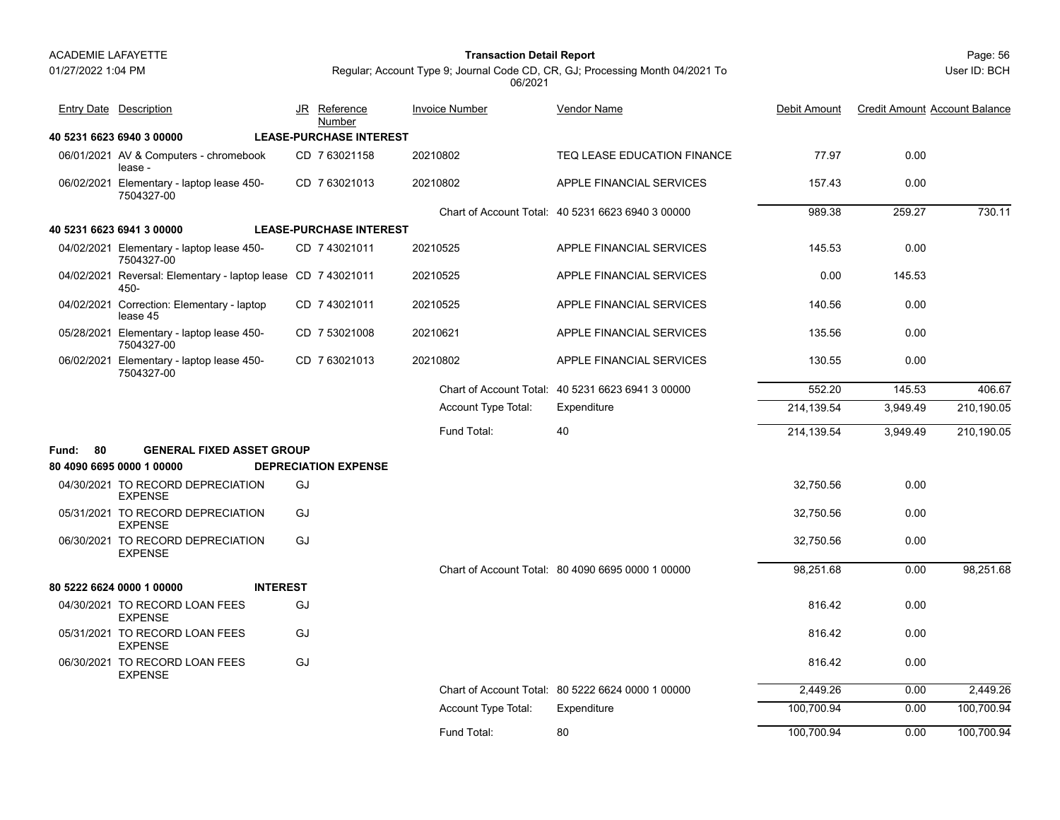ACADEMIE LAFAYETTE
01/27/2022 1:04 PM

**Transaction Detail Report**

Regular; Account Type 9; Journal Code CD, CR, GJ; Processing Month 04/2021 To 06/2021

User ID: BCH

| Entry Date | Description | JR | Reference Number | Invoice Number | Vendor Name | Debit Amount | Credit Amount | Account Balance |
|---|---|---|---|---|---|---|---|---|
| **40 5231 6623 6940 3 00000** | **LEASE-PURCHASE INTEREST** | | | | | | | |
| 06/01/2021 | AV & Computers - chromebook lease - | CD | 7 63021158 | 20210802 | TEQ LEASE EDUCATION FINANCE | 77.97 | 0.00 | |
| 06/02/2021 | Elementary - laptop lease 450-7504327-00 | CD | 7 63021013 | 20210802 | APPLE FINANCIAL SERVICES | 157.43 | 0.00 | |
| | | | | Chart of Account Total: | 40 5231 6623 6940 3 00000 | 989.38 | 259.27 | 730.11 |
| **40 5231 6623 6941 3 00000** | **LEASE-PURCHASE INTEREST** | | | | | | | |
| 04/02/2021 | Elementary - laptop lease 450-7504327-00 | CD | 7 43021011 | 20210525 | APPLE FINANCIAL SERVICES | 145.53 | 0.00 | |
| 04/02/2021 | Reversal: Elementary - laptop lease 450- | CD | 7 43021011 | 20210525 | APPLE FINANCIAL SERVICES | 0.00 | 145.53 | |
| 04/02/2021 | Correction: Elementary - laptop lease 45 | CD | 7 43021011 | 20210525 | APPLE FINANCIAL SERVICES | 140.56 | 0.00 | |
| 05/28/2021 | Elementary - laptop lease 450-7504327-00 | CD | 7 53021008 | 20210621 | APPLE FINANCIAL SERVICES | 135.56 | 0.00 | |
| 06/02/2021 | Elementary - laptop lease 450-7504327-00 | CD | 7 63021013 | 20210802 | APPLE FINANCIAL SERVICES | 130.55 | 0.00 | |
| | | | | Chart of Account Total: | 40 5231 6623 6941 3 00000 | 552.20 | 145.53 | 406.67 |
| | | | | Account Type Total: | Expenditure | 214,139.54 | 3,949.49 | 210,190.05 |
| | | | | Fund Total: | 40 | 214,139.54 | 3,949.49 | 210,190.05 |
| **Fund: 80** | **GENERAL FIXED ASSET GROUP** | | | | | | | |
| **80 4090 6695 0000 1 00000** | **DEPRECIATION EXPENSE** | | | | | | | |
| 04/30/2021 | TO RECORD DEPRECIATION EXPENSE | GJ | | | | 32,750.56 | 0.00 | |
| 05/31/2021 | TO RECORD DEPRECIATION EXPENSE | GJ | | | | 32,750.56 | 0.00 | |
| 06/30/2021 | TO RECORD DEPRECIATION EXPENSE | GJ | | | | 32,750.56 | 0.00 | |
| | | | | Chart of Account Total: | 80 4090 6695 0000 1 00000 | 98,251.68 | 0.00 | 98,251.68 |
| **80 5222 6624 0000 1 00000** | **INTEREST** | | | | | | | |
| 04/30/2021 | TO RECORD LOAN FEES EXPENSE | GJ | | | | 816.42 | 0.00 | |
| 05/31/2021 | TO RECORD LOAN FEES EXPENSE | GJ | | | | 816.42 | 0.00 | |
| 06/30/2021 | TO RECORD LOAN FEES EXPENSE | GJ | | | | 816.42 | 0.00 | |
| | | | | Chart of Account Total: | 80 5222 6624 0000 1 00000 | 2,449.26 | 0.00 | 2,449.26 |
| | | | | Account Type Total: | Expenditure | 100,700.94 | 0.00 | 100,700.94 |
| | | | | Fund Total: | 80 | 100,700.94 | 0.00 | 100,700.94 |